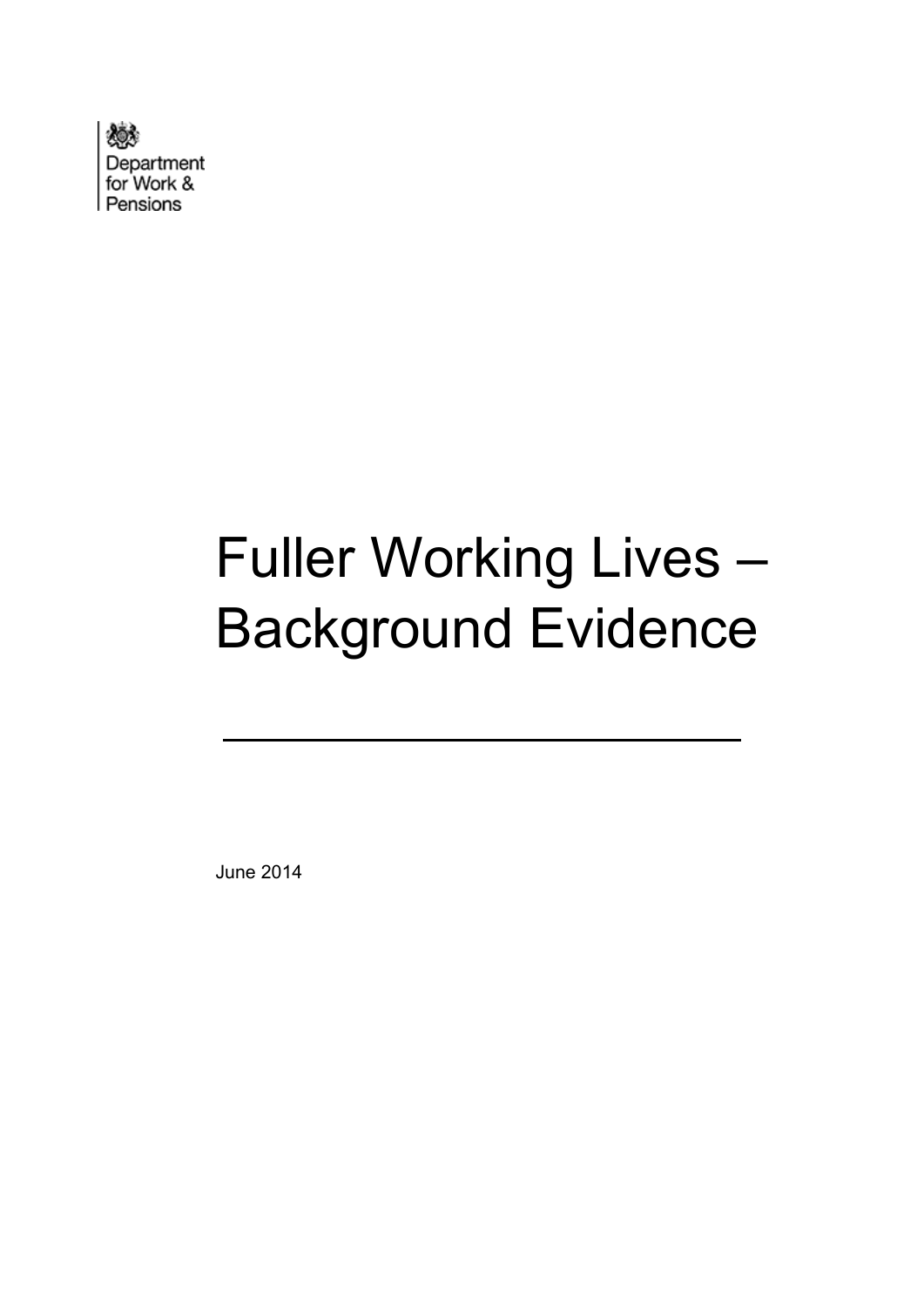Department for Work & Pensions

# Fuller Working Lives – Background Evidence

June 2014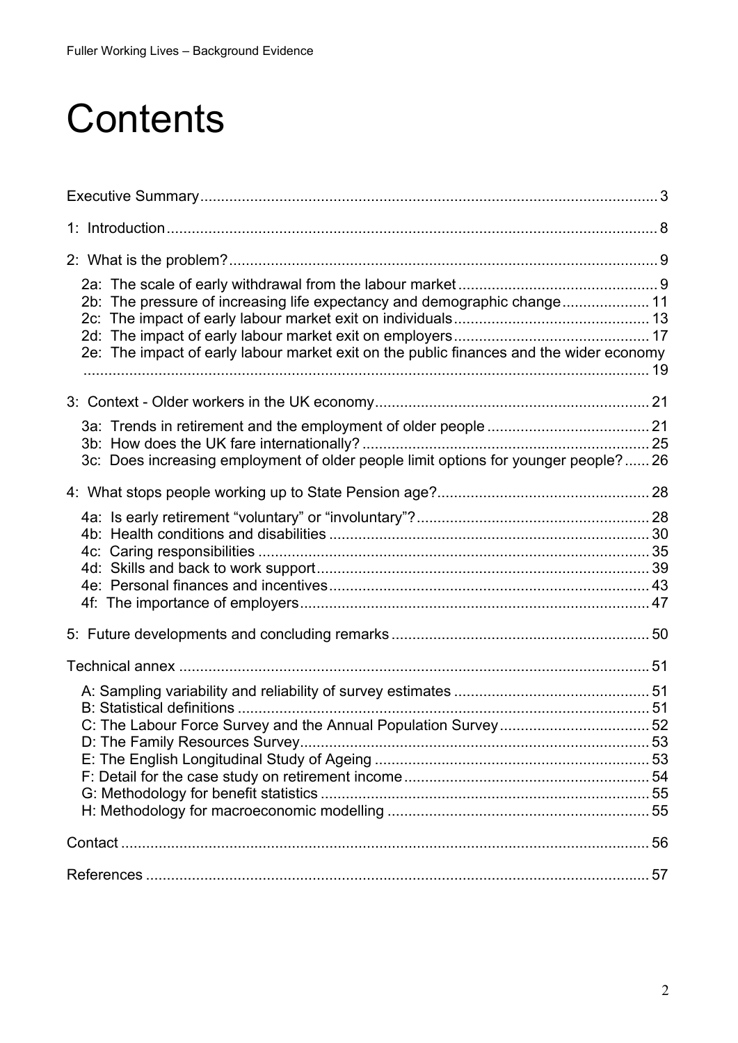# Contents

Executive Summary ........................................................................................................ 3

1: Introduction ................................................................................................................ 8

2: What is the problem? .................................................................................................. 9

- 2a: The scale of early withdrawal from the labour market ............................................ 9
- 2b: The pressure of increasing life expectancy and demographic change .................... 11
- 2c: The impact of early labour market exit on individuals ............................................ 13
- 2d: The impact of early labour market exit on employers ............................................ 17
- 2e: The impact of early labour market exit on the public finances and the wider economy ........................................................................................................................ 19

3: Context - Older workers in the UK economy ................................................................ 21

- 3a: Trends in retirement and the employment of older people ..................................... 21
- 3b: How does the UK fare internationally? ................................................................... 25
- 3c: Does increasing employment of older people limit options for younger people? ...... 26

4: What stops people working up to State Pension age? ................................................. 28

- 4a: Is early retirement "voluntary" or "involuntary"? ..................................................... 28
- 4b: Health conditions and disabilities .......................................................................... 30
- 4c: Caring responsibilities ........................................................................................... 35
- 4d: Skills and back to work support ............................................................................. 39
- 4e: Personal finances and incentives ........................................................................... 43
- 4f: The importance of employers .................................................................................. 47

5: Future developments and concluding remarks ............................................................. 50

Technical annex ............................................................................................................. 51

- A: Sampling variability and reliability of survey estimates ............................................ 51
- B: Statistical definitions ................................................................................................ 51
- C: The Labour Force Survey and the Annual Population Survey .................................. 52
- D: The Family Resources Survey .................................................................................. 53
- E: The English Longitudinal Study of Ageing ................................................................ 53
- F: Detail for the case study on retirement income ......................................................... 54
- G: Methodology for benefit statistics ............................................................................ 55
- H: Methodology for macroeconomic modelling ............................................................. 55

Contact .......................................................................................................................... 56

References ..................................................................................................................... 57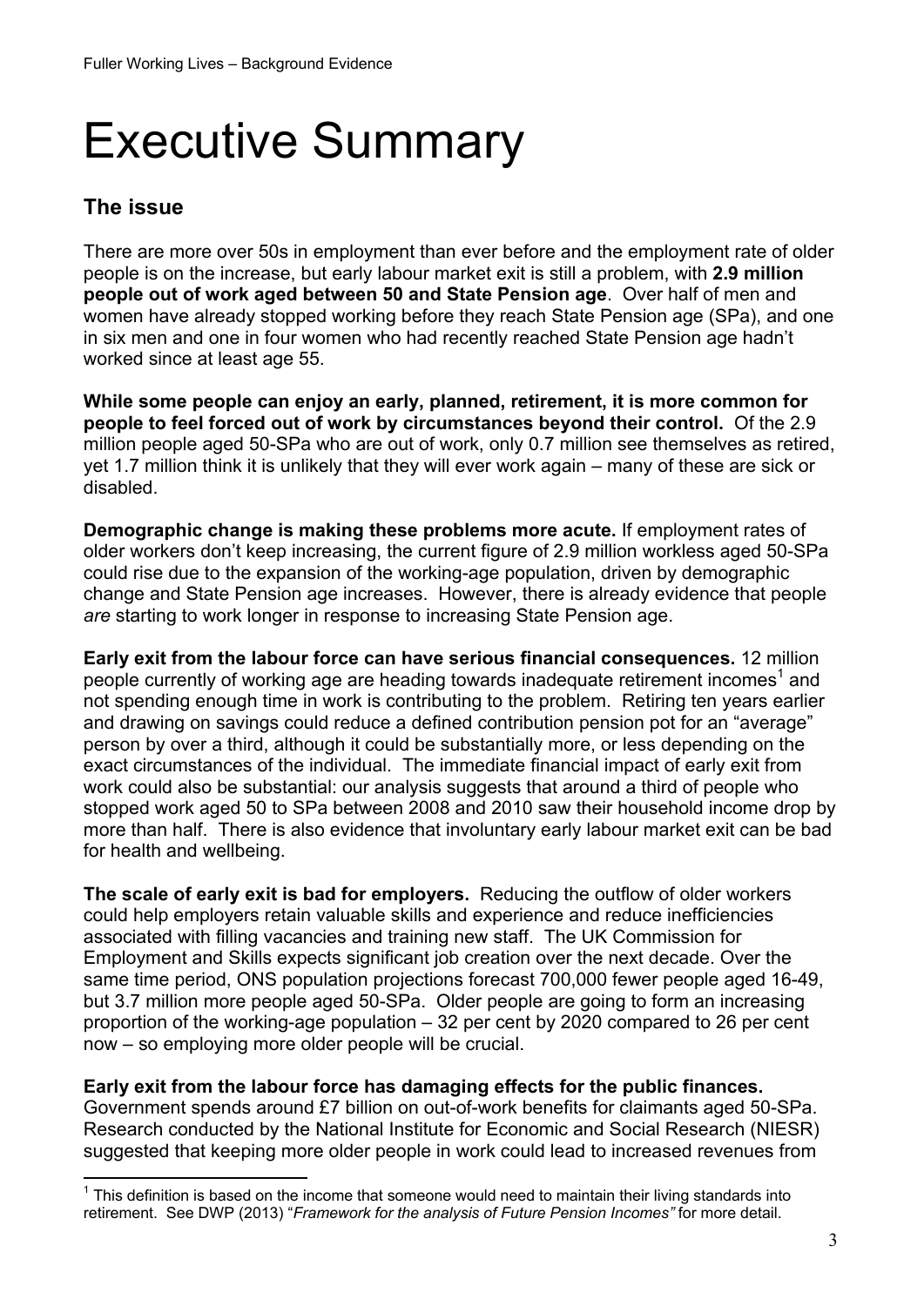# Executive Summary

## The issue

There are more over 50s in employment than ever before and the employment rate of older people is on the increase, but early labour market exit is still a problem, with **2.9 million people out of work aged between 50 and State Pension age**. Over half of men and women have already stopped working before they reach State Pension age (SPa), and one in six men and one in four women who had recently reached State Pension age hadn't worked since at least age 55.

**While some people can enjoy an early, planned, retirement, it is more common for people to feel forced out of work by circumstances beyond their control.** Of the 2.9 million people aged 50-SPa who are out of work, only 0.7 million see themselves as retired, yet 1.7 million think it is unlikely that they will ever work again – many of these are sick or disabled.

**Demographic change is making these problems more acute.** If employment rates of older workers don't keep increasing, the current figure of 2.9 million workless aged 50-SPa could rise due to the expansion of the working-age population, driven by demographic change and State Pension age increases. However, there is already evidence that people *are* starting to work longer in response to increasing State Pension age.

**Early exit from the labour force can have serious financial consequences.** 12 million people currently of working age are heading towards inadequate retirement incomes[1] and not spending enough time in work is contributing to the problem. Retiring ten years earlier and drawing on savings could reduce a defined contribution pension pot for an "average" person by over a third, although it could be substantially more, or less depending on the exact circumstances of the individual. The immediate financial impact of early exit from work could also be substantial: our analysis suggests that around a third of people who stopped work aged 50 to SPa between 2008 and 2010 saw their household income drop by more than half. There is also evidence that involuntary early labour market exit can be bad for health and wellbeing.

**The scale of early exit is bad for employers.** Reducing the outflow of older workers could help employers retain valuable skills and experience and reduce inefficiencies associated with filling vacancies and training new staff. The UK Commission for Employment and Skills expects significant job creation over the next decade. Over the same time period, ONS population projections forecast 700,000 fewer people aged 16-49, but 3.7 million more people aged 50-SPa. Older people are going to form an increasing proportion of the working-age population – 32 per cent by 2020 compared to 26 per cent now – so employing more older people will be crucial.

**Early exit from the labour force has damaging effects for the public finances.** Government spends around £7 billion on out-of-work benefits for claimants aged 50-SPa. Research conducted by the National Institute for Economic and Social Research (NIESR) suggested that keeping more older people in work could lead to increased revenues from

[1] This definition is based on the income that someone would need to maintain their living standards into retirement. See DWP (2013) "*Framework for the analysis of Future Pension Incomes"* for more detail.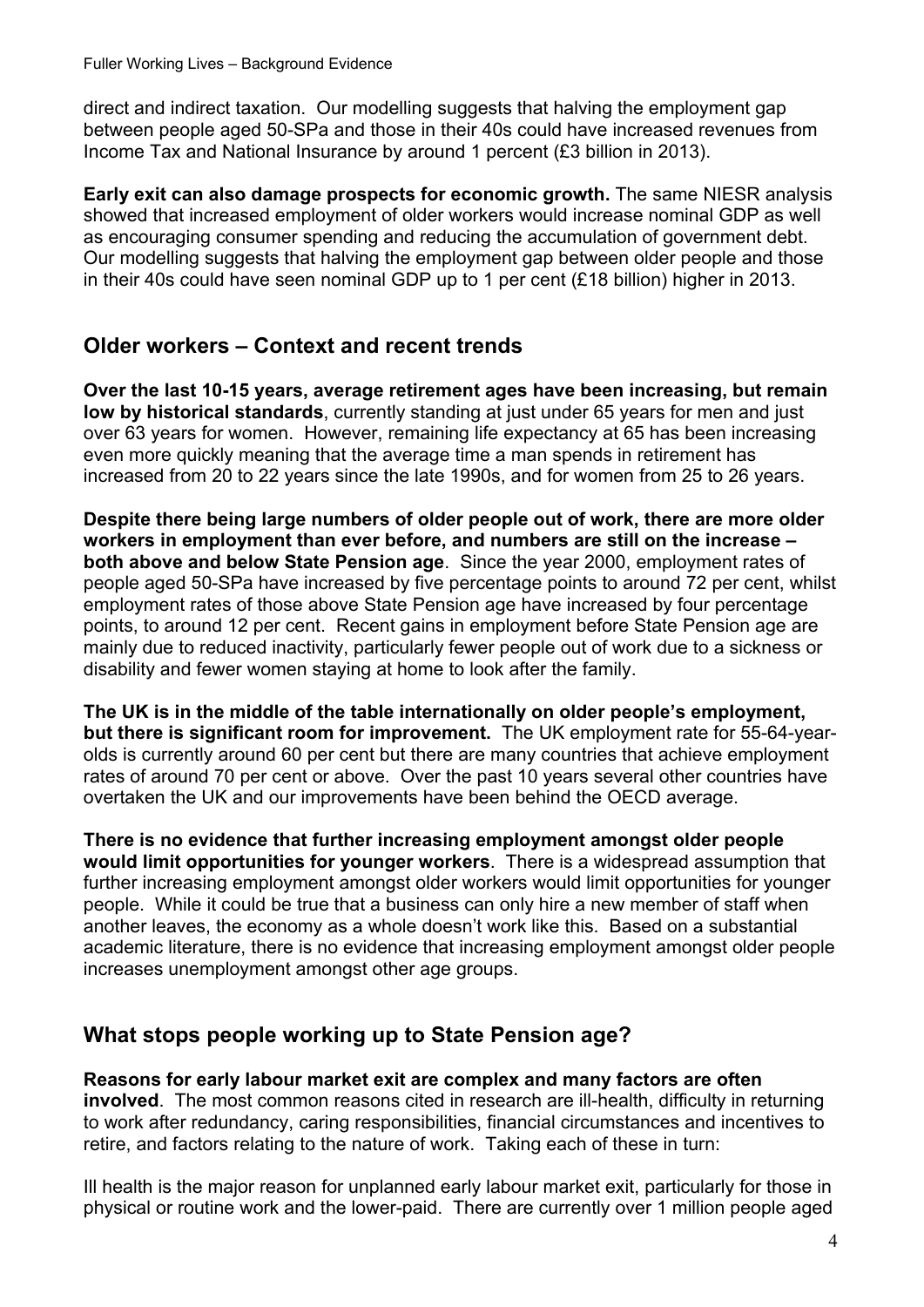direct and indirect taxation. Our modelling suggests that halving the employment gap between people aged 50-SPa and those in their 40s could have increased revenues from Income Tax and National Insurance by around 1 percent (£3 billion in 2013).

**Early exit can also damage prospects for economic growth.** The same NIESR analysis showed that increased employment of older workers would increase nominal GDP as well as encouraging consumer spending and reducing the accumulation of government debt. Our modelling suggests that halving the employment gap between older people and those in their 40s could have seen nominal GDP up to 1 per cent (£18 billion) higher in 2013.

## Older workers – Context and recent trends

**Over the last 10-15 years, average retirement ages have been increasing, but remain low by historical standards**, currently standing at just under 65 years for men and just over 63 years for women. However, remaining life expectancy at 65 has been increasing even more quickly meaning that the average time a man spends in retirement has increased from 20 to 22 years since the late 1990s, and for women from 25 to 26 years.

**Despite there being large numbers of older people out of work, there are more older workers in employment than ever before, and numbers are still on the increase – both above and below State Pension age**. Since the year 2000, employment rates of people aged 50-SPa have increased by five percentage points to around 72 per cent, whilst employment rates of those above State Pension age have increased by four percentage points, to around 12 per cent. Recent gains in employment before State Pension age are mainly due to reduced inactivity, particularly fewer people out of work due to a sickness or disability and fewer women staying at home to look after the family.

**The UK is in the middle of the table internationally on older people's employment, but there is significant room for improvement.** The UK employment rate for 55-64-year-olds is currently around 60 per cent but there are many countries that achieve employment rates of around 70 per cent or above. Over the past 10 years several other countries have overtaken the UK and our improvements have been behind the OECD average.

**There is no evidence that further increasing employment amongst older people would limit opportunities for younger workers**. There is a widespread assumption that further increasing employment amongst older workers would limit opportunities for younger people. While it could be true that a business can only hire a new member of staff when another leaves, the economy as a whole doesn't work like this. Based on a substantial academic literature, there is no evidence that increasing employment amongst older people increases unemployment amongst other age groups.

## What stops people working up to State Pension age?

**Reasons for early labour market exit are complex and many factors are often involved**. The most common reasons cited in research are ill-health, difficulty in returning to work after redundancy, caring responsibilities, financial circumstances and incentives to retire, and factors relating to the nature of work. Taking each of these in turn:

Ill health is the major reason for unplanned early labour market exit, particularly for those in physical or routine work and the lower-paid. There are currently over 1 million people aged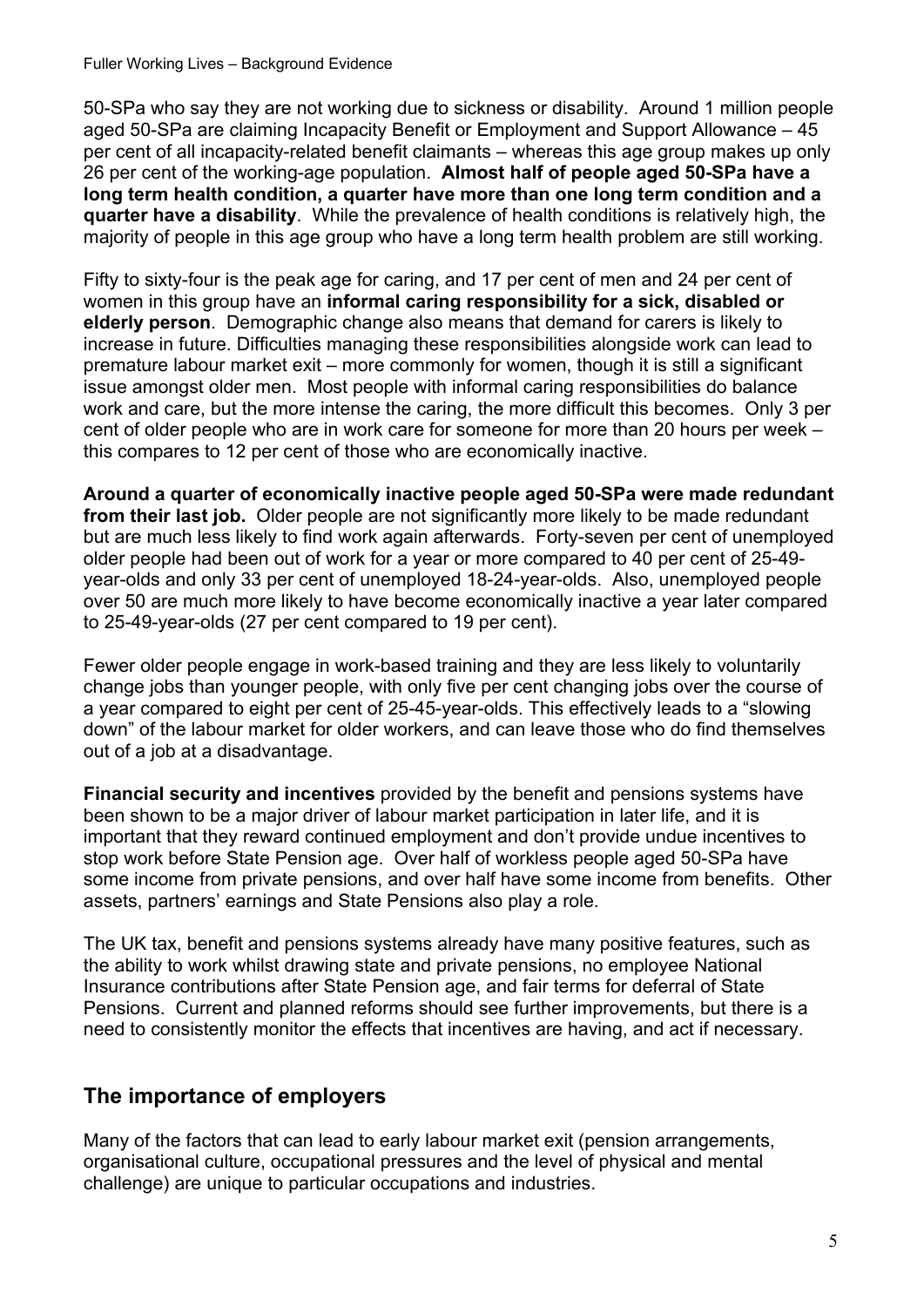50-SPa who say they are not working due to sickness or disability. Around 1 million people aged 50-SPa are claiming Incapacity Benefit or Employment and Support Allowance – 45 per cent of all incapacity-related benefit claimants – whereas this age group makes up only 26 per cent of the working-age population. **Almost half of people aged 50-SPa have a long term health condition, a quarter have more than one long term condition and a quarter have a disability**. While the prevalence of health conditions is relatively high, the majority of people in this age group who have a long term health problem are still working.

Fifty to sixty-four is the peak age for caring, and 17 per cent of men and 24 per cent of women in this group have an **informal caring responsibility for a sick, disabled or elderly person**. Demographic change also means that demand for carers is likely to increase in future. Difficulties managing these responsibilities alongside work can lead to premature labour market exit – more commonly for women, though it is still a significant issue amongst older men. Most people with informal caring responsibilities do balance work and care, but the more intense the caring, the more difficult this becomes. Only 3 per cent of older people who are in work care for someone for more than 20 hours per week – this compares to 12 per cent of those who are economically inactive.

**Around a quarter of economically inactive people aged 50-SPa were made redundant from their last job.** Older people are not significantly more likely to be made redundant but are much less likely to find work again afterwards. Forty-seven per cent of unemployed older people had been out of work for a year or more compared to 40 per cent of 25-49-year-olds and only 33 per cent of unemployed 18-24-year-olds. Also, unemployed people over 50 are much more likely to have become economically inactive a year later compared to 25-49-year-olds (27 per cent compared to 19 per cent).

Fewer older people engage in work-based training and they are less likely to voluntarily change jobs than younger people, with only five per cent changing jobs over the course of a year compared to eight per cent of 25-45-year-olds. This effectively leads to a "slowing down" of the labour market for older workers, and can leave those who do find themselves out of a job at a disadvantage.

**Financial security and incentives** provided by the benefit and pensions systems have been shown to be a major driver of labour market participation in later life, and it is important that they reward continued employment and don't provide undue incentives to stop work before State Pension age. Over half of workless people aged 50-SPa have some income from private pensions, and over half have some income from benefits. Other assets, partners' earnings and State Pensions also play a role.

The UK tax, benefit and pensions systems already have many positive features, such as the ability to work whilst drawing state and private pensions, no employee National Insurance contributions after State Pension age, and fair terms for deferral of State Pensions. Current and planned reforms should see further improvements, but there is a need to consistently monitor the effects that incentives are having, and act if necessary.

## The importance of employers

Many of the factors that can lead to early labour market exit (pension arrangements, organisational culture, occupational pressures and the level of physical and mental challenge) are unique to particular occupations and industries.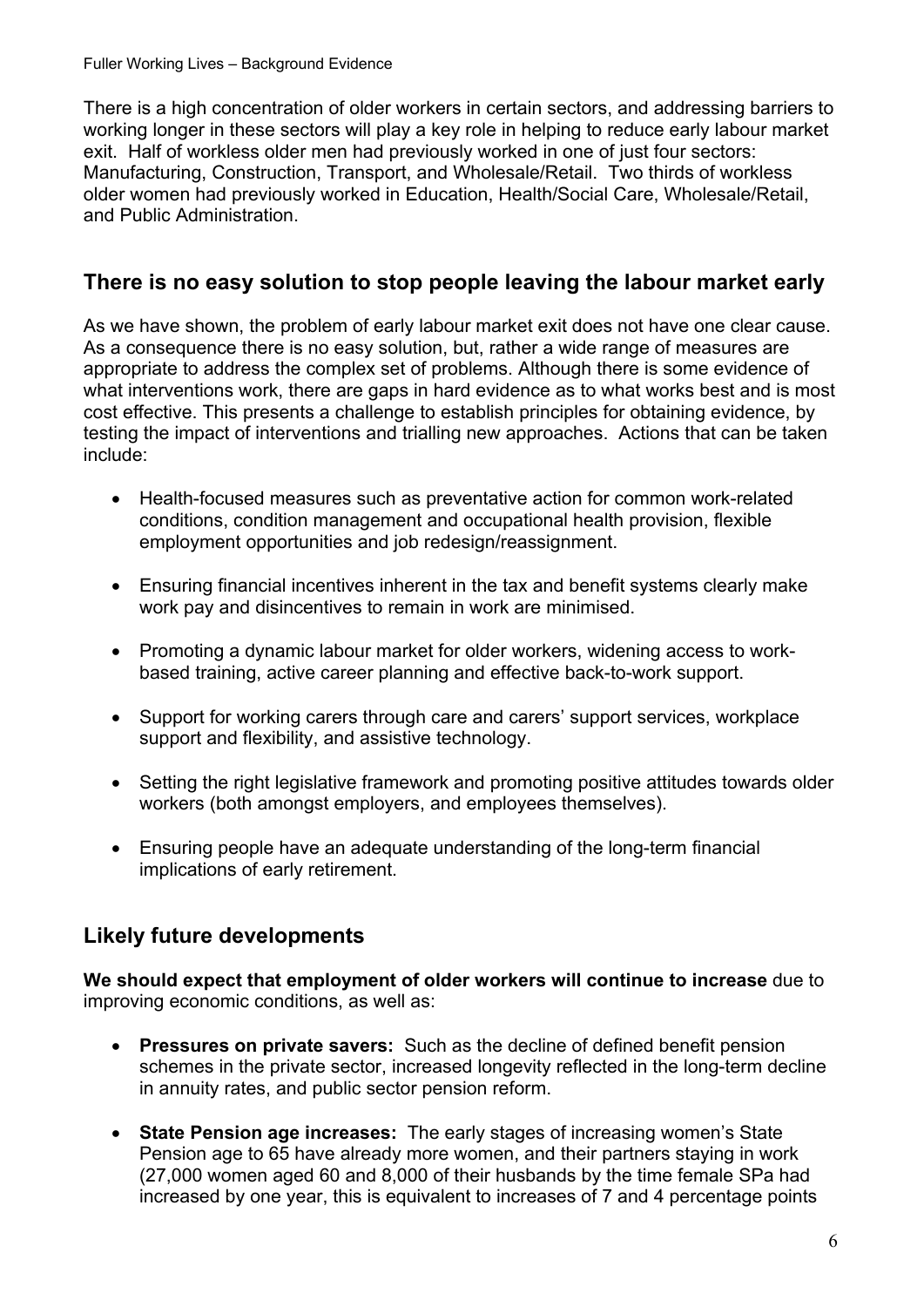There is a high concentration of older workers in certain sectors, and addressing barriers to working longer in these sectors will play a key role in helping to reduce early labour market exit. Half of workless older men had previously worked in one of just four sectors: Manufacturing, Construction, Transport, and Wholesale/Retail. Two thirds of workless older women had previously worked in Education, Health/Social Care, Wholesale/Retail, and Public Administration.

## There is no easy solution to stop people leaving the labour market early

As we have shown, the problem of early labour market exit does not have one clear cause. As a consequence there is no easy solution, but, rather a wide range of measures are appropriate to address the complex set of problems. Although there is some evidence of what interventions work, there are gaps in hard evidence as to what works best and is most cost effective. This presents a challenge to establish principles for obtaining evidence, by testing the impact of interventions and trialling new approaches. Actions that can be taken include:

- Health-focused measures such as preventative action for common work-related conditions, condition management and occupational health provision, flexible employment opportunities and job redesign/reassignment.
- Ensuring financial incentives inherent in the tax and benefit systems clearly make work pay and disincentives to remain in work are minimised.
- Promoting a dynamic labour market for older workers, widening access to work-based training, active career planning and effective back-to-work support.
- Support for working carers through care and carers' support services, workplace support and flexibility, and assistive technology.
- Setting the right legislative framework and promoting positive attitudes towards older workers (both amongst employers, and employees themselves).
- Ensuring people have an adequate understanding of the long-term financial implications of early retirement.

## Likely future developments

**We should expect that employment of older workers will continue to increase** due to improving economic conditions, as well as:

- **Pressures on private savers:** Such as the decline of defined benefit pension schemes in the private sector, increased longevity reflected in the long-term decline in annuity rates, and public sector pension reform.
- **State Pension age increases:** The early stages of increasing women's State Pension age to 65 have already more women, and their partners staying in work (27,000 women aged 60 and 8,000 of their husbands by the time female SPa had increased by one year, this is equivalent to increases of 7 and 4 percentage points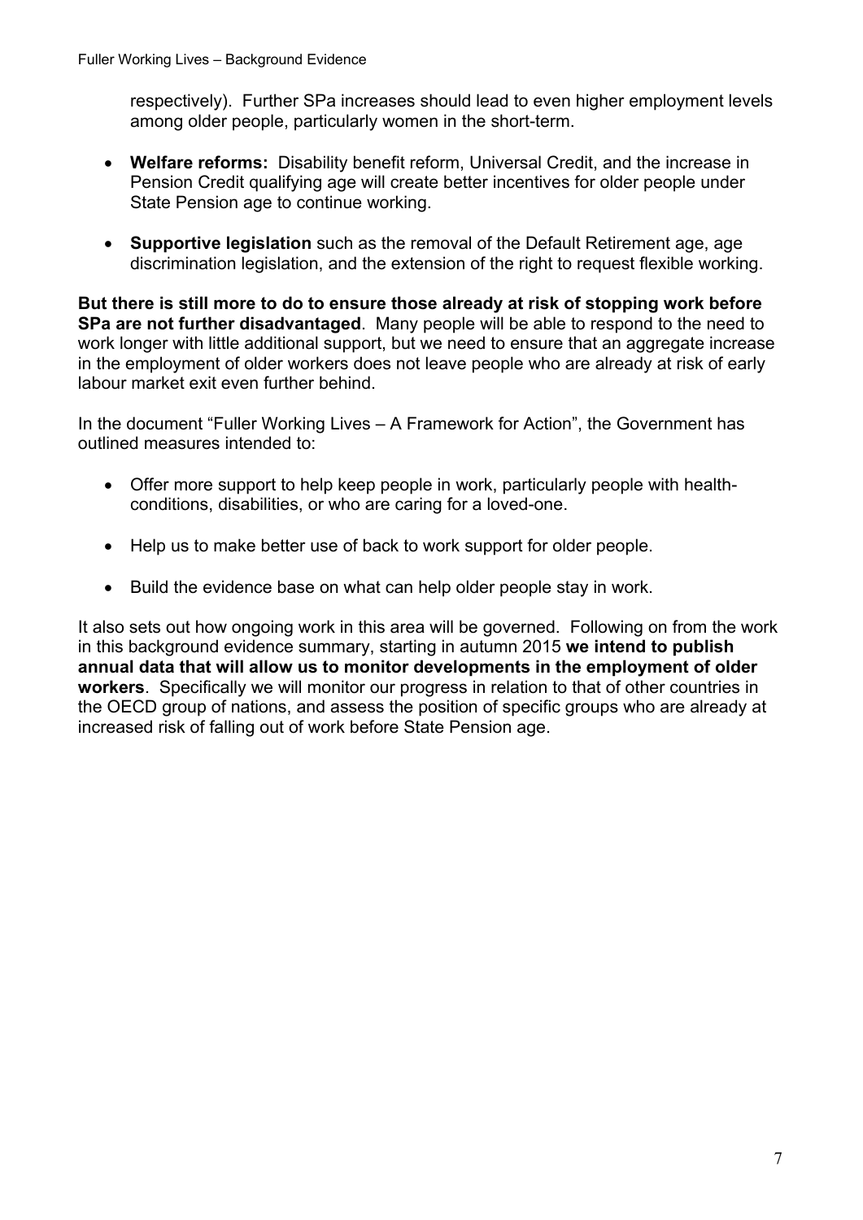respectively). Further SPa increases should lead to even higher employment levels among older people, particularly women in the short-term.

- **Welfare reforms:** Disability benefit reform, Universal Credit, and the increase in Pension Credit qualifying age will create better incentives for older people under State Pension age to continue working.

- **Supportive legislation** such as the removal of the Default Retirement age, age discrimination legislation, and the extension of the right to request flexible working.

**But there is still more to do to ensure those already at risk of stopping work before SPa are not further disadvantaged**. Many people will be able to respond to the need to work longer with little additional support, but we need to ensure that an aggregate increase in the employment of older workers does not leave people who are already at risk of early labour market exit even further behind.

In the document "Fuller Working Lives – A Framework for Action", the Government has outlined measures intended to:

- Offer more support to help keep people in work, particularly people with health-conditions, disabilities, or who are caring for a loved-one.

- Help us to make better use of back to work support for older people.

- Build the evidence base on what can help older people stay in work.

It also sets out how ongoing work in this area will be governed. Following on from the work in this background evidence summary, starting in autumn 2015 **we intend to publish annual data that will allow us to monitor developments in the employment of older workers**. Specifically we will monitor our progress in relation to that of other countries in the OECD group of nations, and assess the position of specific groups who are already at increased risk of falling out of work before State Pension age.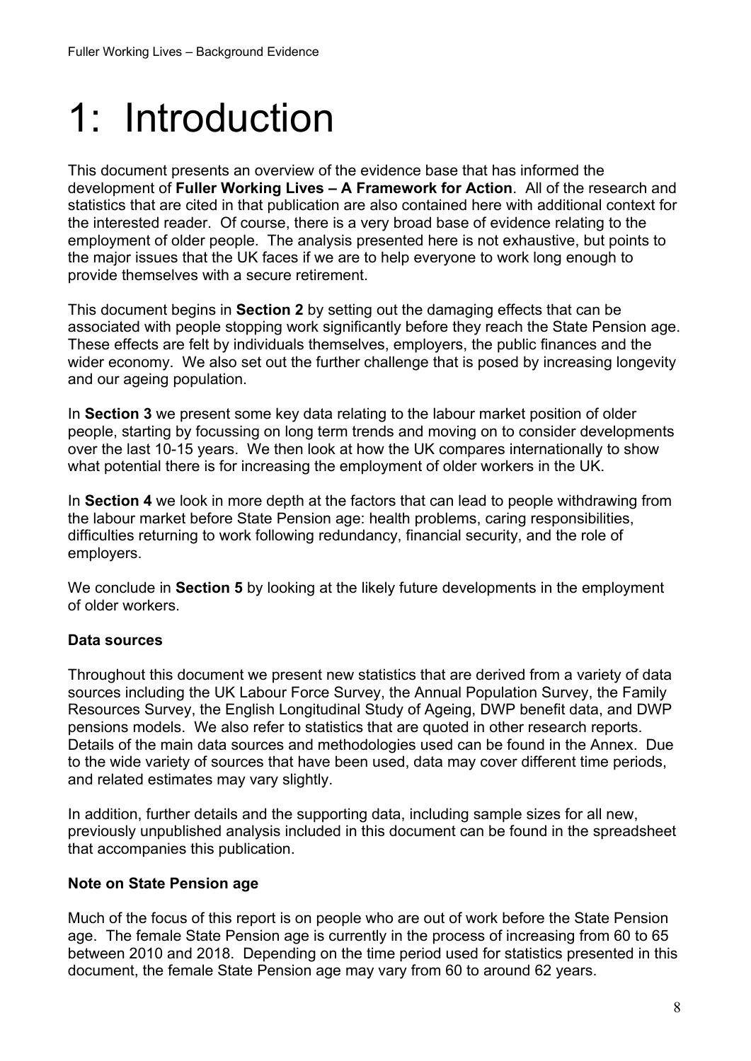# 1: Introduction

This document presents an overview of the evidence base that has informed the development of **Fuller Working Lives – A Framework for Action**. All of the research and statistics that are cited in that publication are also contained here with additional context for the interested reader. Of course, there is a very broad base of evidence relating to the employment of older people. The analysis presented here is not exhaustive, but points to the major issues that the UK faces if we are to help everyone to work long enough to provide themselves with a secure retirement.

This document begins in **Section 2** by setting out the damaging effects that can be associated with people stopping work significantly before they reach the State Pension age. These effects are felt by individuals themselves, employers, the public finances and the wider economy. We also set out the further challenge that is posed by increasing longevity and our ageing population.

In **Section 3** we present some key data relating to the labour market position of older people, starting by focussing on long term trends and moving on to consider developments over the last 10-15 years. We then look at how the UK compares internationally to show what potential there is for increasing the employment of older workers in the UK.

In **Section 4** we look in more depth at the factors that can lead to people withdrawing from the labour market before State Pension age: health problems, caring responsibilities, difficulties returning to work following redundancy, financial security, and the role of employers.

We conclude in **Section 5** by looking at the likely future developments in the employment of older workers.

**Data sources**

Throughout this document we present new statistics that are derived from a variety of data sources including the UK Labour Force Survey, the Annual Population Survey, the Family Resources Survey, the English Longitudinal Study of Ageing, DWP benefit data, and DWP pensions models. We also refer to statistics that are quoted in other research reports. Details of the main data sources and methodologies used can be found in the Annex. Due to the wide variety of sources that have been used, data may cover different time periods, and related estimates may vary slightly.

In addition, further details and the supporting data, including sample sizes for all new, previously unpublished analysis included in this document can be found in the spreadsheet that accompanies this publication.

**Note on State Pension age**

Much of the focus of this report is on people who are out of work before the State Pension age. The female State Pension age is currently in the process of increasing from 60 to 65 between 2010 and 2018. Depending on the time period used for statistics presented in this document, the female State Pension age may vary from 60 to around 62 years.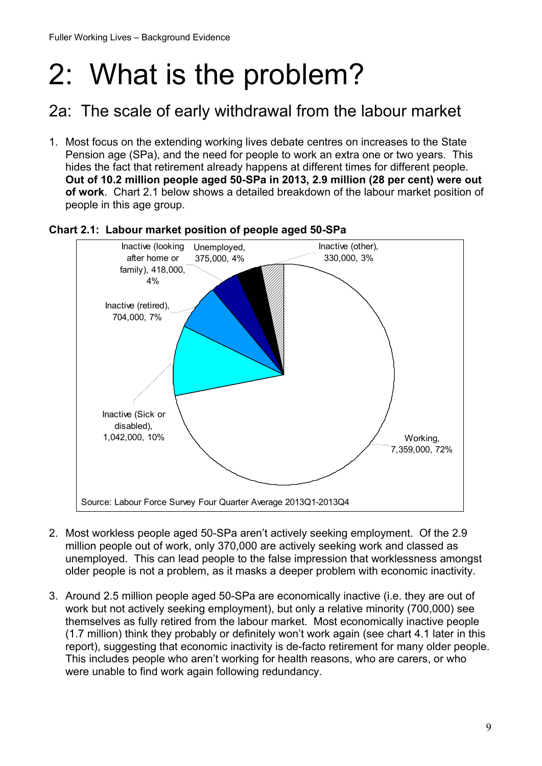# 2: What is the problem?

## 2a: The scale of early withdrawal from the labour market

1. Most focus on the extending working lives debate centres on increases to the State Pension age (SPa), and the need for people to work an extra one or two years. This hides the fact that retirement already happens at different times for different people. **Out of 10.2 million people aged 50-SPa in 2013, 2.9 million (28 per cent) were out of work**. Chart 2.1 below shows a detailed breakdown of the labour market position of people in this age group.

**Chart 2.1: Labour market position of people aged 50-SPa**

| Labour market position | Number | Per cent |
| --- | --- | --- |
| Working | 7,359,000 | 72% |
| Inactive (Sick or disabled) | 1,042,000 | 10% |
| Inactive (retired) | 704,000 | 7% |
| Inactive (looking after home or family) | 418,000 | 4% |
| Unemployed | 375,000 | 4% |
| Inactive (other) | 330,000 | 3% |

Source: Labour Force Survey Four Quarter Average 2013Q1-2013Q4

2. Most workless people aged 50-SPa aren't actively seeking employment. Of the 2.9 million people out of work, only 370,000 are actively seeking work and classed as unemployed. This can lead people to the false impression that worklessness amongst older people is not a problem, as it masks a deeper problem with economic inactivity.

3. Around 2.5 million people aged 50-SPa are economically inactive (i.e. they are out of work but not actively seeking employment), but only a relative minority (700,000) see themselves as fully retired from the labour market. Most economically inactive people (1.7 million) think they probably or definitely won't work again (see chart 4.1 later in this report), suggesting that economic inactivity is de-facto retirement for many older people. This includes people who aren't working for health reasons, who are carers, or who were unable to find work again following redundancy.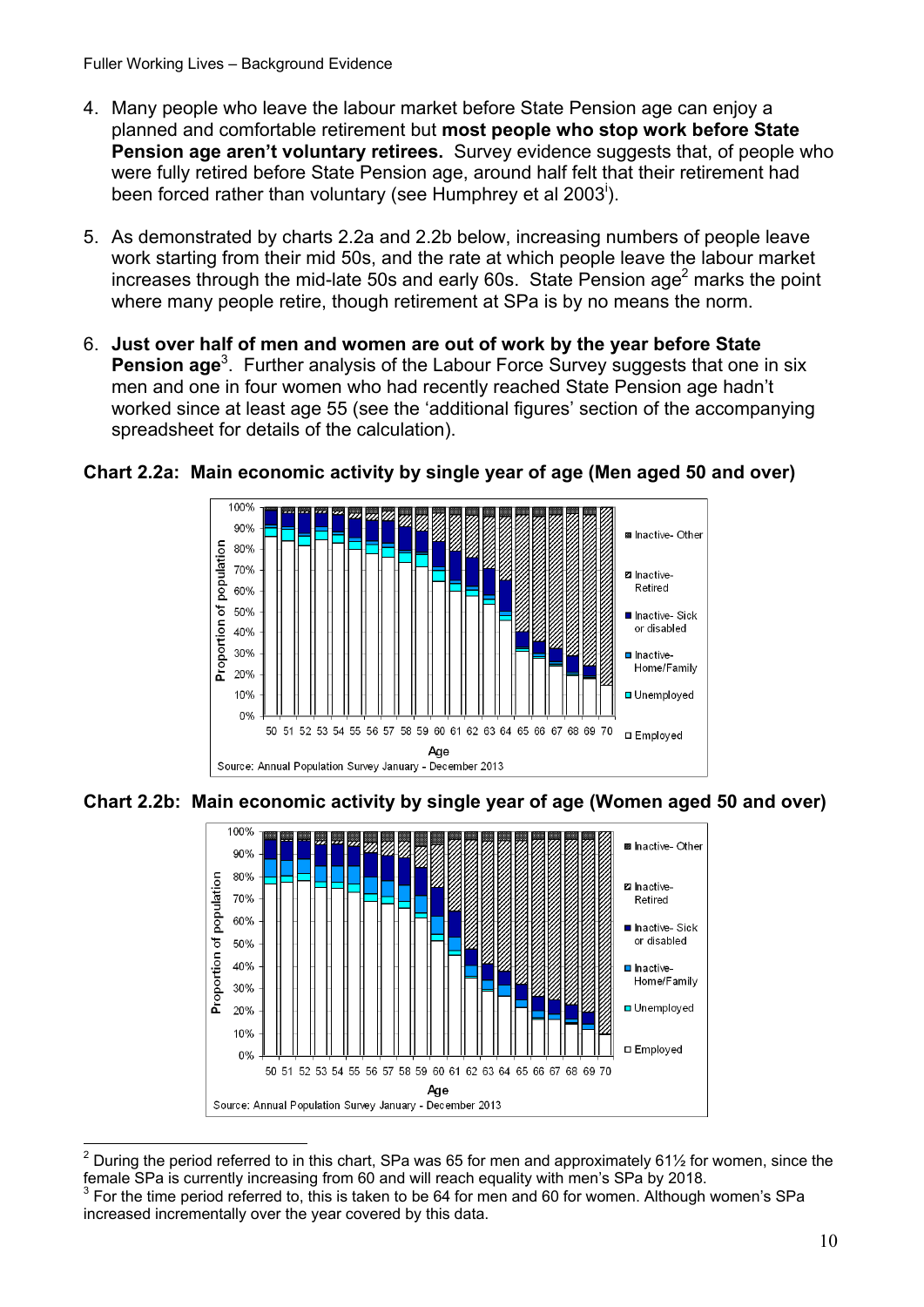4. Many people who leave the labour market before State Pension age can enjoy a planned and comfortable retirement but **most people who stop work before State Pension age aren't voluntary retirees.** Survey evidence suggests that, of people who were fully retired before State Pension age, around half felt that their retirement had been forced rather than voluntary (see Humphrey et al 2003[i]).

5. As demonstrated by charts 2.2a and 2.2b below, increasing numbers of people leave work starting from their mid 50s, and the rate at which people leave the labour market increases through the mid-late 50s and early 60s. State Pension age[2] marks the point where many people retire, though retirement at SPa is by no means the norm.

6. **Just over half of men and women are out of work by the year before State Pension age**[3]. Further analysis of the Labour Force Survey suggests that one in six men and one in four women who had recently reached State Pension age hadn't worked since at least age 55 (see the 'additional figures' section of the accompanying spreadsheet for details of the calculation).

**Chart 2.2a: Main economic activity by single year of age (Men aged 50 and over)**

Source: Annual Population Survey January - December 2013

**Chart 2.2b: Main economic activity by single year of age (Women aged 50 and over)**

Source: Annual Population Survey January - December 2013

---

[2] During the period referred to in this chart, SPa was 65 for men and approximately 61½ for women, since the female SPa is currently increasing from 60 and will reach equality with men's SPa by 2018.

[3] For the time period referred to, this is taken to be 64 for men and 60 for women. Although women's SPa increased incrementally over the year covered by this data.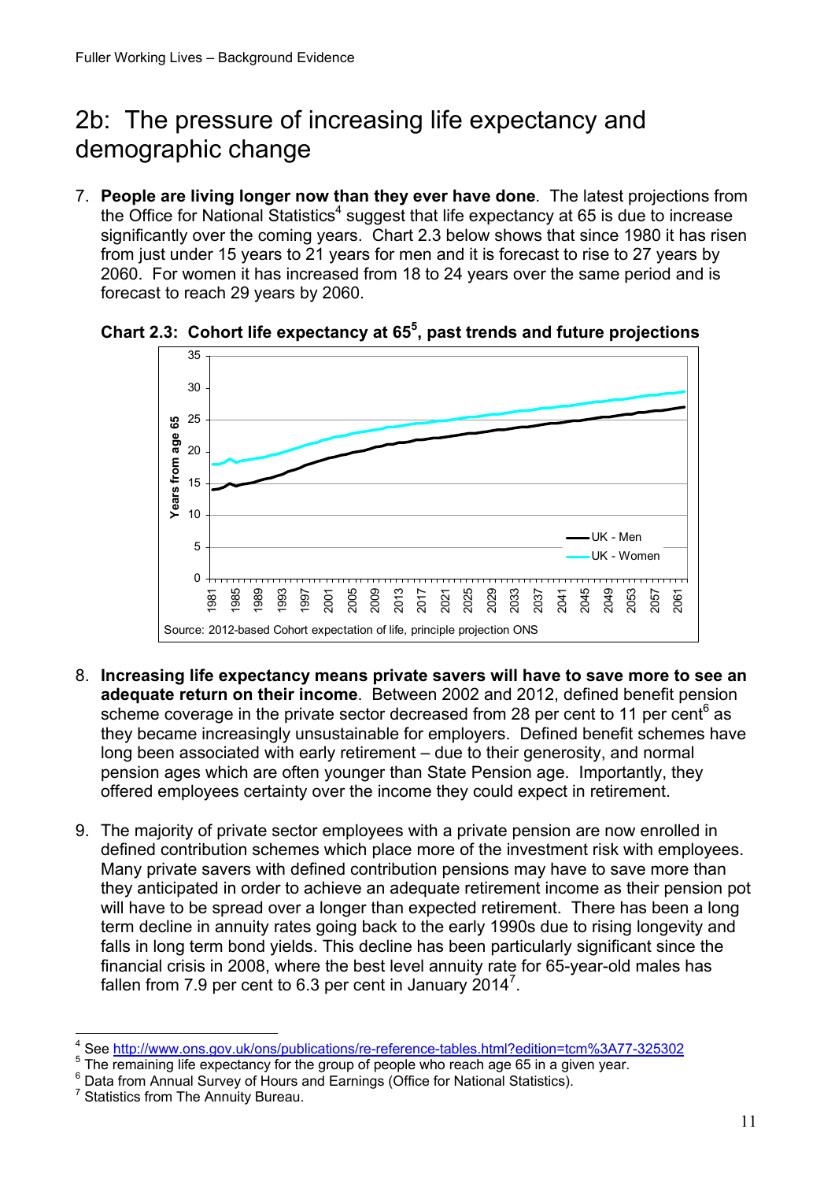## 2b: The pressure of increasing life expectancy and demographic change

7. **People are living longer now than they ever have done**. The latest projections from the Office for National Statistics[4] suggest that life expectancy at 65 is due to increase significantly over the coming years. Chart 2.3 below shows that since 1980 it has risen from just under 15 years to 21 years for men and it is forecast to rise to 27 years by 2060. For women it has increased from 18 to 24 years over the same period and is forecast to reach 29 years by 2060.

**Chart 2.3: Cohort life expectancy at 65[5], past trends and future projections**

Source: 2012-based Cohort expectation of life, principle projection ONS

8. **Increasing life expectancy means private savers will have to save more to see an adequate return on their income**. Between 2002 and 2012, defined benefit pension scheme coverage in the private sector decreased from 28 per cent to 11 per cent[6] as they became increasingly unsustainable for employers. Defined benefit schemes have long been associated with early retirement – due to their generosity, and normal pension ages which are often younger than State Pension age. Importantly, they offered employees certainty over the income they could expect in retirement.

9. The majority of private sector employees with a private pension are now enrolled in defined contribution schemes which place more of the investment risk with employees. Many private savers with defined contribution pensions may have to save more than they anticipated in order to achieve an adequate retirement income as their pension pot will have to be spread over a longer than expected retirement. There has been a long term decline in annuity rates going back to the early 1990s due to rising longevity and falls in long term bond yields. This decline has been particularly significant since the financial crisis in 2008, where the best level annuity rate for 65-year-old males has fallen from 7.9 per cent to 6.3 per cent in January 2014[7].

---

[4] See http://www.ons.gov.uk/ons/publications/re-reference-tables.html?edition=tcm%3A77-325302

[5] The remaining life expectancy for the group of people who reach age 65 in a given year.

[6] Data from Annual Survey of Hours and Earnings (Office for National Statistics).

[7] Statistics from The Annuity Bureau.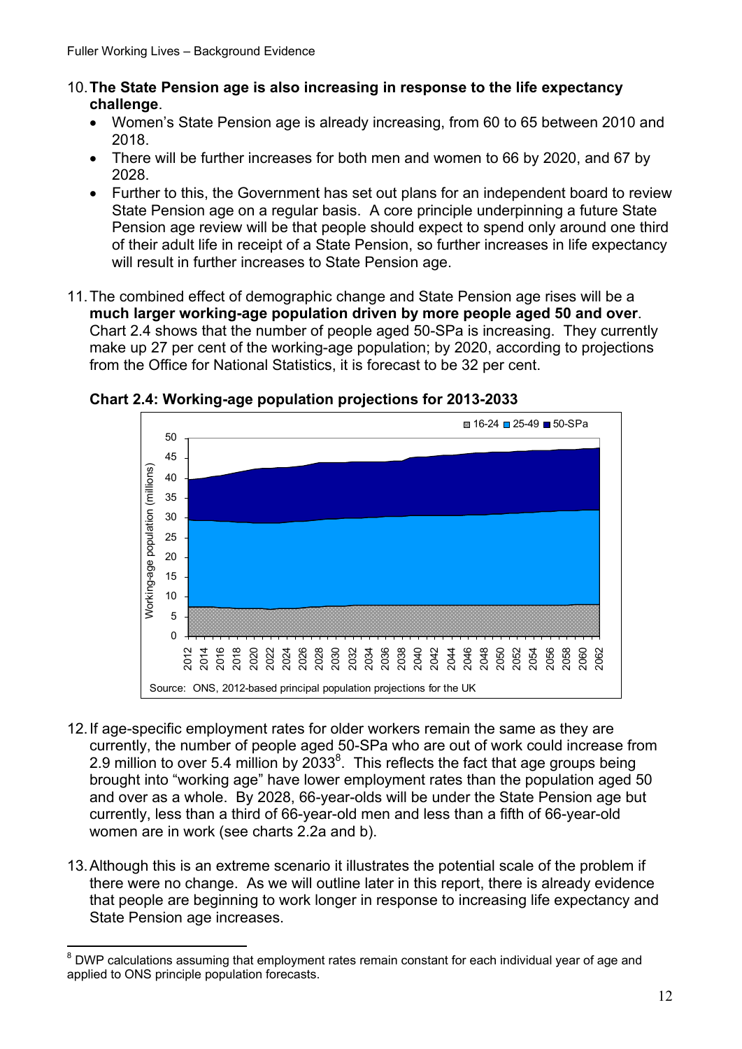10. **The State Pension age is also increasing in response to the life expectancy challenge**.
    - Women's State Pension age is already increasing, from 60 to 65 between 2010 and 2018.
    - There will be further increases for both men and women to 66 by 2020, and 67 by 2028.
    - Further to this, the Government has set out plans for an independent board to review State Pension age on a regular basis. A core principle underpinning a future State Pension age review will be that people should expect to spend only around one third of their adult life in receipt of a State Pension, so further increases in life expectancy will result in further increases to State Pension age.

11. The combined effect of demographic change and State Pension age rises will be a **much larger working-age population driven by more people aged 50 and over**. Chart 2.4 shows that the number of people aged 50-SPa is increasing. They currently make up 27 per cent of the working-age population; by 2020, according to projections from the Office for National Statistics, it is forecast to be 32 per cent.

**Chart 2.4: Working-age population projections for 2013-2033**

Source: ONS, 2012-based principal population projections for the UK

12. If age-specific employment rates for older workers remain the same as they are currently, the number of people aged 50-SPa who are out of work could increase from 2.9 million to over 5.4 million by 2033[8]. This reflects the fact that age groups being brought into "working age" have lower employment rates than the population aged 50 and over as a whole. By 2028, 66-year-olds will be under the State Pension age but currently, less than a third of 66-year-old men and less than a fifth of 66-year-old women are in work (see charts 2.2a and b).

13. Although this is an extreme scenario it illustrates the potential scale of the problem if there were no change. As we will outline later in this report, there is already evidence that people are beginning to work longer in response to increasing life expectancy and State Pension age increases.

---

[8] DWP calculations assuming that employment rates remain constant for each individual year of age and applied to ONS principle population forecasts.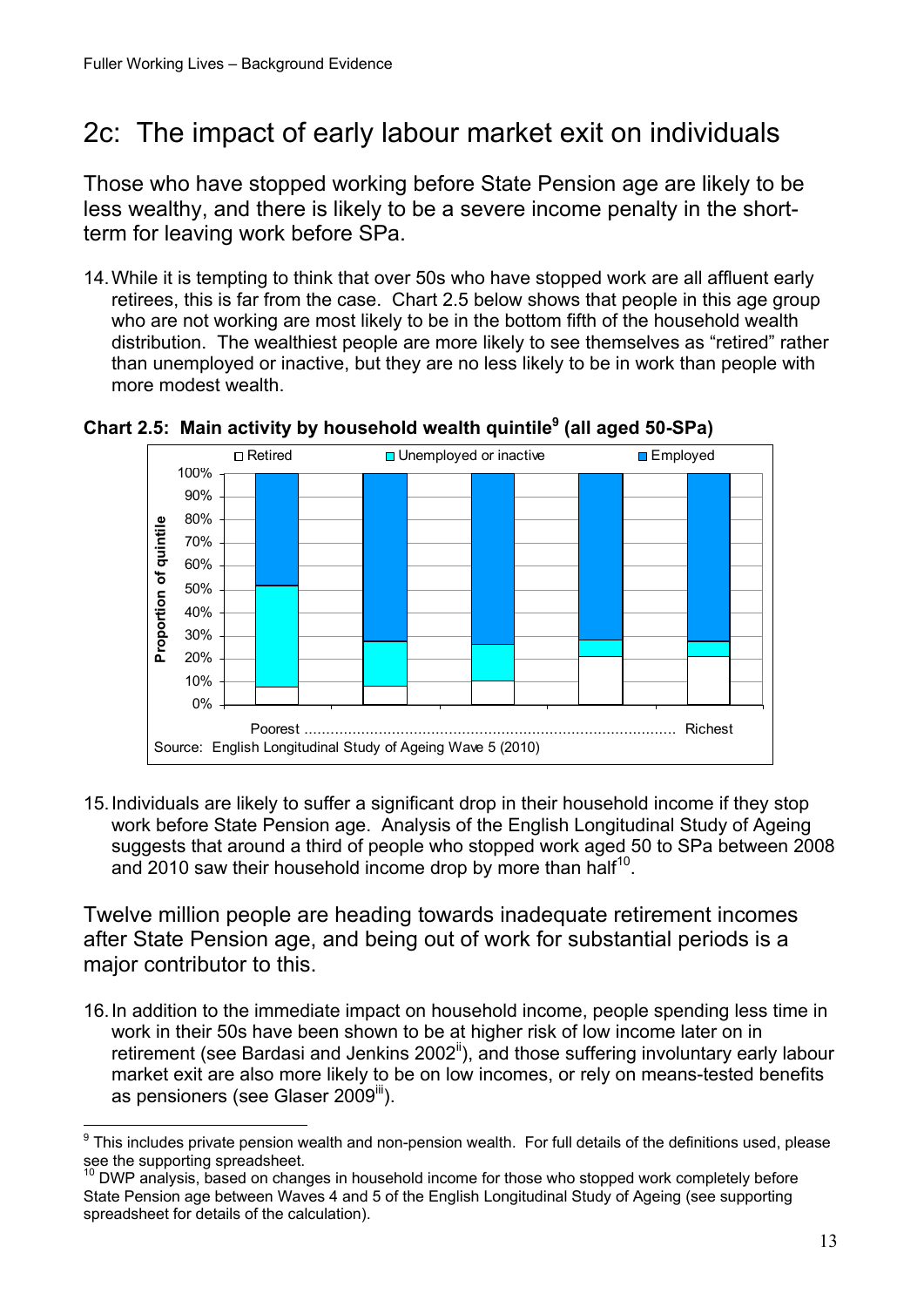## 2c: The impact of early labour market exit on individuals

Those who have stopped working before State Pension age are likely to be less wealthy, and there is likely to be a severe income penalty in the short-term for leaving work before SPa.

14. While it is tempting to think that over 50s who have stopped work are all affluent early retirees, this is far from the case. Chart 2.5 below shows that people in this age group who are not working are most likely to be in the bottom fifth of the household wealth distribution. The wealthiest people are more likely to see themselves as "retired" rather than unemployed or inactive, but they are no less likely to be in work than people with more modest wealth.

**Chart 2.5: Main activity by household wealth quintile[9] (all aged 50-SPa)**

Retired | Unemployed or inactive | Employed

Proportion of quintile

Poorest ..................................................................................... Richest

Source: English Longitudinal Study of Ageing Wave 5 (2010)

15. Individuals are likely to suffer a significant drop in their household income if they stop work before State Pension age. Analysis of the English Longitudinal Study of Ageing suggests that around a third of people who stopped work aged 50 to SPa between 2008 and 2010 saw their household income drop by more than half[10].

Twelve million people are heading towards inadequate retirement incomes after State Pension age, and being out of work for substantial periods is a major contributor to this.

16. In addition to the immediate impact on household income, people spending less time in work in their 50s have been shown to be at higher risk of low income later on in retirement (see Bardasi and Jenkins 2002[ii]), and those suffering involuntary early labour market exit are also more likely to be on low incomes, or rely on means-tested benefits as pensioners (see Glaser 2009[iii]).

---

[9] This includes private pension wealth and non-pension wealth. For full details of the definitions used, please see the supporting spreadsheet.

[10] DWP analysis, based on changes in household income for those who stopped work completely before State Pension age between Waves 4 and 5 of the English Longitudinal Study of Ageing (see supporting spreadsheet for details of the calculation).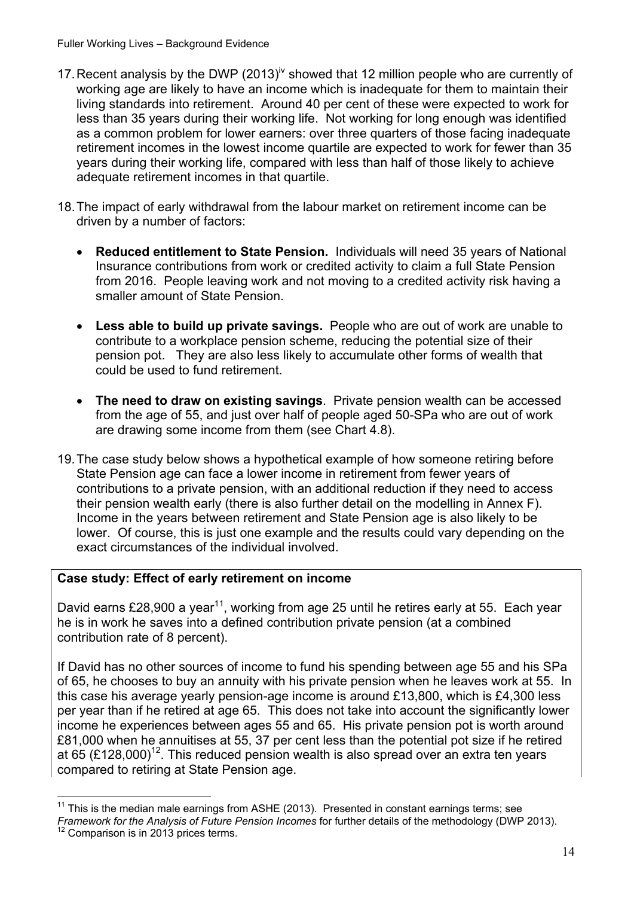17. Recent analysis by the DWP (2013)[iv] showed that 12 million people who are currently of working age are likely to have an income which is inadequate for them to maintain their living standards into retirement. Around 40 per cent of these were expected to work for less than 35 years during their working life. Not working for long enough was identified as a common problem for lower earners: over three quarters of those facing inadequate retirement incomes in the lowest income quartile are expected to work for fewer than 35 years during their working life, compared with less than half of those likely to achieve adequate retirement incomes in that quartile.

18. The impact of early withdrawal from the labour market on retirement income can be driven by a number of factors:

    - **Reduced entitlement to State Pension.** Individuals will need 35 years of National Insurance contributions from work or credited activity to claim a full State Pension from 2016. People leaving work and not moving to a credited activity risk having a smaller amount of State Pension.
    - **Less able to build up private savings.** People who are out of work are unable to contribute to a workplace pension scheme, reducing the potential size of their pension pot. They are also less likely to accumulate other forms of wealth that could be used to fund retirement.
    - **The need to draw on existing savings**. Private pension wealth can be accessed from the age of 55, and just over half of people aged 50-SPa who are out of work are drawing some income from them (see Chart 4.8).

19. The case study below shows a hypothetical example of how someone retiring before State Pension age can face a lower income in retirement from fewer years of contributions to a private pension, with an additional reduction if they need to access their pension wealth early (there is also further detail on the modelling in Annex F). Income in the years between retirement and State Pension age is also likely to be lower. Of course, this is just one example and the results could vary depending on the exact circumstances of the individual involved.

**Case study: Effect of early retirement on income**

David earns £28,900 a year[11], working from age 25 until he retires early at 55. Each year he is in work he saves into a defined contribution private pension (at a combined contribution rate of 8 percent).

If David has no other sources of income to fund his spending between age 55 and his SPa of 65, he chooses to buy an annuity with his private pension when he leaves work at 55. In this case his average yearly pension-age income is around £13,800, which is £4,300 less per year than if he retired at age 65. This does not take into account the significantly lower income he experiences between ages 55 and 65. His private pension pot is worth around £81,000 when he annuitises at 55, 37 per cent less than the potential pot size if he retired at 65 (£128,000)[12]. This reduced pension wealth is also spread over an extra ten years compared to retiring at State Pension age.

---

[11] This is the median male earnings from ASHE (2013). Presented in constant earnings terms; see *Framework for the Analysis of Future Pension Incomes* for further details of the methodology (DWP 2013).

[12] Comparison is in 2013 prices terms.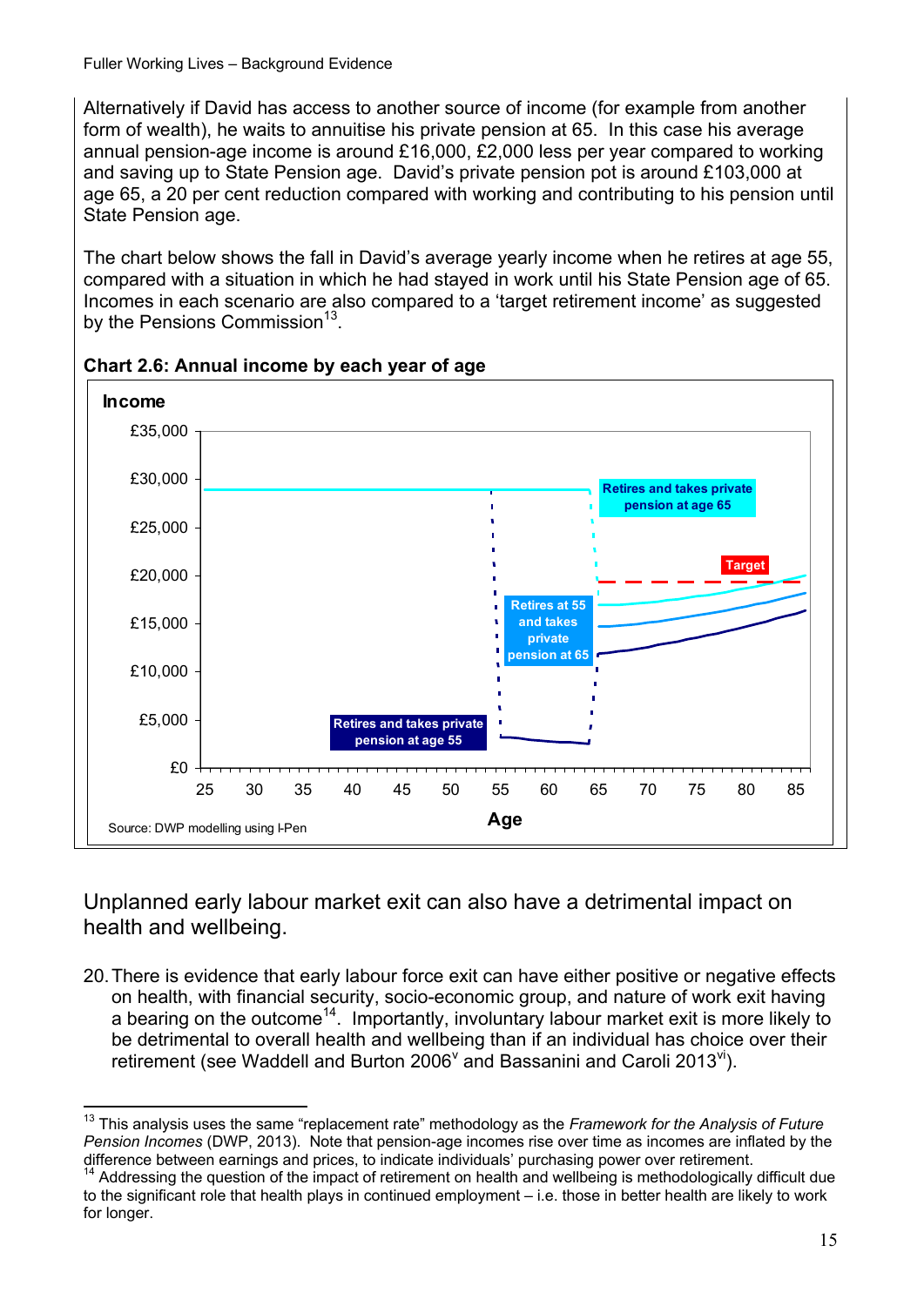Alternatively if David has access to another source of income (for example from another form of wealth), he waits to annuitise his private pension at 65. In this case his average annual pension-age income is around £16,000, £2,000 less per year compared to working and saving up to State Pension age. David's private pension pot is around £103,000 at age 65, a 20 per cent reduction compared with working and contributing to his pension until State Pension age.

The chart below shows the fall in David's average yearly income when he retires at age 55, compared with a situation in which he had stayed in work until his State Pension age of 65. Incomes in each scenario are also compared to a 'target retirement income' as suggested by the Pensions Commission[13].

**Chart 2.6: Annual income by each year of age**

Income

£35,000
£30,000
£25,000
£20,000
£15,000
£10,000
£5,000
£0

25 30 35 40 45 50 55 60 65 70 75 80 85

Age

Retires and takes private pension at age 65

Target

Retires at 55 and takes private pension at 65

Retires and takes private pension at age 55

Source: DWP modelling using I-Pen

## Unplanned early labour market exit can also have a detrimental impact on health and wellbeing.

20. There is evidence that early labour force exit can have either positive or negative effects on health, with financial security, socio-economic group, and nature of work exit having a bearing on the outcome[14]. Importantly, involuntary labour market exit is more likely to be detrimental to overall health and wellbeing than if an individual has choice over their retirement (see Waddell and Burton 2006[v] and Bassanini and Caroli 2013[vi]).

---

[13] This analysis uses the same "replacement rate" methodology as the *Framework for the Analysis of Future Pension Incomes* (DWP, 2013). Note that pension-age incomes rise over time as incomes are inflated by the difference between earnings and prices, to indicate individuals' purchasing power over retirement.

[14] Addressing the question of the impact of retirement on health and wellbeing is methodologically difficult due to the significant role that health plays in continued employment – i.e. those in better health are likely to work for longer.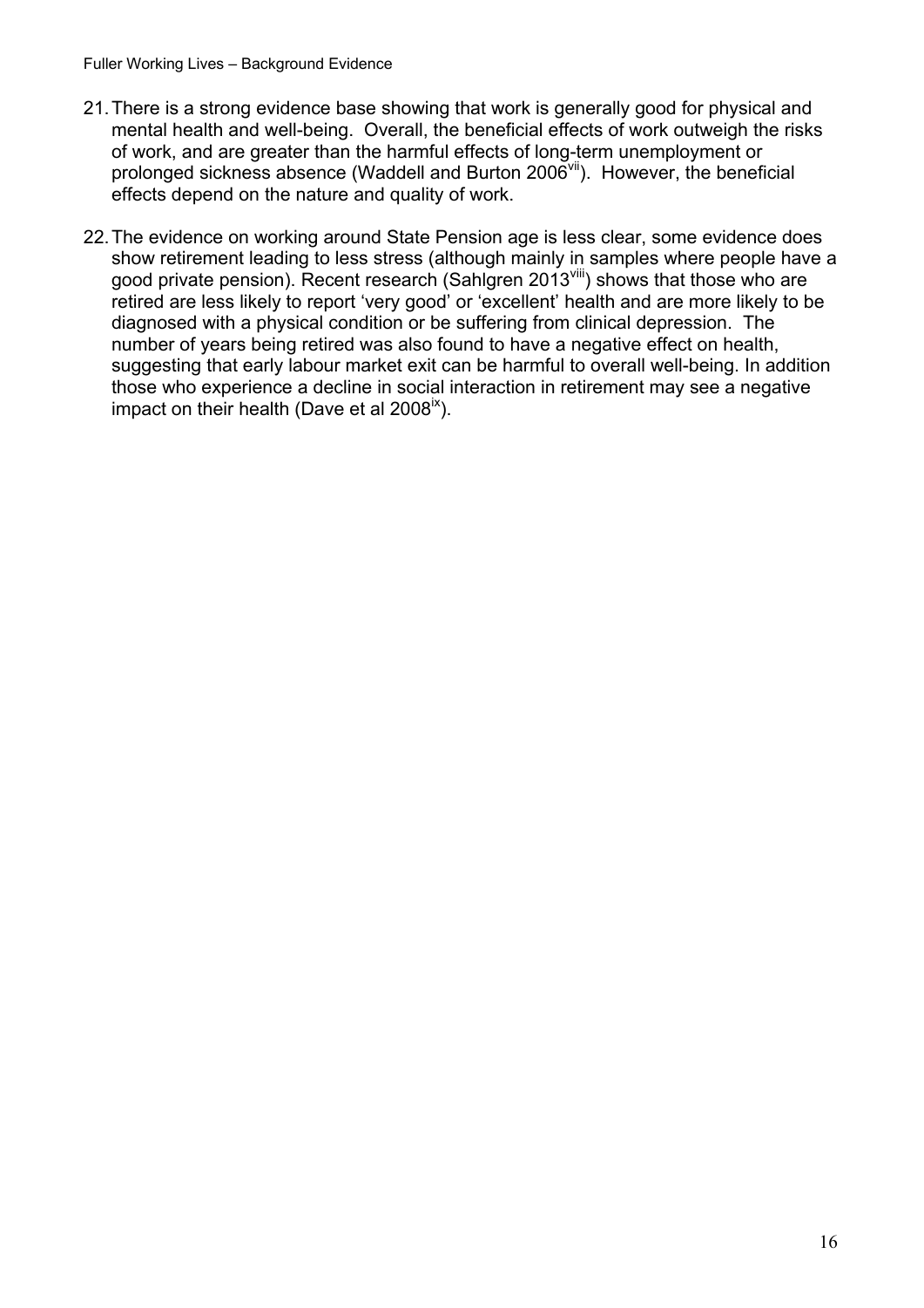21. There is a strong evidence base showing that work is generally good for physical and mental health and well-being. Overall, the beneficial effects of work outweigh the risks of work, and are greater than the harmful effects of long-term unemployment or prolonged sickness absence (Waddell and Burton 2006[vii]). However, the beneficial effects depend on the nature and quality of work.

22. The evidence on working around State Pension age is less clear, some evidence does show retirement leading to less stress (although mainly in samples where people have a good private pension). Recent research (Sahlgren 2013[viii]) shows that those who are retired are less likely to report 'very good' or 'excellent' health and are more likely to be diagnosed with a physical condition or be suffering from clinical depression. The number of years being retired was also found to have a negative effect on health, suggesting that early labour market exit can be harmful to overall well-being. In addition those who experience a decline in social interaction in retirement may see a negative impact on their health (Dave et al 2008[ix]).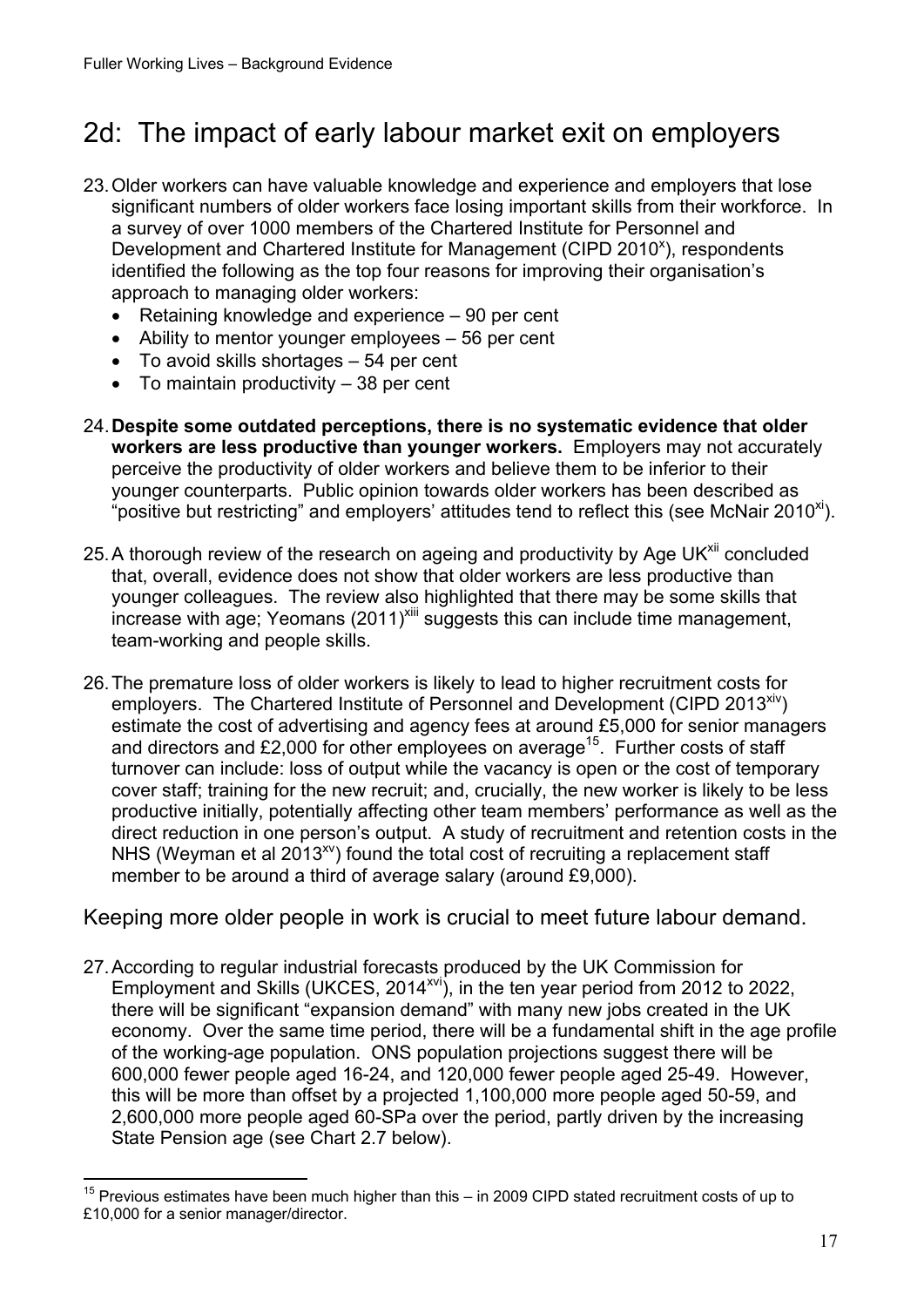## 2d: The impact of early labour market exit on employers

23. Older workers can have valuable knowledge and experience and employers that lose significant numbers of older workers face losing important skills from their workforce. In a survey of over 1000 members of the Chartered Institute for Personnel and Development and Chartered Institute for Management (CIPD 2010[x]), respondents identified the following as the top four reasons for improving their organisation's approach to managing older workers:
    - Retaining knowledge and experience – 90 per cent
    - Ability to mentor younger employees – 56 per cent
    - To avoid skills shortages – 54 per cent
    - To maintain productivity – 38 per cent

24. **Despite some outdated perceptions, there is no systematic evidence that older workers are less productive than younger workers.** Employers may not accurately perceive the productivity of older workers and believe them to be inferior to their younger counterparts. Public opinion towards older workers has been described as "positive but restricting" and employers' attitudes tend to reflect this (see McNair 2010[xi]).

25. A thorough review of the research on ageing and productivity by Age UK[xii] concluded that, overall, evidence does not show that older workers are less productive than younger colleagues. The review also highlighted that there may be some skills that increase with age; Yeomans (2011)[xiii] suggests this can include time management, team-working and people skills.

26. The premature loss of older workers is likely to lead to higher recruitment costs for employers. The Chartered Institute of Personnel and Development (CIPD 2013[xiv]) estimate the cost of advertising and agency fees at around £5,000 for senior managers and directors and £2,000 for other employees on average[15]. Further costs of staff turnover can include: loss of output while the vacancy is open or the cost of temporary cover staff; training for the new recruit; and, crucially, the new worker is likely to be less productive initially, potentially affecting other team members' performance as well as the direct reduction in one person's output. A study of recruitment and retention costs in the NHS (Weyman et al 2013[xv]) found the total cost of recruiting a replacement staff member to be around a third of average salary (around £9,000).

### Keeping more older people in work is crucial to meet future labour demand.

27. According to regular industrial forecasts produced by the UK Commission for Employment and Skills (UKCES, 2014[xvi]), in the ten year period from 2012 to 2022, there will be significant "expansion demand" with many new jobs created in the UK economy. Over the same time period, there will be a fundamental shift in the age profile of the working-age population. ONS population projections suggest there will be 600,000 fewer people aged 16-24, and 120,000 fewer people aged 25-49. However, this will be more than offset by a projected 1,100,000 more people aged 50-59, and 2,600,000 more people aged 60-SPa over the period, partly driven by the increasing State Pension age (see Chart 2.7 below).

---

[15] Previous estimates have been much higher than this – in 2009 CIPD stated recruitment costs of up to £10,000 for a senior manager/director.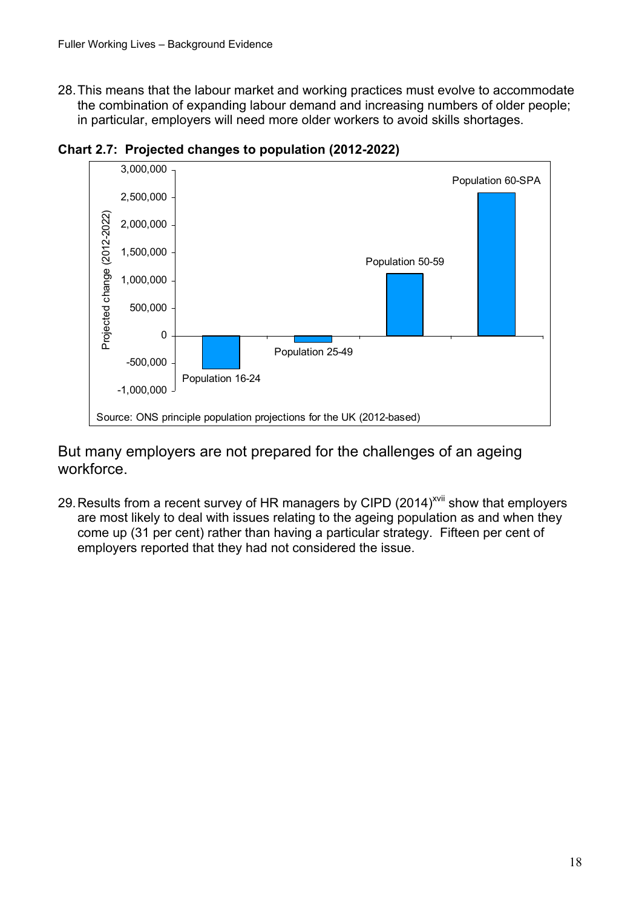28. This means that the labour market and working practices must evolve to accommodate the combination of expanding labour demand and increasing numbers of older people; in particular, employers will need more older workers to avoid skills shortages.

**Chart 2.7: Projected changes to population (2012-2022)**

Source: ONS principle population projections for the UK (2012-based)

## But many employers are not prepared for the challenges of an ageing workforce.

29. Results from a recent survey of HR managers by CIPD (2014)[xvii] show that employers are most likely to deal with issues relating to the ageing population as and when they come up (31 per cent) rather than having a particular strategy. Fifteen per cent of employers reported that they had not considered the issue.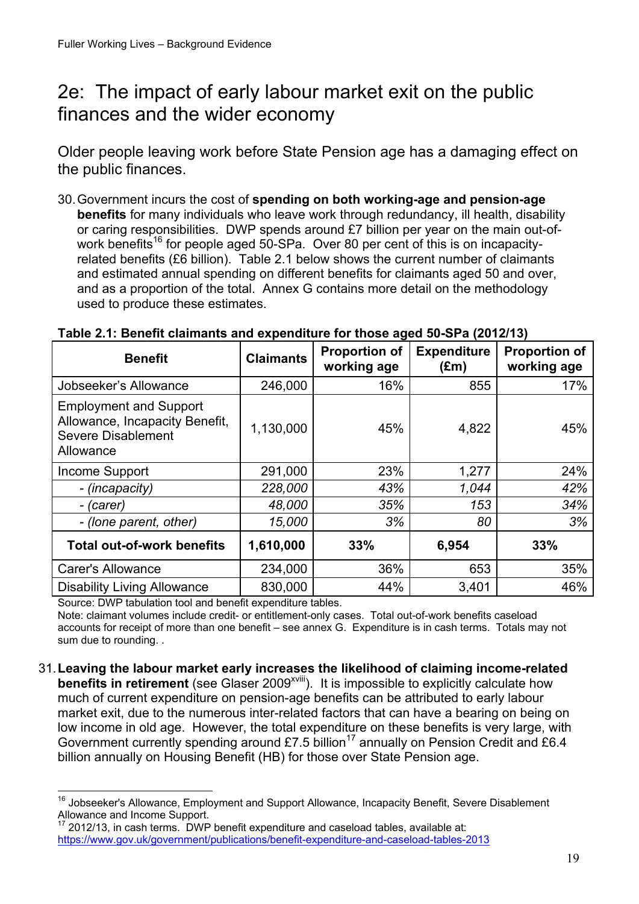## 2e: The impact of early labour market exit on the public finances and the wider economy

### Older people leaving work before State Pension age has a damaging effect on the public finances.

30. Government incurs the cost of **spending on both working-age and pension-age benefits** for many individuals who leave work through redundancy, ill health, disability or caring responsibilities. DWP spends around £7 billion per year on the main out-of-work benefits[16] for people aged 50-SPa. Over 80 per cent of this is on incapacity-related benefits (£6 billion). Table 2.1 below shows the current number of claimants and estimated annual spending on different benefits for claimants aged 50 and over, and as a proportion of the total. Annex G contains more detail on the methodology used to produce these estimates.

**Table 2.1: Benefit claimants and expenditure for those aged 50-SPa (2012/13)**

| Benefit | Claimants | Proportion of working age | Expenditure (£m) | Proportion of working age |
|---|---|---|---|---|
| Jobseeker's Allowance | 246,000 | 16% | 855 | 17% |
| Employment and Support Allowance, Incapacity Benefit, Severe Disablement Allowance | 1,130,000 | 45% | 4,822 | 45% |
| Income Support | 291,000 | 23% | 1,277 | 24% |
| *- (incapacity)* | *228,000* | *43%* | *1,044* | *42%* |
| *- (carer)* | *48,000* | *35%* | *153* | *34%* |
| *- (lone parent, other)* | *15,000* | *3%* | *80* | *3%* |
| **Total out-of-work benefits** | **1,610,000** | **33%** | **6,954** | **33%** |
| Carer's Allowance | 234,000 | 36% | 653 | 35% |
| Disability Living Allowance | 830,000 | 44% | 3,401 | 46% |

Source: DWP tabulation tool and benefit expenditure tables.
Note: claimant volumes include credit- or entitlement-only cases. Total out-of-work benefits caseload accounts for receipt of more than one benefit – see annex G. Expenditure is in cash terms. Totals may not sum due to rounding. .

31. **Leaving the labour market early increases the likelihood of claiming income-related benefits in retirement** (see Glaser 2009[xviii]). It is impossible to explicitly calculate how much of current expenditure on pension-age benefits can be attributed to early labour market exit, due to the numerous inter-related factors that can have a bearing on being on low income in old age. However, the total expenditure on these benefits is very large, with Government currently spending around £7.5 billion[17] annually on Pension Credit and £6.4 billion annually on Housing Benefit (HB) for those over State Pension age.

---

[16] Jobseeker's Allowance, Employment and Support Allowance, Incapacity Benefit, Severe Disablement Allowance and Income Support.

[17] 2012/13, in cash terms. DWP benefit expenditure and caseload tables, available at: https://www.gov.uk/government/publications/benefit-expenditure-and-caseload-tables-2013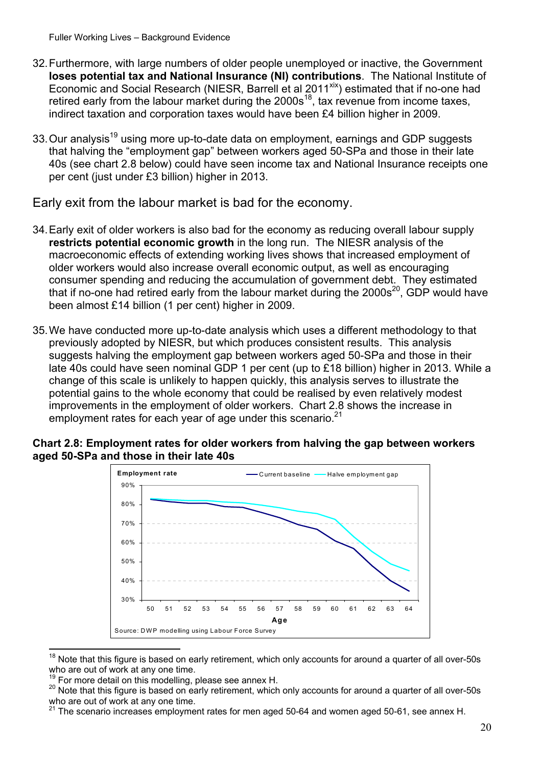32. Furthermore, with large numbers of older people unemployed or inactive, the Government **loses potential tax and National Insurance (NI) contributions**. The National Institute of Economic and Social Research (NIESR, Barrell et al 2011[xix]) estimated that if no-one had retired early from the labour market during the 2000s[18], tax revenue from income taxes, indirect taxation and corporation taxes would have been £4 billion higher in 2009.

33. Our analysis[19] using more up-to-date data on employment, earnings and GDP suggests that halving the "employment gap" between workers aged 50-SPa and those in their late 40s (see chart 2.8 below) could have seen income tax and National Insurance receipts one per cent (just under £3 billion) higher in 2013.

## Early exit from the labour market is bad for the economy.

34. Early exit of older workers is also bad for the economy as reducing overall labour supply **restricts potential economic growth** in the long run. The NIESR analysis of the macroeconomic effects of extending working lives shows that increased employment of older workers would also increase overall economic output, as well as encouraging consumer spending and reducing the accumulation of government debt. They estimated that if no-one had retired early from the labour market during the 2000s[20], GDP would have been almost £14 billion (1 per cent) higher in 2009.

35. We have conducted more up-to-date analysis which uses a different methodology to that previously adopted by NIESR, but which produces consistent results. This analysis suggests halving the employment gap between workers aged 50-SPa and those in their late 40s could have seen nominal GDP 1 per cent (up to £18 billion) higher in 2013. While a change of this scale is unlikely to happen quickly, this analysis serves to illustrate the potential gains to the whole economy that could be realised by even relatively modest improvements in the employment of older workers. Chart 2.8 shows the increase in employment rates for each year of age under this scenario.[21]

**Chart 2.8: Employment rates for older workers from halving the gap between workers aged 50-SPa and those in their late 40s**

Source: DWP modelling using Labour Force Survey

---

[18] Note that this figure is based on early retirement, which only accounts for around a quarter of all over-50s who are out of work at any one time.

[19] For more detail on this modelling, please see annex H.

[20] Note that this figure is based on early retirement, which only accounts for around a quarter of all over-50s who are out of work at any one time.

[21] The scenario increases employment rates for men aged 50-64 and women aged 50-61, see annex H.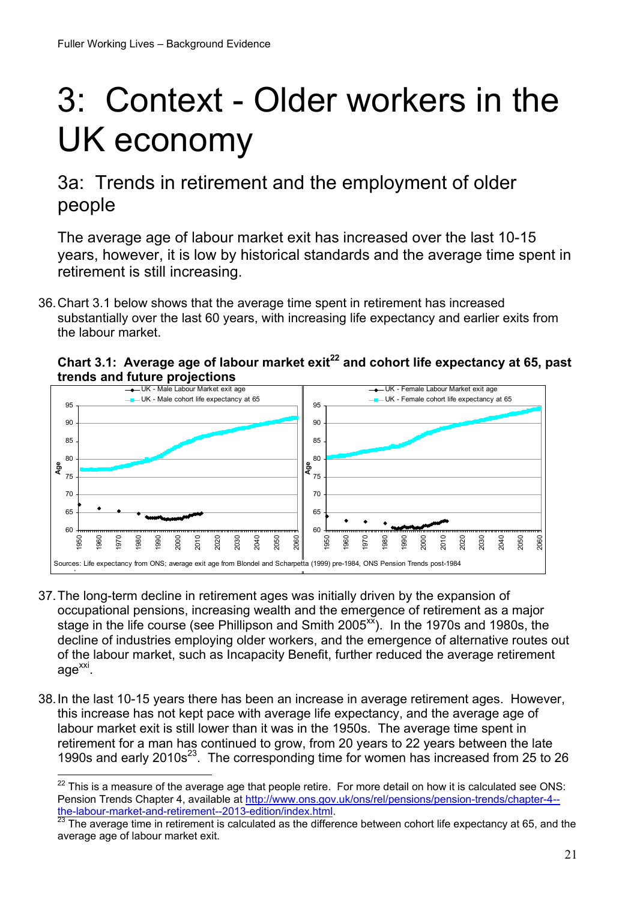# 3: Context - Older workers in the UK economy

## 3a: Trends in retirement and the employment of older people

The average age of labour market exit has increased over the last 10-15 years, however, it is low by historical standards and the average time spent in retirement is still increasing.

36. Chart 3.1 below shows that the average time spent in retirement has increased substantially over the last 60 years, with increasing life expectancy and earlier exits from the labour market.

**Chart 3.1: Average age of labour market exit[22] and cohort life expectancy at 65, past trends and future projections**

Sources: Life expectancy from ONS; average exit age from Blondel and Scharpetta (1999) pre-1984, ONS Pension Trends post-1984

37. The long-term decline in retirement ages was initially driven by the expansion of occupational pensions, increasing wealth and the emergence of retirement as a major stage in the life course (see Phillipson and Smith 2005[xx]). In the 1970s and 1980s, the decline of industries employing older workers, and the emergence of alternative routes out of the labour market, such as Incapacity Benefit, further reduced the average retirement age[xxi].

38. In the last 10-15 years there has been an increase in average retirement ages. However, this increase has not kept pace with average life expectancy, and the average age of labour market exit is still lower than it was in the 1950s. The average time spent in retirement for a man has continued to grow, from 20 years to 22 years between the late 1990s and early 2010s[23]. The corresponding time for women has increased from 25 to 26

---

[22] This is a measure of the average age that people retire. For more detail on how it is calculated see ONS: Pension Trends Chapter 4, available at http://www.ons.gov.uk/ons/rel/pensions/pension-trends/chapter-4--the-labour-market-and-retirement--2013-edition/index.html.

[23] The average time in retirement is calculated as the difference between cohort life expectancy at 65, and the average age of labour market exit.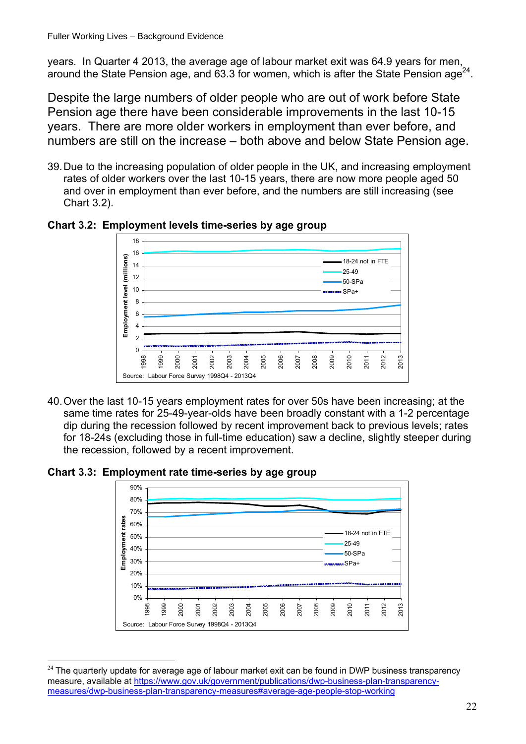years. In Quarter 4 2013, the average age of labour market exit was 64.9 years for men, around the State Pension age, and 63.3 for women, which is after the State Pension age[24].

Despite the large numbers of older people who are out of work before State Pension age there have been considerable improvements in the last 10-15 years. There are more older workers in employment than ever before, and numbers are still on the increase – both above and below State Pension age.

39. Due to the increasing population of older people in the UK, and increasing employment rates of older workers over the last 10-15 years, there are now more people aged 50 and over in employment than ever before, and the numbers are still increasing (see Chart 3.2).

**Chart 3.2: Employment levels time-series by age group**

Source: Labour Force Survey 1998Q4 - 2013Q4

40. Over the last 10-15 years employment rates for over 50s have been increasing; at the same time rates for 25-49-year-olds have been broadly constant with a 1-2 percentage dip during the recession followed by recent improvement back to previous levels; rates for 18-24s (excluding those in full-time education) saw a decline, slightly steeper during the recession, followed by a recent improvement.

**Chart 3.3: Employment rate time-series by age group**

Source: Labour Force Survey 1998Q4 - 2013Q4

[24] The quarterly update for average age of labour market exit can be found in DWP business transparency measure, available at https://www.gov.uk/government/publications/dwp-business-plan-transparency-measures/dwp-business-plan-transparency-measures#average-age-people-stop-working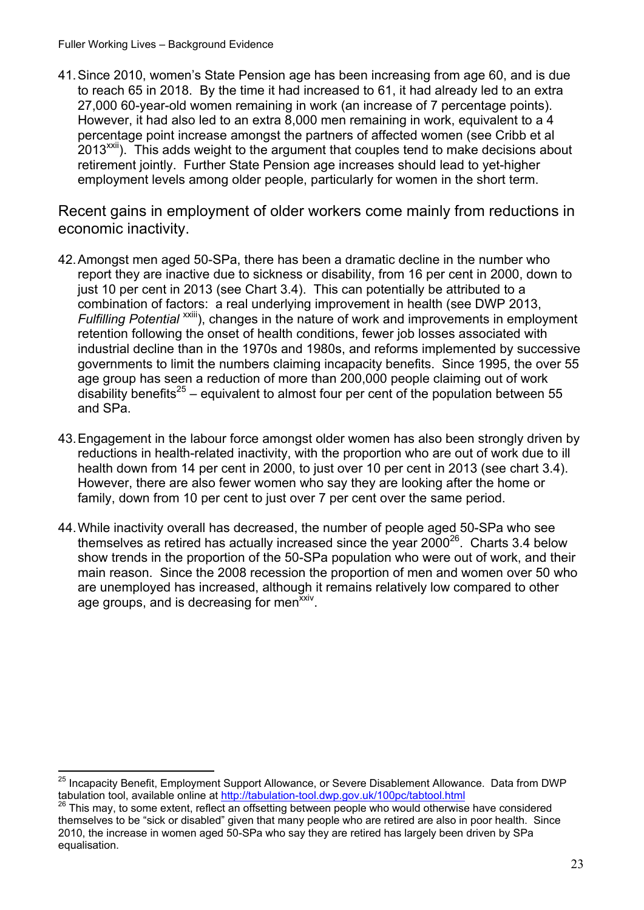41. Since 2010, women's State Pension age has been increasing from age 60, and is due to reach 65 in 2018. By the time it had increased to 61, it had already led to an extra 27,000 60-year-old women remaining in work (an increase of 7 percentage points). However, it had also led to an extra 8,000 men remaining in work, equivalent to a 4 percentage point increase amongst the partners of affected women (see Cribb et al 2013[xxii]). This adds weight to the argument that couples tend to make decisions about retirement jointly. Further State Pension age increases should lead to yet-higher employment levels among older people, particularly for women in the short term.

## Recent gains in employment of older workers come mainly from reductions in economic inactivity.

42. Amongst men aged 50-SPa, there has been a dramatic decline in the number who report they are inactive due to sickness or disability, from 16 per cent in 2000, down to just 10 per cent in 2013 (see Chart 3.4). This can potentially be attributed to a combination of factors: a real underlying improvement in health (see DWP 2013, *Fulfilling Potential* [xxiii]), changes in the nature of work and improvements in employment retention following the onset of health conditions, fewer job losses associated with industrial decline than in the 1970s and 1980s, and reforms implemented by successive governments to limit the numbers claiming incapacity benefits. Since 1995, the over 55 age group has seen a reduction of more than 200,000 people claiming out of work disability benefits[25] – equivalent to almost four per cent of the population between 55 and SPa.

43. Engagement in the labour force amongst older women has also been strongly driven by reductions in health-related inactivity, with the proportion who are out of work due to ill health down from 14 per cent in 2000, to just over 10 per cent in 2013 (see chart 3.4). However, there are also fewer women who say they are looking after the home or family, down from 10 per cent to just over 7 per cent over the same period.

44. While inactivity overall has decreased, the number of people aged 50-SPa who see themselves as retired has actually increased since the year 2000[26]. Charts 3.4 below show trends in the proportion of the 50-SPa population who were out of work, and their main reason. Since the 2008 recession the proportion of men and women over 50 who are unemployed has increased, although it remains relatively low compared to other age groups, and is decreasing for men[xxiv].

---

[25] Incapacity Benefit, Employment Support Allowance, or Severe Disablement Allowance. Data from DWP tabulation tool, available online at http://tabulation-tool.dwp.gov.uk/100pc/tabtool.html

[26] This may, to some extent, reflect an offsetting between people who would otherwise have considered themselves to be "sick or disabled" given that many people who are retired are also in poor health. Since 2010, the increase in women aged 50-SPa who say they are retired has largely been driven by SPa equalisation.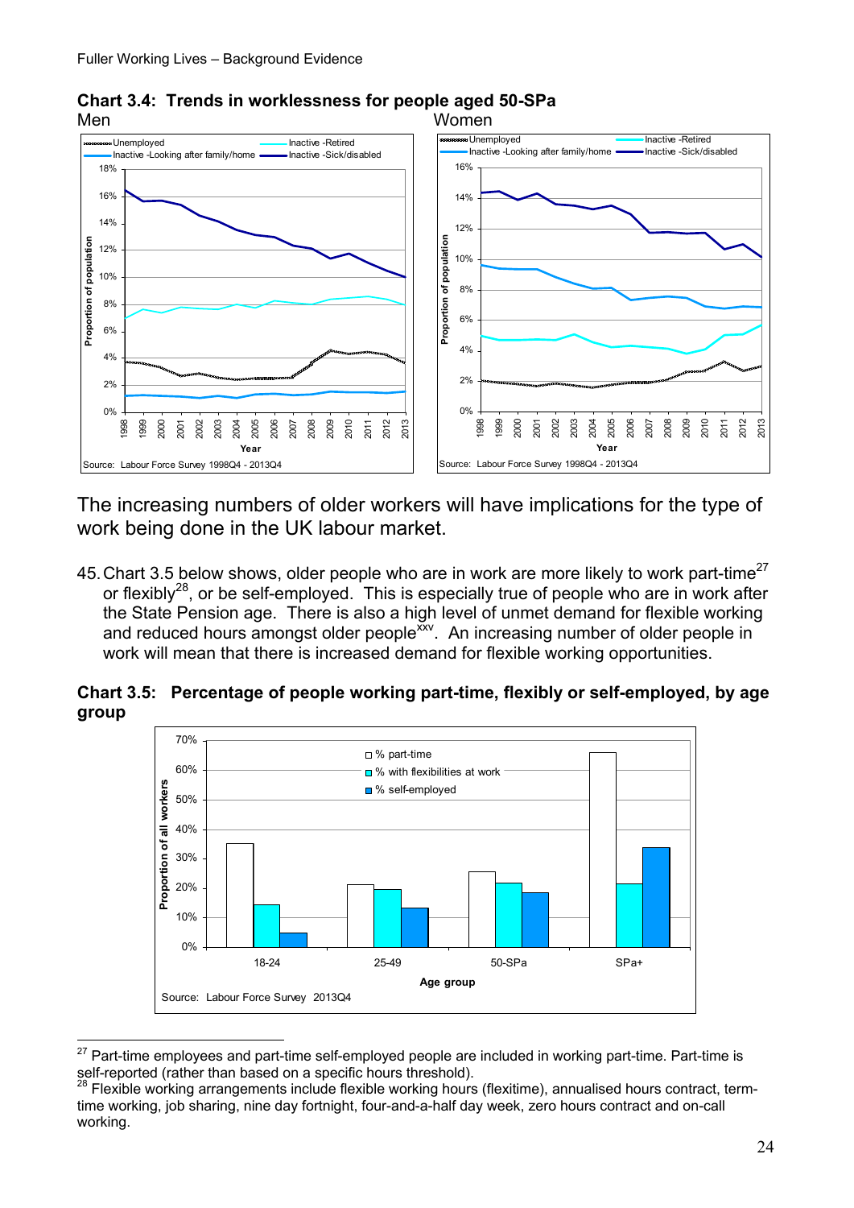**Chart 3.4: Trends in worklessness for people aged 50-SPa**

Men

Source: Labour Force Survey 1998Q4 - 2013Q4

Women

Source: Labour Force Survey 1998Q4 - 2013Q4

The increasing numbers of older workers will have implications for the type of work being done in the UK labour market.

45. Chart 3.5 below shows, older people who are in work are more likely to work part-time[27] or flexibly[28], or be self-employed. This is especially true of people who are in work after the State Pension age. There is also a high level of unmet demand for flexible working and reduced hours amongst older people[xxv]. An increasing number of older people in work will mean that there is increased demand for flexible working opportunities.

**Chart 3.5: Percentage of people working part-time, flexibly or self-employed, by age group**

Source: Labour Force Survey 2013Q4

---

[27] Part-time employees and part-time self-employed people are included in working part-time. Part-time is self-reported (rather than based on a specific hours threshold).

[28] Flexible working arrangements include flexible working hours (flexitime), annualised hours contract, term-time working, job sharing, nine day fortnight, four-and-a-half day week, zero hours contract and on-call working.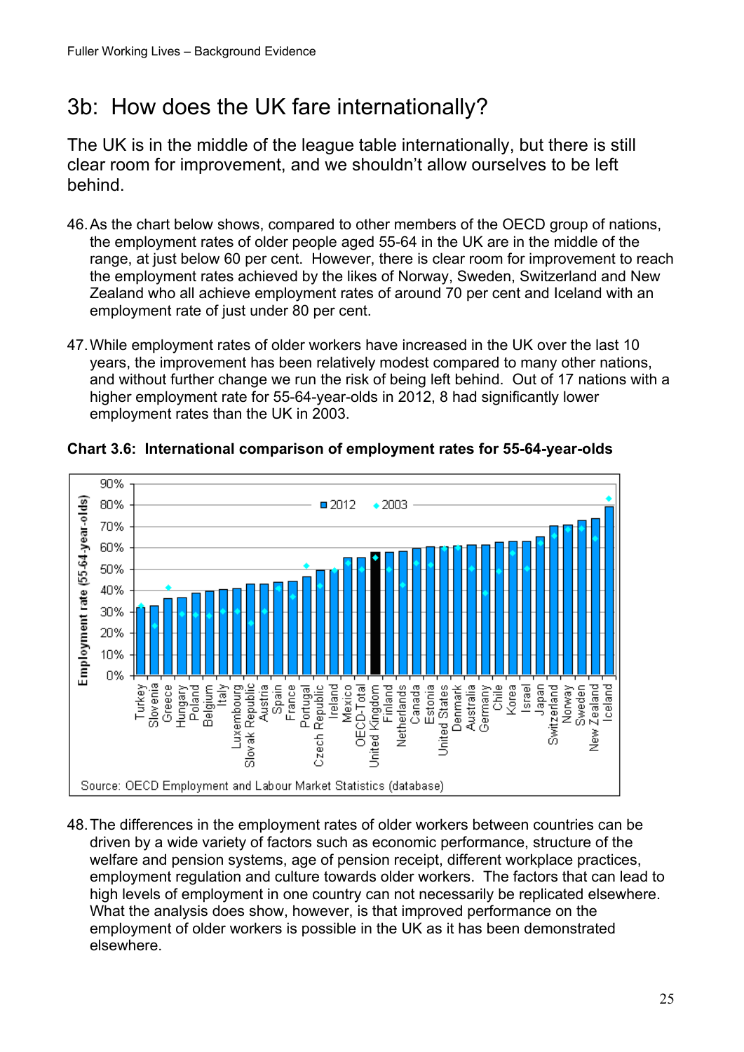## 3b: How does the UK fare internationally?

The UK is in the middle of the league table internationally, but there is still clear room for improvement, and we shouldn't allow ourselves to be left behind.

46. As the chart below shows, compared to other members of the OECD group of nations, the employment rates of older people aged 55-64 in the UK are in the middle of the range, at just below 60 per cent. However, there is clear room for improvement to reach the employment rates achieved by the likes of Norway, Sweden, Switzerland and New Zealand who all achieve employment rates of around 70 per cent and Iceland with an employment rate of just under 80 per cent.

47. While employment rates of older workers have increased in the UK over the last 10 years, the improvement has been relatively modest compared to many other nations, and without further change we run the risk of being left behind. Out of 17 nations with a higher employment rate for 55-64-year-olds in 2012, 8 had significantly lower employment rates than the UK in 2003.

**Chart 3.6: International comparison of employment rates for 55-64-year-olds**

Source: OECD Employment and Labour Market Statistics (database)

48. The differences in the employment rates of older workers between countries can be driven by a wide variety of factors such as economic performance, structure of the welfare and pension systems, age of pension receipt, different workplace practices, employment regulation and culture towards older workers. The factors that can lead to high levels of employment in one country can not necessarily be replicated elsewhere. What the analysis does show, however, is that improved performance on the employment of older workers is possible in the UK as it has been demonstrated elsewhere.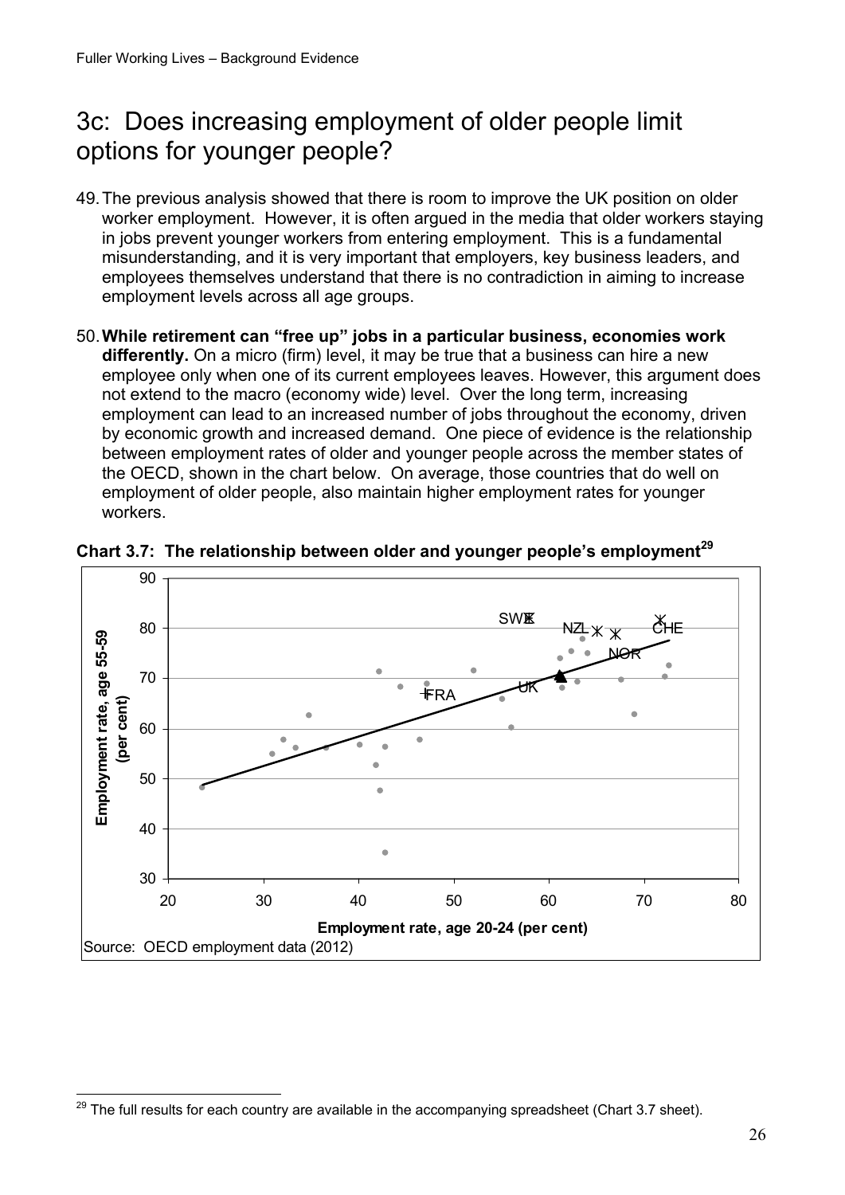## 3c: Does increasing employment of older people limit options for younger people?

49. The previous analysis showed that there is room to improve the UK position on older worker employment. However, it is often argued in the media that older workers staying in jobs prevent younger workers from entering employment. This is a fundamental misunderstanding, and it is very important that employers, key business leaders, and employees themselves understand that there is no contradiction in aiming to increase employment levels across all age groups.

50. **While retirement can "free up" jobs in a particular business, economies work differently.** On a micro (firm) level, it may be true that a business can hire a new employee only when one of its current employees leaves. However, this argument does not extend to the macro (economy wide) level. Over the long term, increasing employment can lead to an increased number of jobs throughout the economy, driven by economic growth and increased demand. One piece of evidence is the relationship between employment rates of older and younger people across the member states of the OECD, shown in the chart below. On average, those countries that do well on employment of older people, also maintain higher employment rates for younger workers.

**Chart 3.7: The relationship between older and younger people's employment[29]**

Source: OECD employment data (2012)

[29] The full results for each country are available in the accompanying spreadsheet (Chart 3.7 sheet).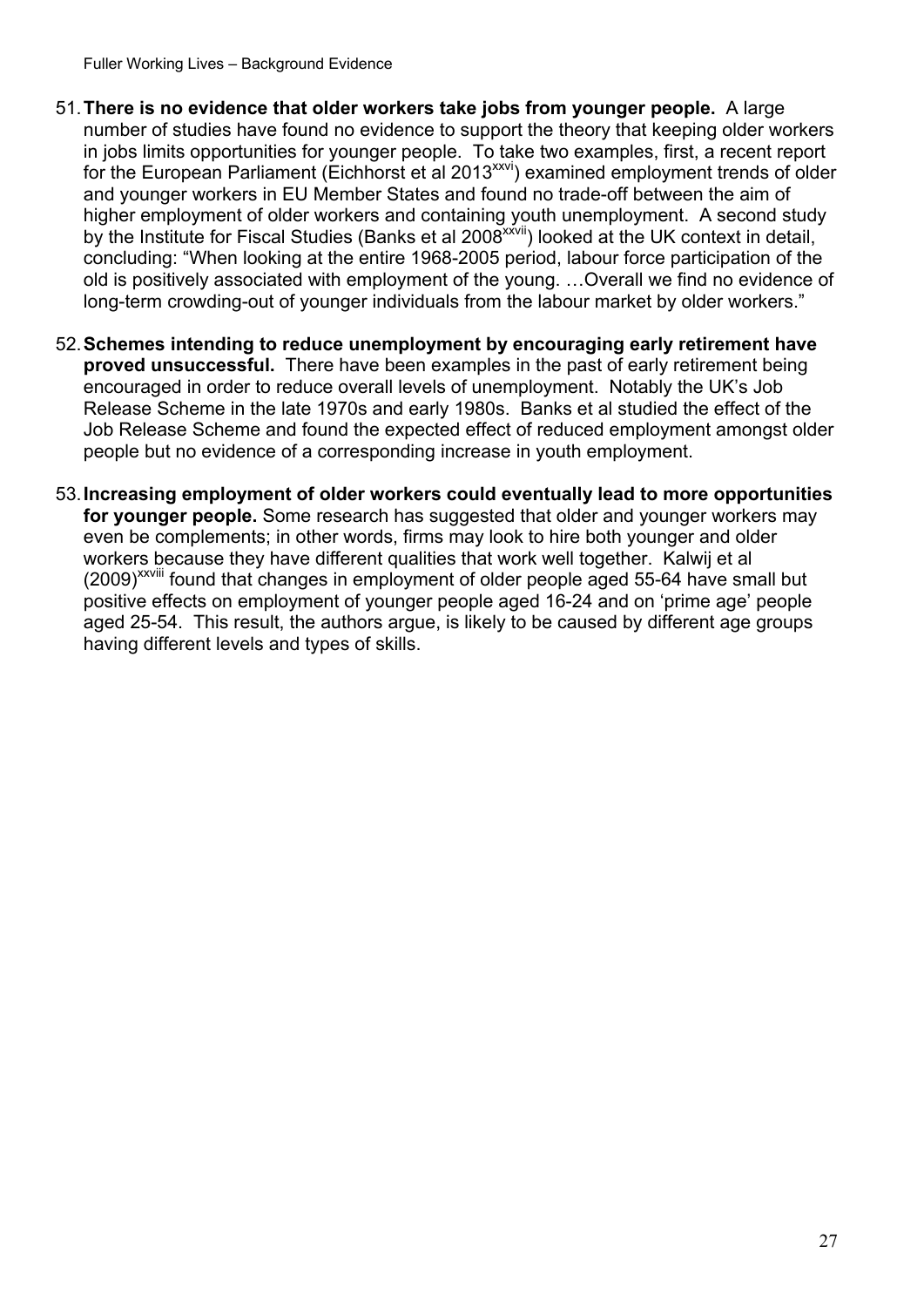51. **There is no evidence that older workers take jobs from younger people.** A large number of studies have found no evidence to support the theory that keeping older workers in jobs limits opportunities for younger people. To take two examples, first, a recent report for the European Parliament (Eichhorst et al 2013[xxvi]) examined employment trends of older and younger workers in EU Member States and found no trade-off between the aim of higher employment of older workers and containing youth unemployment. A second study by the Institute for Fiscal Studies (Banks et al 2008[xxvii]) looked at the UK context in detail, concluding: "When looking at the entire 1968-2005 period, labour force participation of the old is positively associated with employment of the young. …Overall we find no evidence of long-term crowding-out of younger individuals from the labour market by older workers."

52. **Schemes intending to reduce unemployment by encouraging early retirement have proved unsuccessful.** There have been examples in the past of early retirement being encouraged in order to reduce overall levels of unemployment. Notably the UK's Job Release Scheme in the late 1970s and early 1980s. Banks et al studied the effect of the Job Release Scheme and found the expected effect of reduced employment amongst older people but no evidence of a corresponding increase in youth employment.

53. **Increasing employment of older workers could eventually lead to more opportunities for younger people.** Some research has suggested that older and younger workers may even be complements; in other words, firms may look to hire both younger and older workers because they have different qualities that work well together. Kalwij et al (2009)[xxviii] found that changes in employment of older people aged 55-64 have small but positive effects on employment of younger people aged 16-24 and on 'prime age' people aged 25-54. This result, the authors argue, is likely to be caused by different age groups having different levels and types of skills.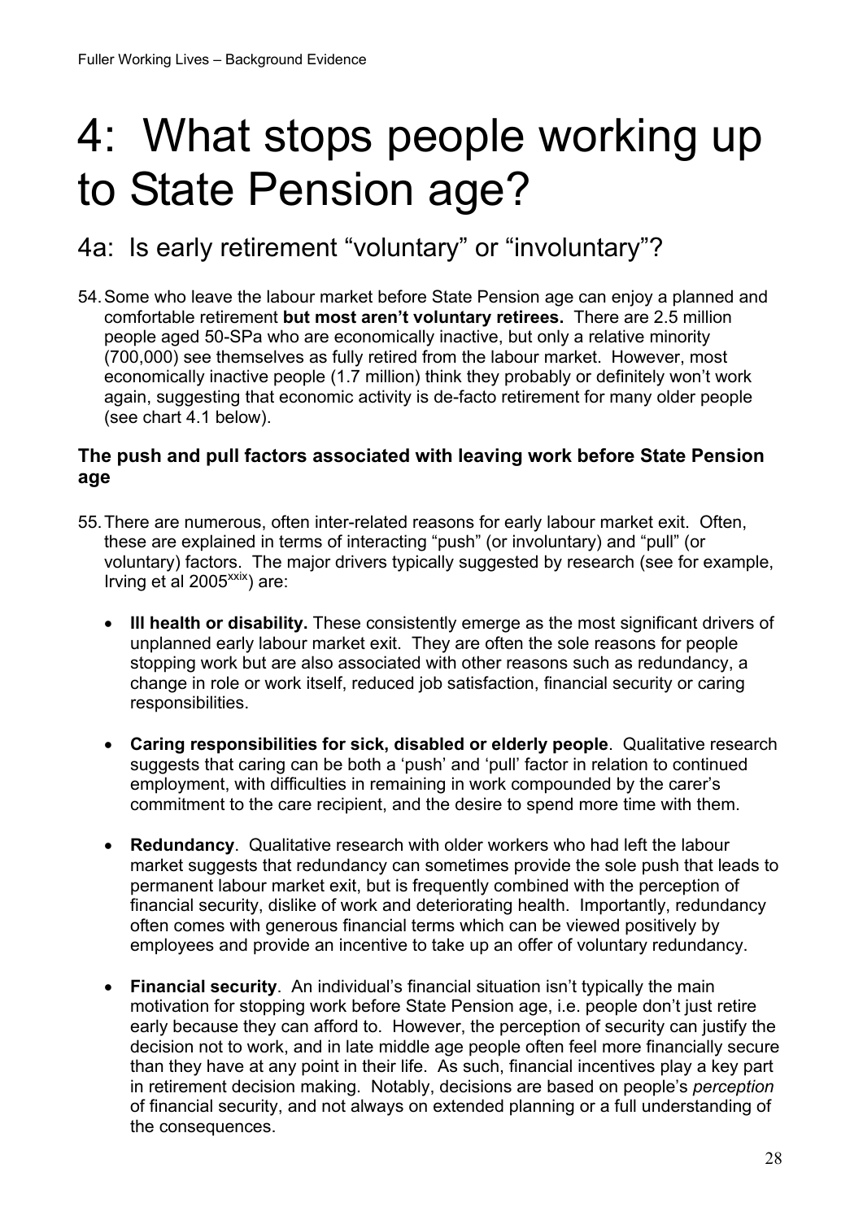# 4: What stops people working up to State Pension age?

## 4a: Is early retirement "voluntary" or "involuntary"?

54. Some who leave the labour market before State Pension age can enjoy a planned and comfortable retirement **but most aren't voluntary retirees.** There are 2.5 million people aged 50-SPa who are economically inactive, but only a relative minority (700,000) see themselves as fully retired from the labour market. However, most economically inactive people (1.7 million) think they probably or definitely won't work again, suggesting that economic activity is de-facto retirement for many older people (see chart 4.1 below).

### The push and pull factors associated with leaving work before State Pension age

55. There are numerous, often inter-related reasons for early labour market exit. Often, these are explained in terms of interacting "push" (or involuntary) and "pull" (or voluntary) factors. The major drivers typically suggested by research (see for example, Irving et al 2005[xxix]) are:

   - **Ill health or disability.** These consistently emerge as the most significant drivers of unplanned early labour market exit. They are often the sole reasons for people stopping work but are also associated with other reasons such as redundancy, a change in role or work itself, reduced job satisfaction, financial security or caring responsibilities.

   - **Caring responsibilities for sick, disabled or elderly people**. Qualitative research suggests that caring can be both a 'push' and 'pull' factor in relation to continued employment, with difficulties in remaining in work compounded by the carer's commitment to the care recipient, and the desire to spend more time with them.

   - **Redundancy**. Qualitative research with older workers who had left the labour market suggests that redundancy can sometimes provide the sole push that leads to permanent labour market exit, but is frequently combined with the perception of financial security, dislike of work and deteriorating health. Importantly, redundancy often comes with generous financial terms which can be viewed positively by employees and provide an incentive to take up an offer of voluntary redundancy.

   - **Financial security**. An individual's financial situation isn't typically the main motivation for stopping work before State Pension age, i.e. people don't just retire early because they can afford to. However, the perception of security can justify the decision not to work, and in late middle age people often feel more financially secure than they have at any point in their life. As such, financial incentives play a key part in retirement decision making. Notably, decisions are based on people's *perception* of financial security, and not always on extended planning or a full understanding of the consequences.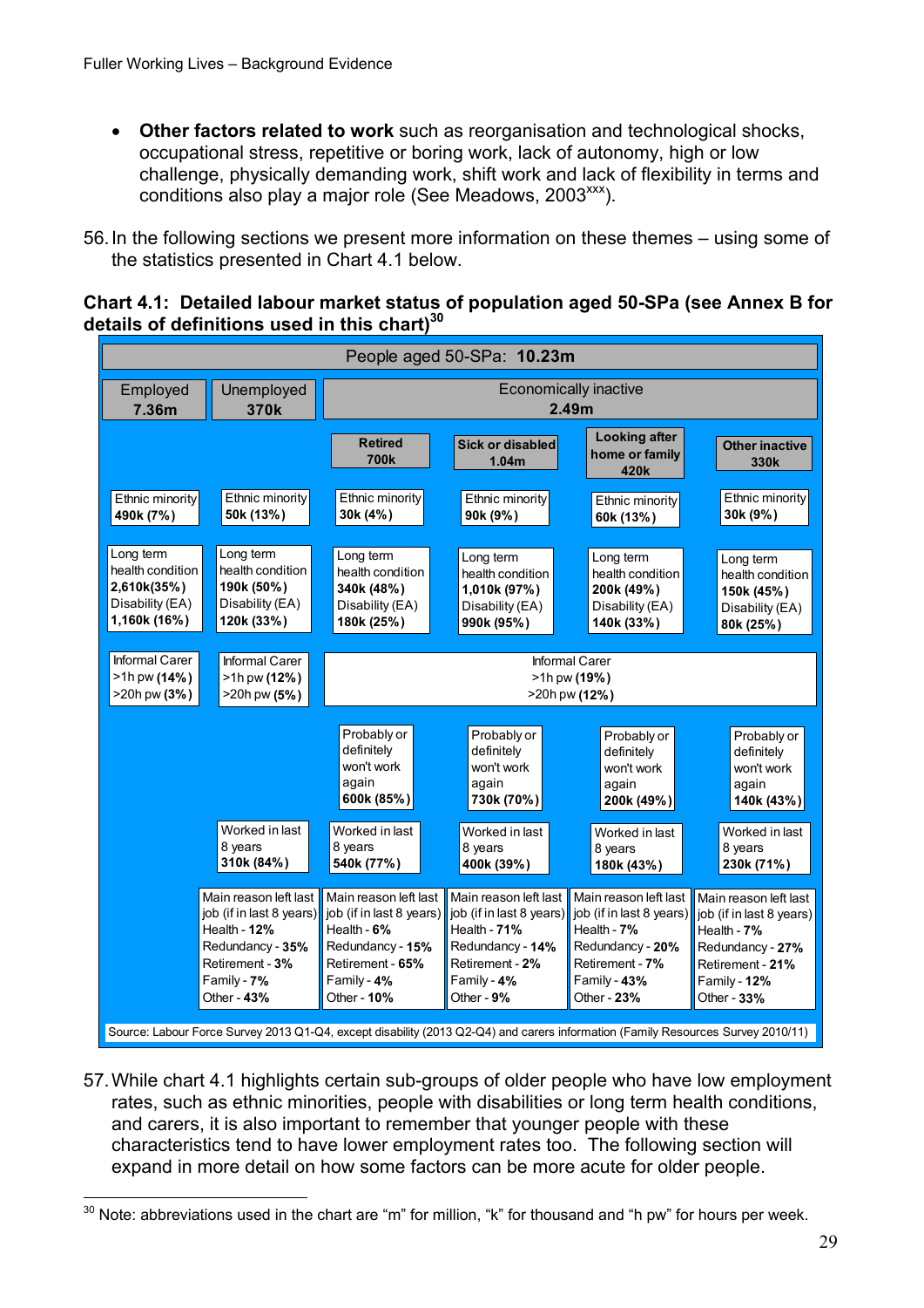- **Other factors related to work** such as reorganisation and technological shocks, occupational stress, repetitive or boring work, lack of autonomy, high or low challenge, physically demanding work, shift work and lack of flexibility in terms and conditions also play a major role (See Meadows, 2003[xxx]).

56. In the following sections we present more information on these themes – using some of the statistics presented in Chart 4.1 below.

**Chart 4.1: Detailed labour market status of population aged 50-SPa (see Annex B for details of definitions used in this chart)[30]**

People aged 50-SPa: **10.23m**

| | Employed **7.36m** | Unemployed **370k** | Economically inactive **2.49m** | | | |
|---|---|---|---|---|---|---|
| | | | **Retired 700k** | **Sick or disabled 1.04m** | **Looking after home or family 420k** | **Other inactive 330k** |
| Ethnic minority | **490k (7%)** | **50k (13%)** | **30k (4%)** | **90k (9%)** | **60k (13%)** | **30k (9%)** |
| Long term health condition | **2,610k(35%)** | **190k (50%)** | **340k (48%)** | **1,010k (97%)** | **200k (49%)** | **150k (45%)** |
| Disability (EA) | **1,160k (16%)** | **120k (33%)** | **180k (25%)** | **990k (95%)** | **140k (33%)** | **80k (25%)** |
| Informal Carer >1h pw | **14%** | **12%** | **19%** | | | |
| Informal Carer >20h pw | **3%** | **5%** | **12%** | | | |
| Probably or definitely won't work again | | | **600k (85%)** | **730k (70%)** | **200k (49%)** | **140k (43%)** |
| Worked in last 8 years | | **310k (84%)** | **540k (77%)** | **400k (39%)** | **180k (43%)** | **230k (71%)** |
| Main reason left last job (if in last 8 years) | | Health - **12%**<br>Redundancy - **35%**<br>Retirement - **3%**<br>Family - **7%**<br>Other - **43%** | Health - **6%**<br>Redundancy - **15%**<br>Retirement - **65%**<br>Family - **4%**<br>Other - **10%** | Health - **71%**<br>Redundancy - **14%**<br>Retirement - **2%**<br>Family - **4%**<br>Other - **9%** | Health - **7%**<br>Redundancy - **20%**<br>Retirement - **7%**<br>Family - **43%**<br>Other - **23%** | Health - **7%**<br>Redundancy - **27%**<br>Retirement - **21%**<br>Family - **12%**<br>Other - **33%** |

Source: Labour Force Survey 2013 Q1-Q4, except disability (2013 Q2-Q4) and carers information (Family Resources Survey 2010/11)

57. While chart 4.1 highlights certain sub-groups of older people who have low employment rates, such as ethnic minorities, people with disabilities or long term health conditions, and carers, it is also important to remember that younger people with these characteristics tend to have lower employment rates too. The following section will expand in more detail on how some factors can be more acute for older people.

[30] Note: abbreviations used in the chart are "m" for million, "k" for thousand and "h pw" for hours per week.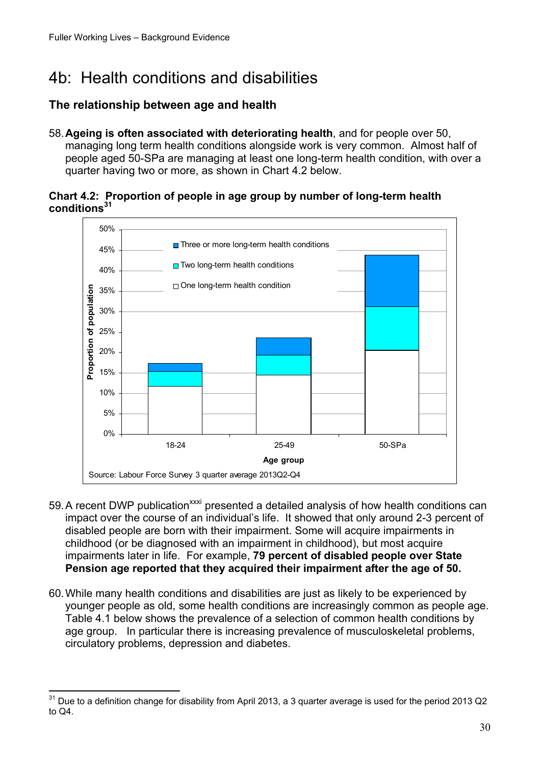# 4b: Health conditions and disabilities

## The relationship between age and health

58. **Ageing is often associated with deteriorating health**, and for people over 50, managing long term health conditions alongside work is very common. Almost half of people aged 50-SPa are managing at least one long-term health condition, with over a quarter having two or more, as shown in Chart 4.2 below.

**Chart 4.2: Proportion of people in age group by number of long-term health conditions[31]**

Source: Labour Force Survey 3 quarter average 2013Q2-Q4

59. A recent DWP publication[xxxi] presented a detailed analysis of how health conditions can impact over the course of an individual's life. It showed that only around 2-3 percent of disabled people are born with their impairment. Some will acquire impairments in childhood (or be diagnosed with an impairment in childhood), but most acquire impairments later in life. For example, **79 percent of disabled people over State Pension age reported that they acquired their impairment after the age of 50.**

60. While many health conditions and disabilities are just as likely to be experienced by younger people as old, some health conditions are increasingly common as people age. Table 4.1 below shows the prevalence of a selection of common health conditions by age group. In particular there is increasing prevalence of musculoskeletal problems, circulatory problems, depression and diabetes.

---

[31] Due to a definition change for disability from April 2013, a 3 quarter average is used for the period 2013 Q2 to Q4.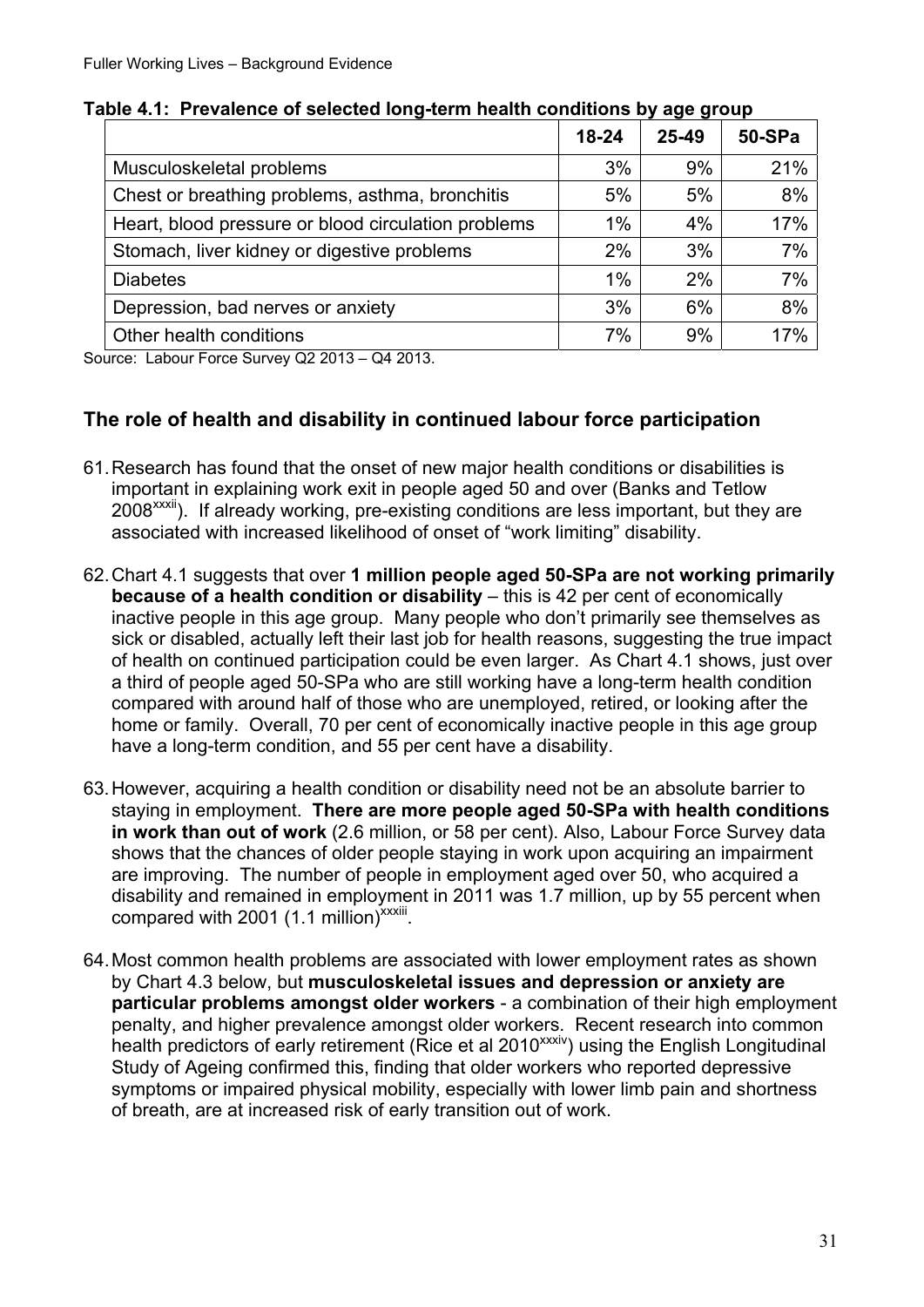**Table 4.1: Prevalence of selected long-term health conditions by age group**

| | 18-24 | 25-49 | 50-SPa |
|---|---|---|---|
| Musculoskeletal problems | 3% | 9% | 21% |
| Chest or breathing problems, asthma, bronchitis | 5% | 5% | 8% |
| Heart, blood pressure or blood circulation problems | 1% | 4% | 17% |
| Stomach, liver kidney or digestive problems | 2% | 3% | 7% |
| Diabetes | 1% | 2% | 7% |
| Depression, bad nerves or anxiety | 3% | 6% | 8% |
| Other health conditions | 7% | 9% | 17% |

Source: Labour Force Survey Q2 2013 – Q4 2013.

## The role of health and disability in continued labour force participation

61. Research has found that the onset of new major health conditions or disabilities is important in explaining work exit in people aged 50 and over (Banks and Tetlow 2008[xxxii]). If already working, pre-existing conditions are less important, but they are associated with increased likelihood of onset of "work limiting" disability.

62. Chart 4.1 suggests that over **1 million people aged 50-SPa are not working primarily because of a health condition or disability** – this is 42 per cent of economically inactive people in this age group. Many people who don't primarily see themselves as sick or disabled, actually left their last job for health reasons, suggesting the true impact of health on continued participation could be even larger. As Chart 4.1 shows, just over a third of people aged 50-SPa who are still working have a long-term health condition compared with around half of those who are unemployed, retired, or looking after the home or family. Overall, 70 per cent of economically inactive people in this age group have a long-term condition, and 55 per cent have a disability.

63. However, acquiring a health condition or disability need not be an absolute barrier to staying in employment. **There are more people aged 50-SPa with health conditions in work than out of work** (2.6 million, or 58 per cent). Also, Labour Force Survey data shows that the chances of older people staying in work upon acquiring an impairment are improving. The number of people in employment aged over 50, who acquired a disability and remained in employment in 2011 was 1.7 million, up by 55 percent when compared with 2001 (1.1 million)[xxxiii].

64. Most common health problems are associated with lower employment rates as shown by Chart 4.3 below, but **musculoskeletal issues and depression or anxiety are particular problems amongst older workers** - a combination of their high employment penalty, and higher prevalence amongst older workers. Recent research into common health predictors of early retirement (Rice et al 2010[xxxiv]) using the English Longitudinal Study of Ageing confirmed this, finding that older workers who reported depressive symptoms or impaired physical mobility, especially with lower limb pain and shortness of breath, are at increased risk of early transition out of work.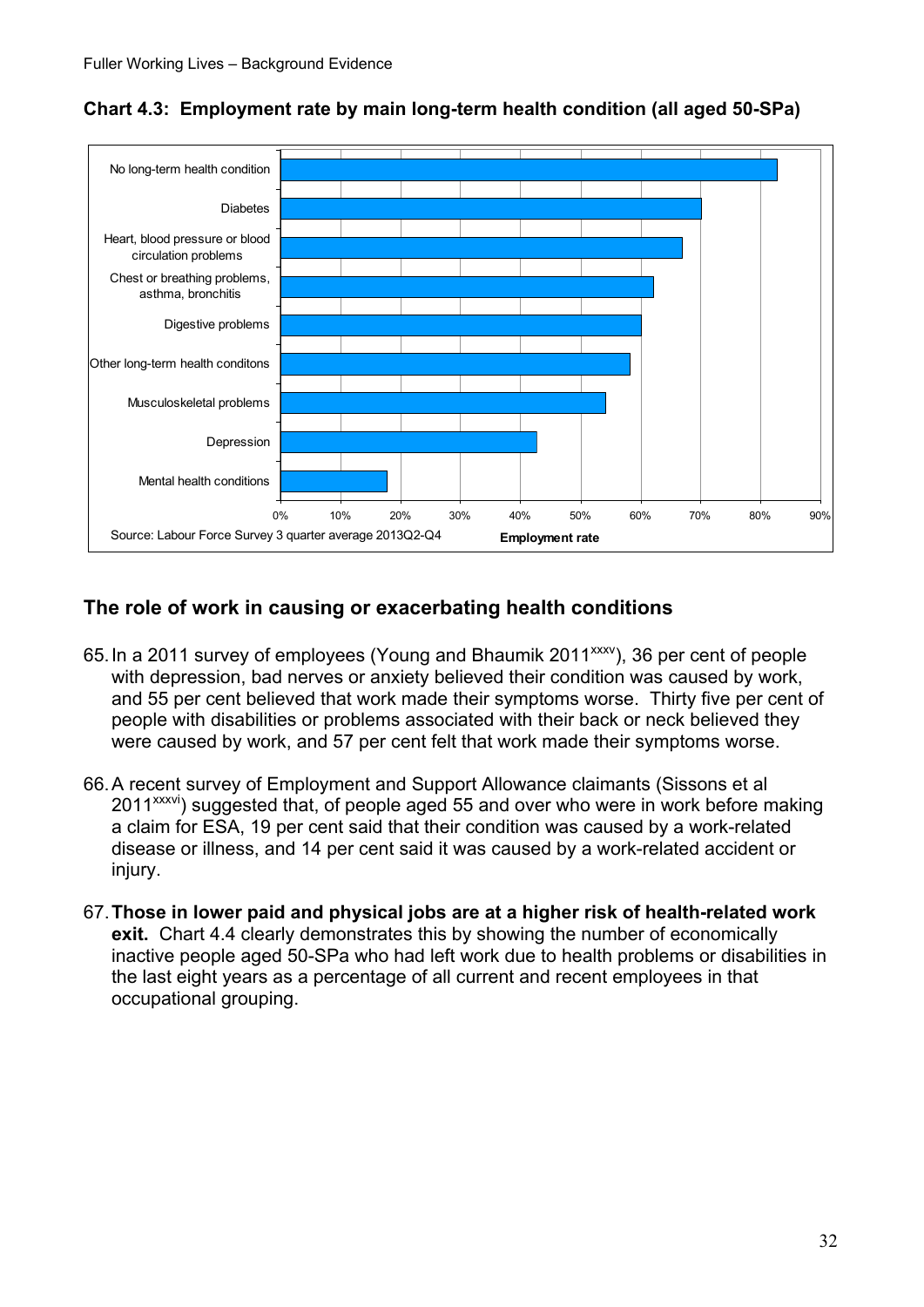**Chart 4.3: Employment rate by main long-term health condition (all aged 50-SPa)**

Source: Labour Force Survey 3 quarter average 2013Q2-Q4

## The role of work in causing or exacerbating health conditions

65. In a 2011 survey of employees (Young and Bhaumik 2011[xxxv]), 36 per cent of people with depression, bad nerves or anxiety believed their condition was caused by work, and 55 per cent believed that work made their symptoms worse. Thirty five per cent of people with disabilities or problems associated with their back or neck believed they were caused by work, and 57 per cent felt that work made their symptoms worse.

66. A recent survey of Employment and Support Allowance claimants (Sissons et al 2011[xxxvi]) suggested that, of people aged 55 and over who were in work before making a claim for ESA, 19 per cent said that their condition was caused by a work-related disease or illness, and 14 per cent said it was caused by a work-related accident or injury.

67. **Those in lower paid and physical jobs are at a higher risk of health-related work exit.** Chart 4.4 clearly demonstrates this by showing the number of economically inactive people aged 50-SPa who had left work due to health problems or disabilities in the last eight years as a percentage of all current and recent employees in that occupational grouping.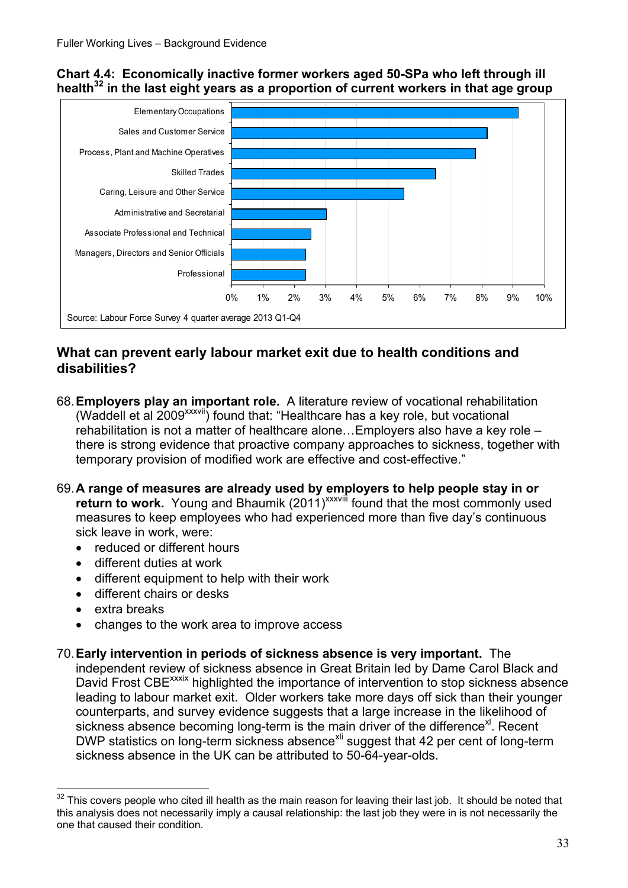**Chart 4.4: Economically inactive former workers aged 50-SPa who left through ill health[32] in the last eight years as a proportion of current workers in that age group**

| Occupation | Proportion |
|---|---|
| Elementary Occupations | ~9.2% |
| Sales and Customer Service | ~8.2% |
| Process, Plant and Machine Operatives | ~7.8% |
| Skilled Trades | ~6.5% |
| Caring, Leisure and Other Service | ~5.5% |
| Administrative and Secretarial | ~3.0% |
| Associate Professional and Technical | ~2.5% |
| Managers, Directors and Senior Officials | ~2.3% |
| Professional | ~2.3% |

Source: Labour Force Survey 4 quarter average 2013 Q1-Q4

## What can prevent early labour market exit due to health conditions and disabilities?

68. **Employers play an important role.** A literature review of vocational rehabilitation (Waddell et al 2009[xxxvii]) found that: "Healthcare has a key role, but vocational rehabilitation is not a matter of healthcare alone…Employers also have a key role – there is strong evidence that proactive company approaches to sickness, together with temporary provision of modified work are effective and cost-effective."

69. **A range of measures are already used by employers to help people stay in or return to work.** Young and Bhaumik (2011)[xxxviii] found that the most commonly used measures to keep employees who had experienced more than five day's continuous sick leave in work, were:
    - reduced or different hours
    - different duties at work
    - different equipment to help with their work
    - different chairs or desks
    - extra breaks
    - changes to the work area to improve access

70. **Early intervention in periods of sickness absence is very important.** The independent review of sickness absence in Great Britain led by Dame Carol Black and David Frost CBE[xxxix] highlighted the importance of intervention to stop sickness absence leading to labour market exit. Older workers take more days off sick than their younger counterparts, and survey evidence suggests that a large increase in the likelihood of sickness absence becoming long-term is the main driver of the difference[xl]. Recent DWP statistics on long-term sickness absence[xli] suggest that 42 per cent of long-term sickness absence in the UK can be attributed to 50-64-year-olds.

[32] This covers people who cited ill health as the main reason for leaving their last job. It should be noted that this analysis does not necessarily imply a causal relationship: the last job they were in is not necessarily the one that caused their condition.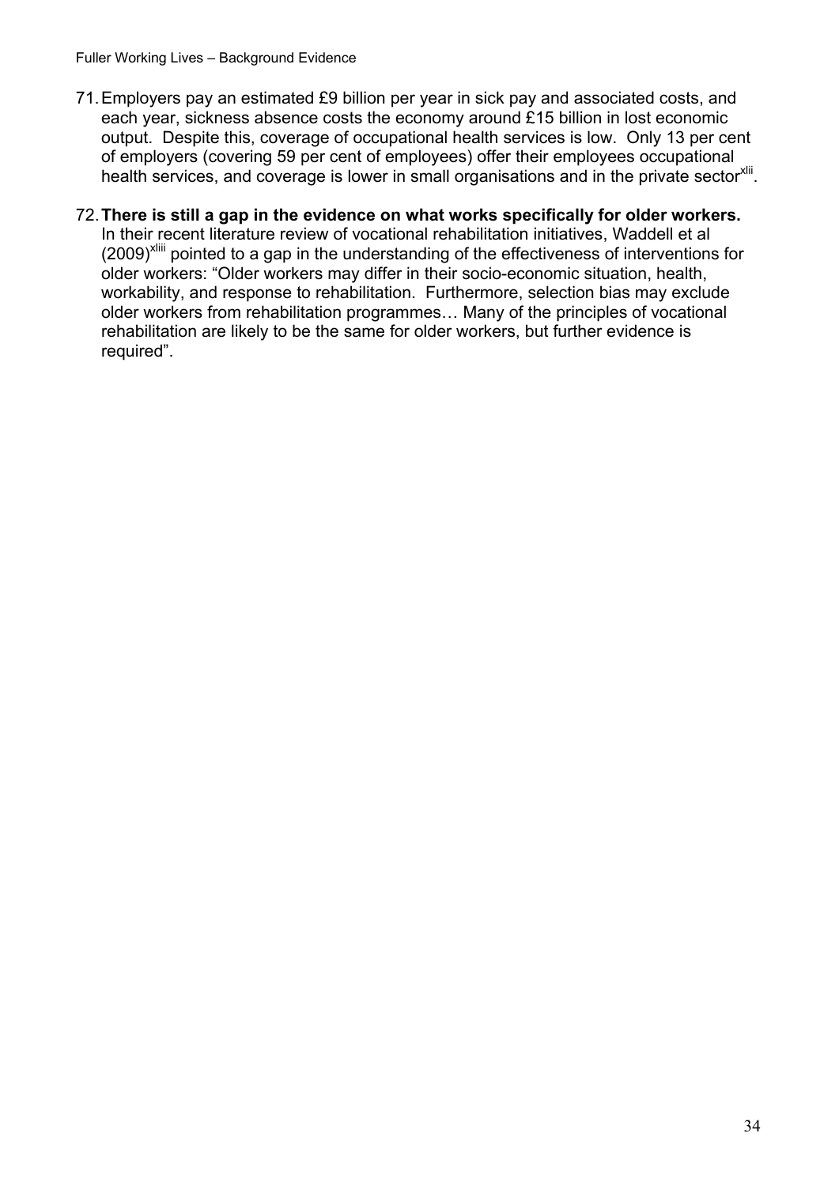71. Employers pay an estimated £9 billion per year in sick pay and associated costs, and each year, sickness absence costs the economy around £15 billion in lost economic output. Despite this, coverage of occupational health services is low. Only 13 per cent of employers (covering 59 per cent of employees) offer their employees occupational health services, and coverage is lower in small organisations and in the private sector[xlii].

72. **There is still a gap in the evidence on what works specifically for older workers.** In their recent literature review of vocational rehabilitation initiatives, Waddell et al (2009)[xliii] pointed to a gap in the understanding of the effectiveness of interventions for older workers: "Older workers may differ in their socio-economic situation, health, workability, and response to rehabilitation. Furthermore, selection bias may exclude older workers from rehabilitation programmes… Many of the principles of vocational rehabilitation are likely to be the same for older workers, but further evidence is required".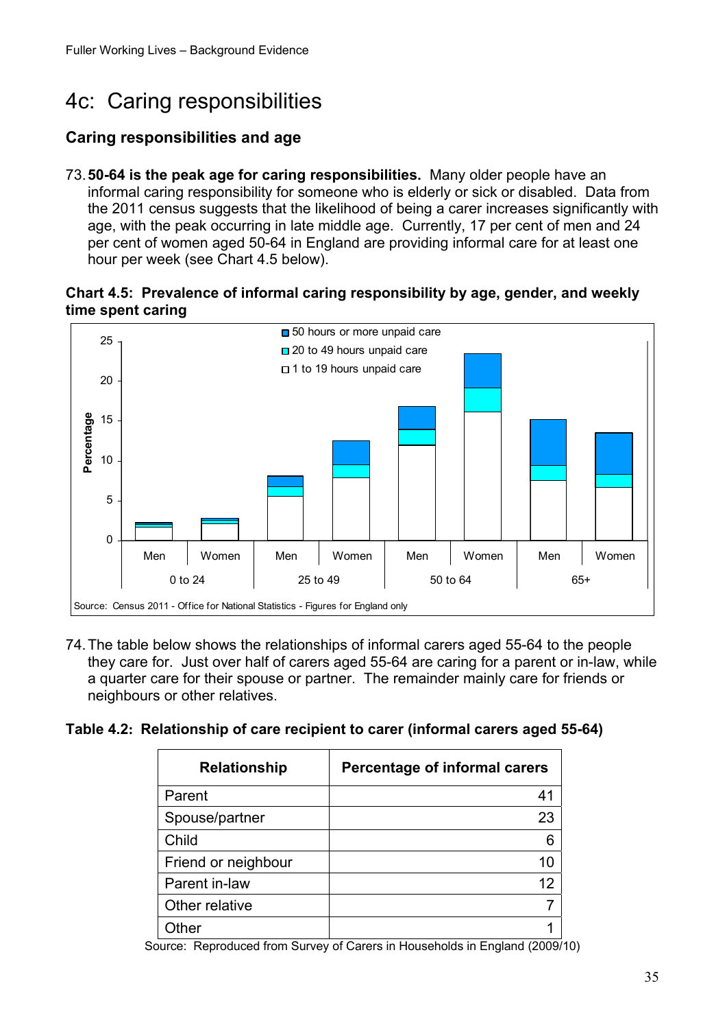# 4c: Caring responsibilities

## Caring responsibilities and age

73. **50-64 is the peak age for caring responsibilities.** Many older people have an informal caring responsibility for someone who is elderly or sick or disabled. Data from the 2011 census suggests that the likelihood of being a carer increases significantly with age, with the peak occurring in late middle age. Currently, 17 per cent of men and 24 per cent of women aged 50-64 in England are providing informal care for at least one hour per week (see Chart 4.5 below).

**Chart 4.5: Prevalence of informal caring responsibility by age, gender, and weekly time spent caring**

Source: Census 2011 - Office for National Statistics - Figures for England only

74. The table below shows the relationships of informal carers aged 55-64 to the people they care for. Just over half of carers aged 55-64 are caring for a parent or in-law, while a quarter care for their spouse or partner. The remainder mainly care for friends or neighbours or other relatives.

**Table 4.2: Relationship of care recipient to carer (informal carers aged 55-64)**

| Relationship | Percentage of informal carers |
|---|---|
| Parent | 41 |
| Spouse/partner | 23 |
| Child | 6 |
| Friend or neighbour | 10 |
| Parent in-law | 12 |
| Other relative | 7 |
| Other | 1 |

Source: Reproduced from Survey of Carers in Households in England (2009/10)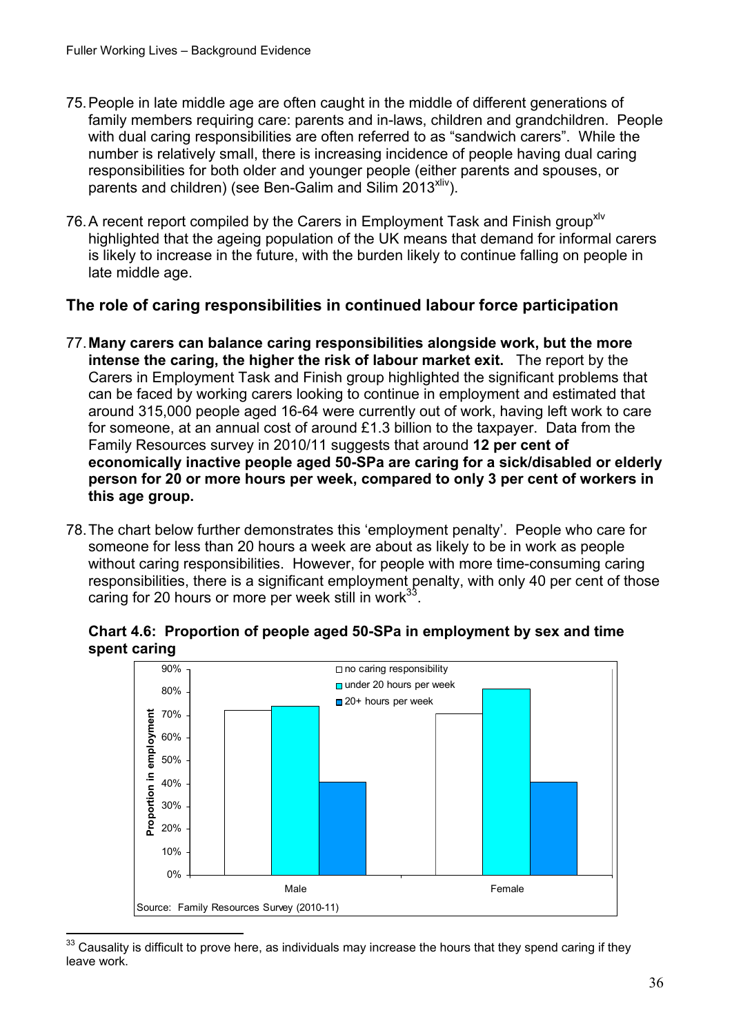75. People in late middle age are often caught in the middle of different generations of family members requiring care: parents and in-laws, children and grandchildren. People with dual caring responsibilities are often referred to as "sandwich carers". While the number is relatively small, there is increasing incidence of people having dual caring responsibilities for both older and younger people (either parents and spouses, or parents and children) (see Ben-Galim and Silim 2013[xliv]).

76. A recent report compiled by the Carers in Employment Task and Finish group[xlv] highlighted that the ageing population of the UK means that demand for informal carers is likely to increase in the future, with the burden likely to continue falling on people in late middle age.

## The role of caring responsibilities in continued labour force participation

77. **Many carers can balance caring responsibilities alongside work, but the more intense the caring, the higher the risk of labour market exit.** The report by the Carers in Employment Task and Finish group highlighted the significant problems that can be faced by working carers looking to continue in employment and estimated that around 315,000 people aged 16-64 were currently out of work, having left work to care for someone, at an annual cost of around £1.3 billion to the taxpayer. Data from the Family Resources survey in 2010/11 suggests that around **12 per cent of economically inactive people aged 50-SPa are caring for a sick/disabled or elderly person for 20 or more hours per week, compared to only 3 per cent of workers in this age group.**

78. The chart below further demonstrates this 'employment penalty'. People who care for someone for less than 20 hours a week are about as likely to be in work as people without caring responsibilities. However, for people with more time-consuming caring responsibilities, there is a significant employment penalty, with only 40 per cent of those caring for 20 hours or more per week still in work[33].

**Chart 4.6: Proportion of people aged 50-SPa in employment by sex and time spent caring**

Source: Family Resources Survey (2010-11)

[33] Causality is difficult to prove here, as individuals may increase the hours that they spend caring if they leave work.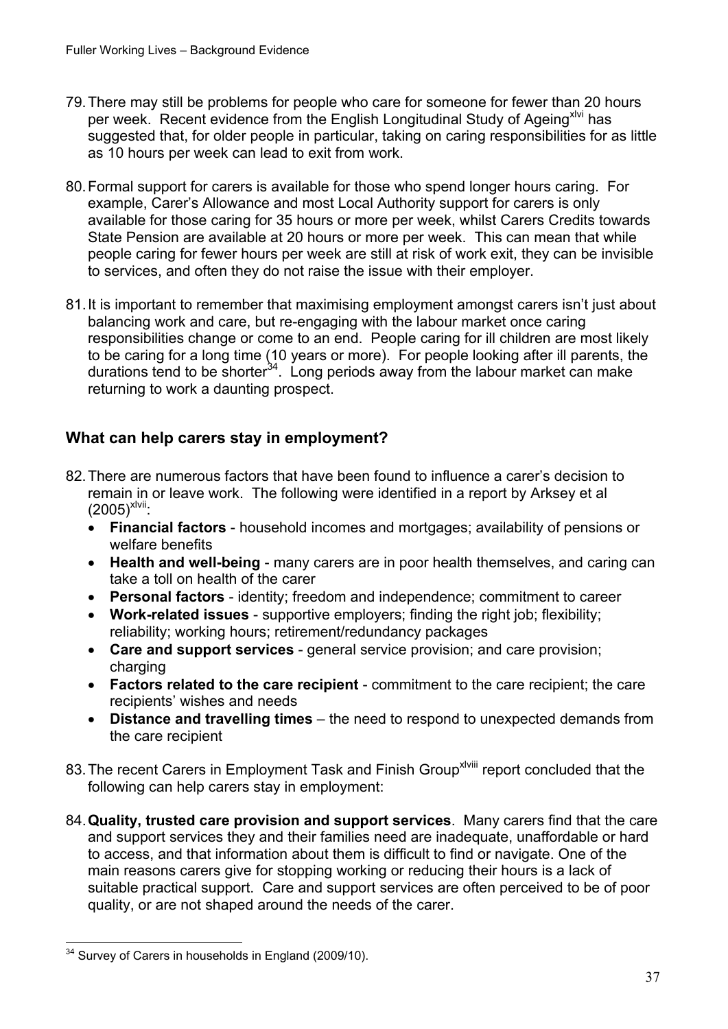79. There may still be problems for people who care for someone for fewer than 20 hours per week. Recent evidence from the English Longitudinal Study of Ageing[xlvi] has suggested that, for older people in particular, taking on caring responsibilities for as little as 10 hours per week can lead to exit from work.

80. Formal support for carers is available for those who spend longer hours caring. For example, Carer's Allowance and most Local Authority support for carers is only available for those caring for 35 hours or more per week, whilst Carers Credits towards State Pension are available at 20 hours or more per week. This can mean that while people caring for fewer hours per week are still at risk of work exit, they can be invisible to services, and often they do not raise the issue with their employer.

81. It is important to remember that maximising employment amongst carers isn't just about balancing work and care, but re-engaging with the labour market once caring responsibilities change or come to an end. People caring for ill children are most likely to be caring for a long time (10 years or more). For people looking after ill parents, the durations tend to be shorter[34]. Long periods away from the labour market can make returning to work a daunting prospect.

## What can help carers stay in employment?

82. There are numerous factors that have been found to influence a carer's decision to remain in or leave work. The following were identified in a report by Arksey et al (2005)[xlvii]:
    - **Financial factors** - household incomes and mortgages; availability of pensions or welfare benefits
    - **Health and well-being** - many carers are in poor health themselves, and caring can take a toll on health of the carer
    - **Personal factors** - identity; freedom and independence; commitment to career
    - **Work-related issues** - supportive employers; finding the right job; flexibility; reliability; working hours; retirement/redundancy packages
    - **Care and support services** - general service provision; and care provision; charging
    - **Factors related to the care recipient** - commitment to the care recipient; the care recipients' wishes and needs
    - **Distance and travelling times** – the need to respond to unexpected demands from the care recipient

83. The recent Carers in Employment Task and Finish Group[xlviii] report concluded that the following can help carers stay in employment:

84. **Quality, trusted care provision and support services**. Many carers find that the care and support services they and their families need are inadequate, unaffordable or hard to access, and that information about them is difficult to find or navigate. One of the main reasons carers give for stopping working or reducing their hours is a lack of suitable practical support. Care and support services are often perceived to be of poor quality, or are not shaped around the needs of the carer.

---

[34] Survey of Carers in households in England (2009/10).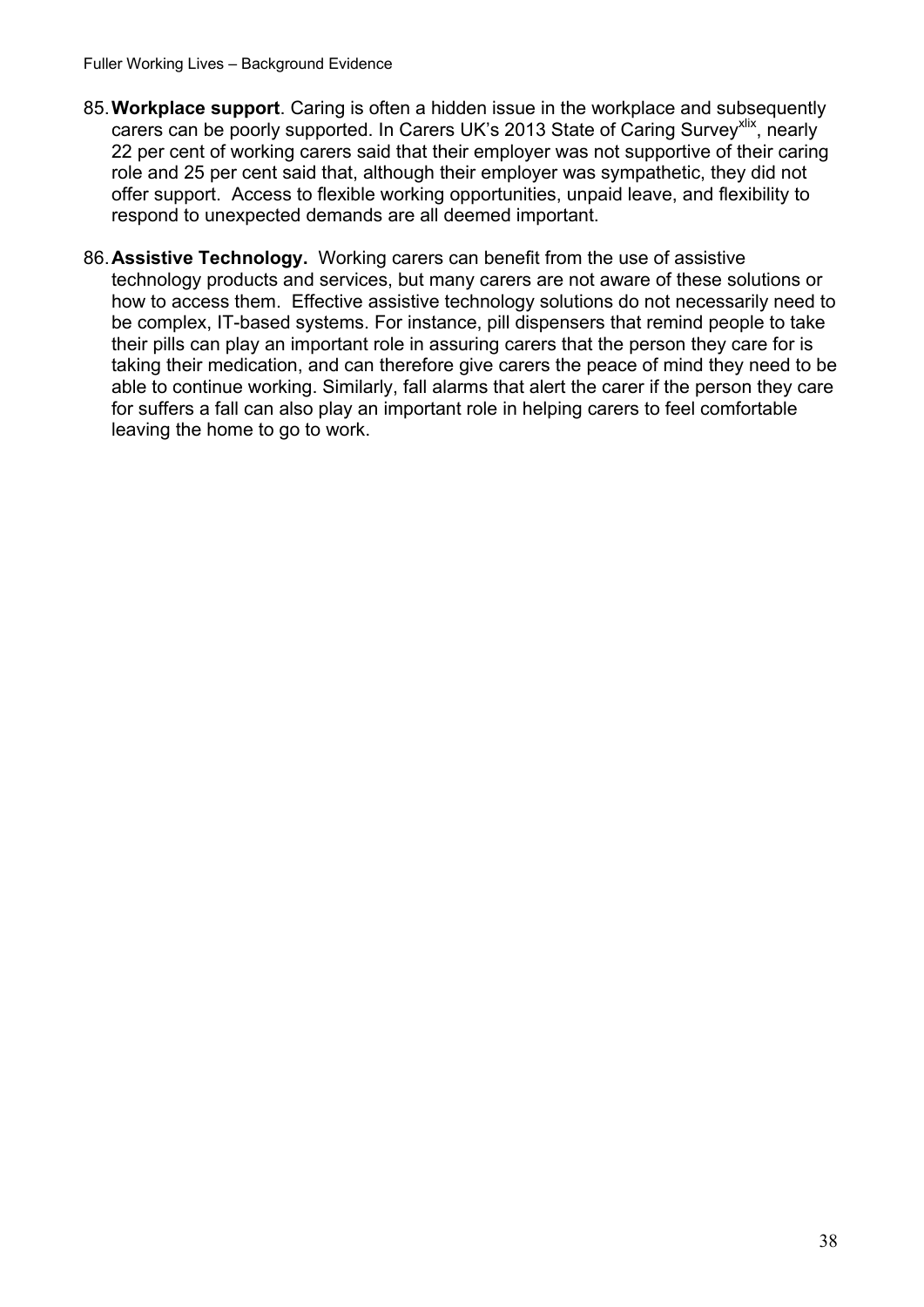85. **Workplace support**. Caring is often a hidden issue in the workplace and subsequently carers can be poorly supported. In Carers UK's 2013 State of Caring Survey[xlix], nearly 22 per cent of working carers said that their employer was not supportive of their caring role and 25 per cent said that, although their employer was sympathetic, they did not offer support. Access to flexible working opportunities, unpaid leave, and flexibility to respond to unexpected demands are all deemed important.

86. **Assistive Technology.** Working carers can benefit from the use of assistive technology products and services, but many carers are not aware of these solutions or how to access them. Effective assistive technology solutions do not necessarily need to be complex, IT-based systems. For instance, pill dispensers that remind people to take their pills can play an important role in assuring carers that the person they care for is taking their medication, and can therefore give carers the peace of mind they need to be able to continue working. Similarly, fall alarms that alert the carer if the person they care for suffers a fall can also play an important role in helping carers to feel comfortable leaving the home to go to work.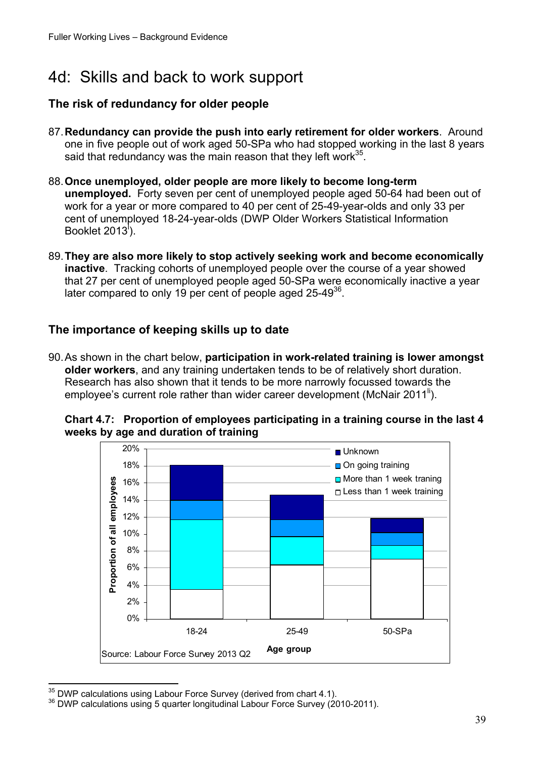# 4d: Skills and back to work support

## The risk of redundancy for older people

87. **Redundancy can provide the push into early retirement for older workers**. Around one in five people out of work aged 50-SPa who had stopped working in the last 8 years said that redundancy was the main reason that they left work[35].

88. **Once unemployed, older people are more likely to become long-term unemployed.** Forty seven per cent of unemployed people aged 50-64 had been out of work for a year or more compared to 40 per cent of 25-49-year-olds and only 33 per cent of unemployed 18-24-year-olds (DWP Older Workers Statistical Information Booklet 2013[l]).

89. **They are also more likely to stop actively seeking work and become economically inactive**. Tracking cohorts of unemployed people over the course of a year showed that 27 per cent of unemployed people aged 50-SPa were economically inactive a year later compared to only 19 per cent of people aged 25-49[36].

## The importance of keeping skills up to date

90. As shown in the chart below, **participation in work-related training is lower amongst older workers**, and any training undertaken tends to be of relatively short duration. Research has also shown that it tends to be more narrowly focussed towards the employee's current role rather than wider career development (McNair 2011[li]).

**Chart 4.7: Proportion of employees participating in a training course in the last 4 weeks by age and duration of training**

Source: Labour Force Survey 2013 Q2

[35] DWP calculations using Labour Force Survey (derived from chart 4.1).

[36] DWP calculations using 5 quarter longitudinal Labour Force Survey (2010-2011).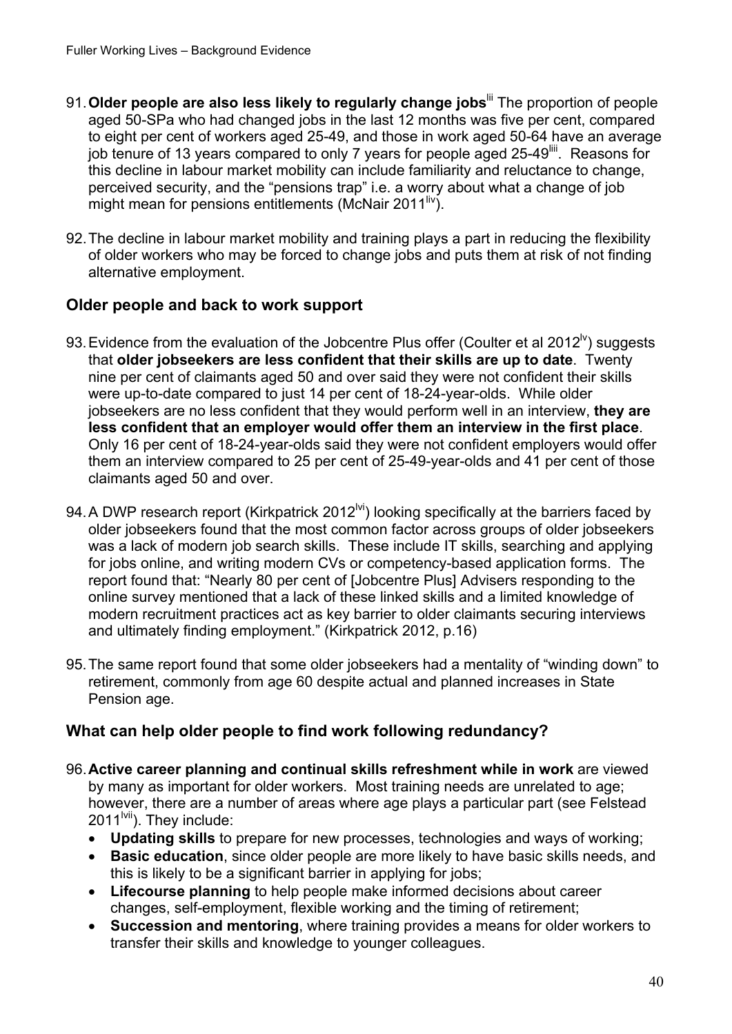91. **Older people are also less likely to regularly change jobs**[lii] The proportion of people aged 50-SPa who had changed jobs in the last 12 months was five per cent, compared to eight per cent of workers aged 25-49, and those in work aged 50-64 have an average job tenure of 13 years compared to only 7 years for people aged 25-49[liii]. Reasons for this decline in labour market mobility can include familiarity and reluctance to change, perceived security, and the "pensions trap" i.e. a worry about what a change of job might mean for pensions entitlements (McNair 2011[liv]).

92. The decline in labour market mobility and training plays a part in reducing the flexibility of older workers who may be forced to change jobs and puts them at risk of not finding alternative employment.

## Older people and back to work support

93. Evidence from the evaluation of the Jobcentre Plus offer (Coulter et al 2012[lv]) suggests that **older jobseekers are less confident that their skills are up to date**. Twenty nine per cent of claimants aged 50 and over said they were not confident their skills were up-to-date compared to just 14 per cent of 18-24-year-olds. While older jobseekers are no less confident that they would perform well in an interview, **they are less confident that an employer would offer them an interview in the first place**. Only 16 per cent of 18-24-year-olds said they were not confident employers would offer them an interview compared to 25 per cent of 25-49-year-olds and 41 per cent of those claimants aged 50 and over.

94. A DWP research report (Kirkpatrick 2012[lvi]) looking specifically at the barriers faced by older jobseekers found that the most common factor across groups of older jobseekers was a lack of modern job search skills. These include IT skills, searching and applying for jobs online, and writing modern CVs or competency-based application forms. The report found that: "Nearly 80 per cent of [Jobcentre Plus] Advisers responding to the online survey mentioned that a lack of these linked skills and a limited knowledge of modern recruitment practices act as key barrier to older claimants securing interviews and ultimately finding employment." (Kirkpatrick 2012, p.16)

95. The same report found that some older jobseekers had a mentality of "winding down" to retirement, commonly from age 60 despite actual and planned increases in State Pension age.

## What can help older people to find work following redundancy?

96. **Active career planning and continual skills refreshment while in work** are viewed by many as important for older workers. Most training needs are unrelated to age; however, there are a number of areas where age plays a particular part (see Felstead 2011[lvii]). They include:
    - **Updating skills** to prepare for new processes, technologies and ways of working;
    - **Basic education**, since older people are more likely to have basic skills needs, and this is likely to be a significant barrier in applying for jobs;
    - **Lifecourse planning** to help people make informed decisions about career changes, self-employment, flexible working and the timing of retirement;
    - **Succession and mentoring**, where training provides a means for older workers to transfer their skills and knowledge to younger colleagues.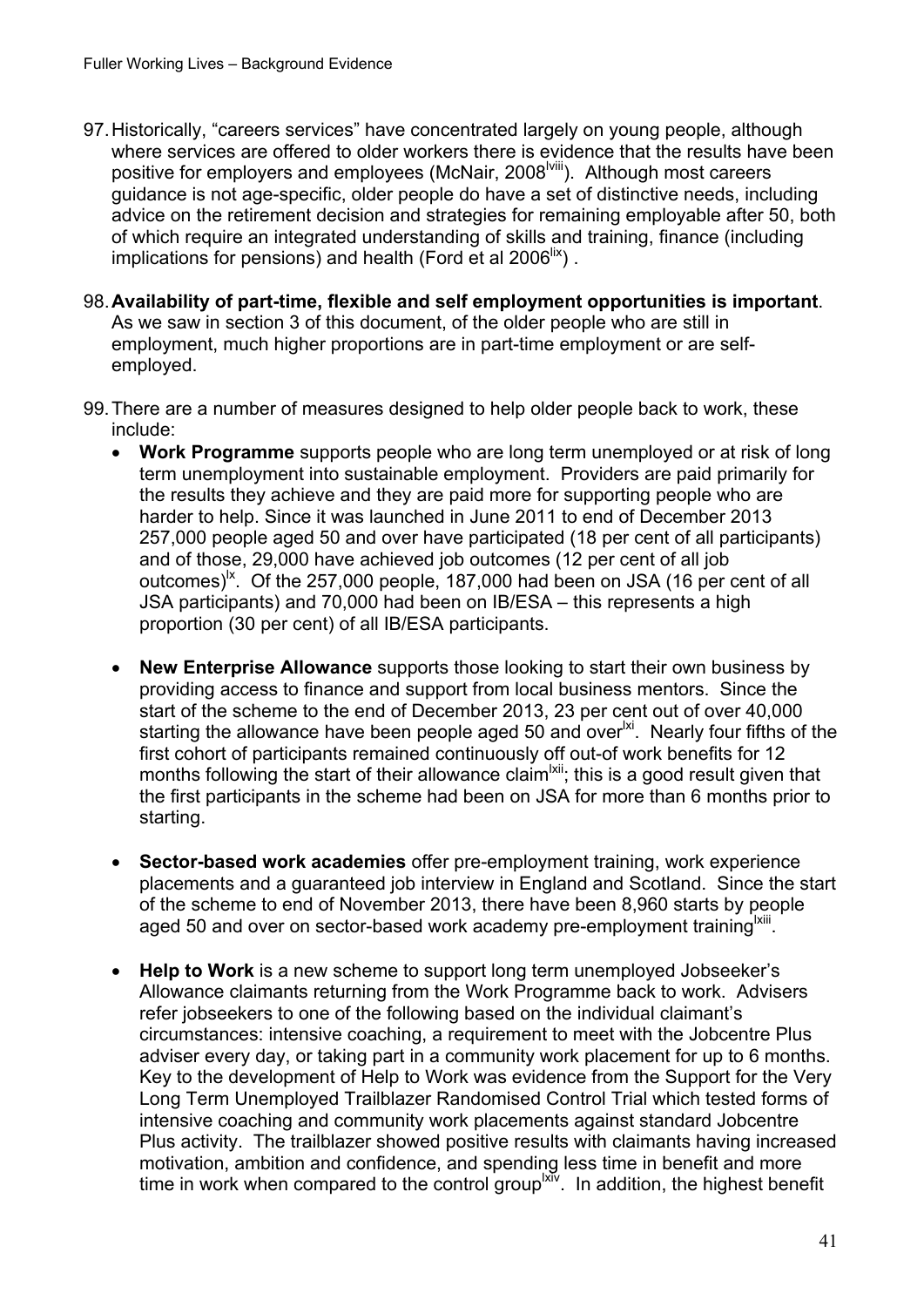97. Historically, "careers services" have concentrated largely on young people, although where services are offered to older workers there is evidence that the results have been positive for employers and employees (McNair, 2008[lviii]). Although most careers guidance is not age-specific, older people do have a set of distinctive needs, including advice on the retirement decision and strategies for remaining employable after 50, both of which require an integrated understanding of skills and training, finance (including implications for pensions) and health (Ford et al 2006[lix]) .

98. **Availability of part-time, flexible and self employment opportunities is important**. As we saw in section 3 of this document, of the older people who are still in employment, much higher proportions are in part-time employment or are self-employed.

99. There are a number of measures designed to help older people back to work, these include:
    - **Work Programme** supports people who are long term unemployed or at risk of long term unemployment into sustainable employment. Providers are paid primarily for the results they achieve and they are paid more for supporting people who are harder to help. Since it was launched in June 2011 to end of December 2013 257,000 people aged 50 and over have participated (18 per cent of all participants) and of those, 29,000 have achieved job outcomes (12 per cent of all job outcomes)[lx]. Of the 257,000 people, 187,000 had been on JSA (16 per cent of all JSA participants) and 70,000 had been on IB/ESA – this represents a high proportion (30 per cent) of all IB/ESA participants.

    - **New Enterprise Allowance** supports those looking to start their own business by providing access to finance and support from local business mentors. Since the start of the scheme to the end of December 2013, 23 per cent out of over 40,000 starting the allowance have been people aged 50 and over[lxi]. Nearly four fifths of the first cohort of participants remained continuously off out-of work benefits for 12 months following the start of their allowance claim[lxii]; this is a good result given that the first participants in the scheme had been on JSA for more than 6 months prior to starting.

    - **Sector-based work academies** offer pre-employment training, work experience placements and a guaranteed job interview in England and Scotland. Since the start of the scheme to end of November 2013, there have been 8,960 starts by people aged 50 and over on sector-based work academy pre-employment training[lxiii].

    - **Help to Work** is a new scheme to support long term unemployed Jobseeker's Allowance claimants returning from the Work Programme back to work. Advisers refer jobseekers to one of the following based on the individual claimant's circumstances: intensive coaching, a requirement to meet with the Jobcentre Plus adviser every day, or taking part in a community work placement for up to 6 months. Key to the development of Help to Work was evidence from the Support for the Very Long Term Unemployed Trailblazer Randomised Control Trial which tested forms of intensive coaching and community work placements against standard Jobcentre Plus activity. The trailblazer showed positive results with claimants having increased motivation, ambition and confidence, and spending less time in benefit and more time in work when compared to the control group[lxiv]. In addition, the highest benefit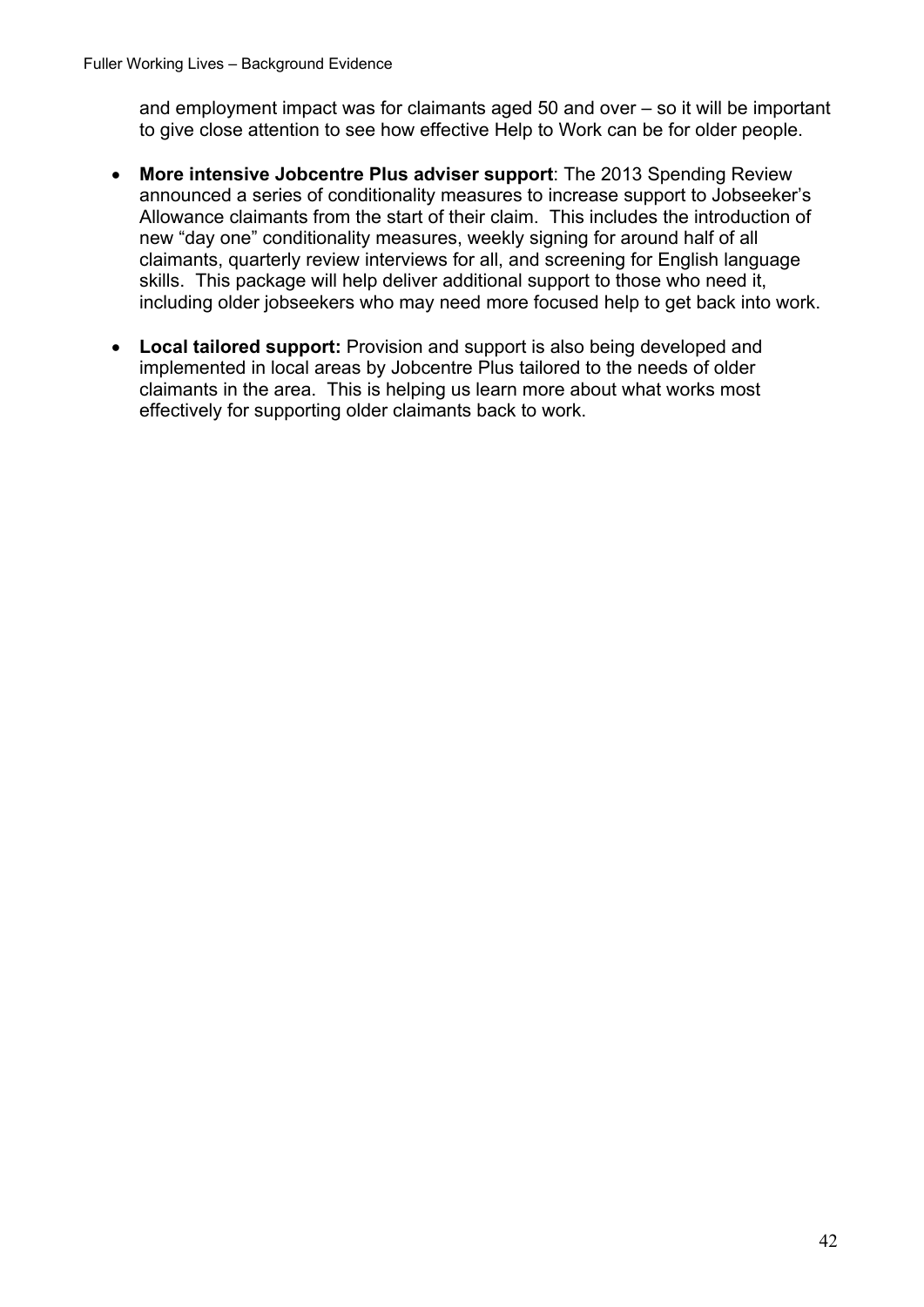and employment impact was for claimants aged 50 and over – so it will be important to give close attention to see how effective Help to Work can be for older people.

- **More intensive Jobcentre Plus adviser support**: The 2013 Spending Review announced a series of conditionality measures to increase support to Jobseeker's Allowance claimants from the start of their claim. This includes the introduction of new "day one" conditionality measures, weekly signing for around half of all claimants, quarterly review interviews for all, and screening for English language skills. This package will help deliver additional support to those who need it, including older jobseekers who may need more focused help to get back into work.

- **Local tailored support:** Provision and support is also being developed and implemented in local areas by Jobcentre Plus tailored to the needs of older claimants in the area. This is helping us learn more about what works most effectively for supporting older claimants back to work.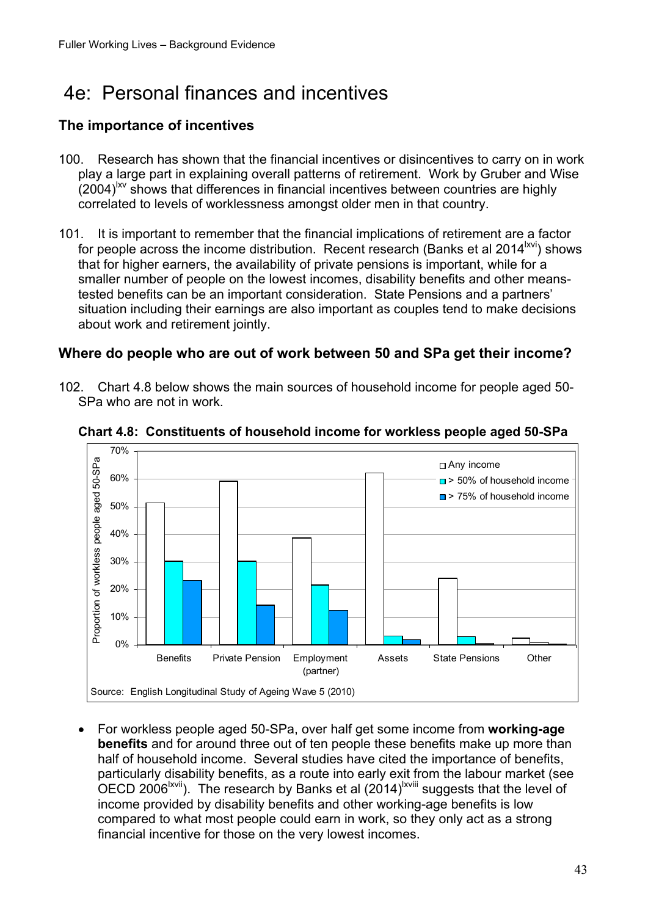# 4e: Personal finances and incentives

## The importance of incentives

100. Research has shown that the financial incentives or disincentives to carry on in work play a large part in explaining overall patterns of retirement. Work by Gruber and Wise (2004)[lxv] shows that differences in financial incentives between countries are highly correlated to levels of worklessness amongst older men in that country.

101. It is important to remember that the financial implications of retirement are a factor for people across the income distribution. Recent research (Banks et al 2014[lxvi]) shows that for higher earners, the availability of private pensions is important, while for a smaller number of people on the lowest incomes, disability benefits and other means-tested benefits can be an important consideration. State Pensions and a partners' situation including their earnings are also important as couples tend to make decisions about work and retirement jointly.

## Where do people who are out of work between 50 and SPa get their income?

102. Chart 4.8 below shows the main sources of household income for people aged 50-SPa who are not in work.

**Chart 4.8: Constituents of household income for workless people aged 50-SPa**

Source: English Longitudinal Study of Ageing Wave 5 (2010)

- For workless people aged 50-SPa, over half get some income from **working-age benefits** and for around three out of ten people these benefits make up more than half of household income. Several studies have cited the importance of benefits, particularly disability benefits, as a route into early exit from the labour market (see OECD 2006[lxvii]). The research by Banks et al (2014)[lxviii] suggests that the level of income provided by disability benefits and other working-age benefits is low compared to what most people could earn in work, so they only act as a strong financial incentive for those on the very lowest incomes.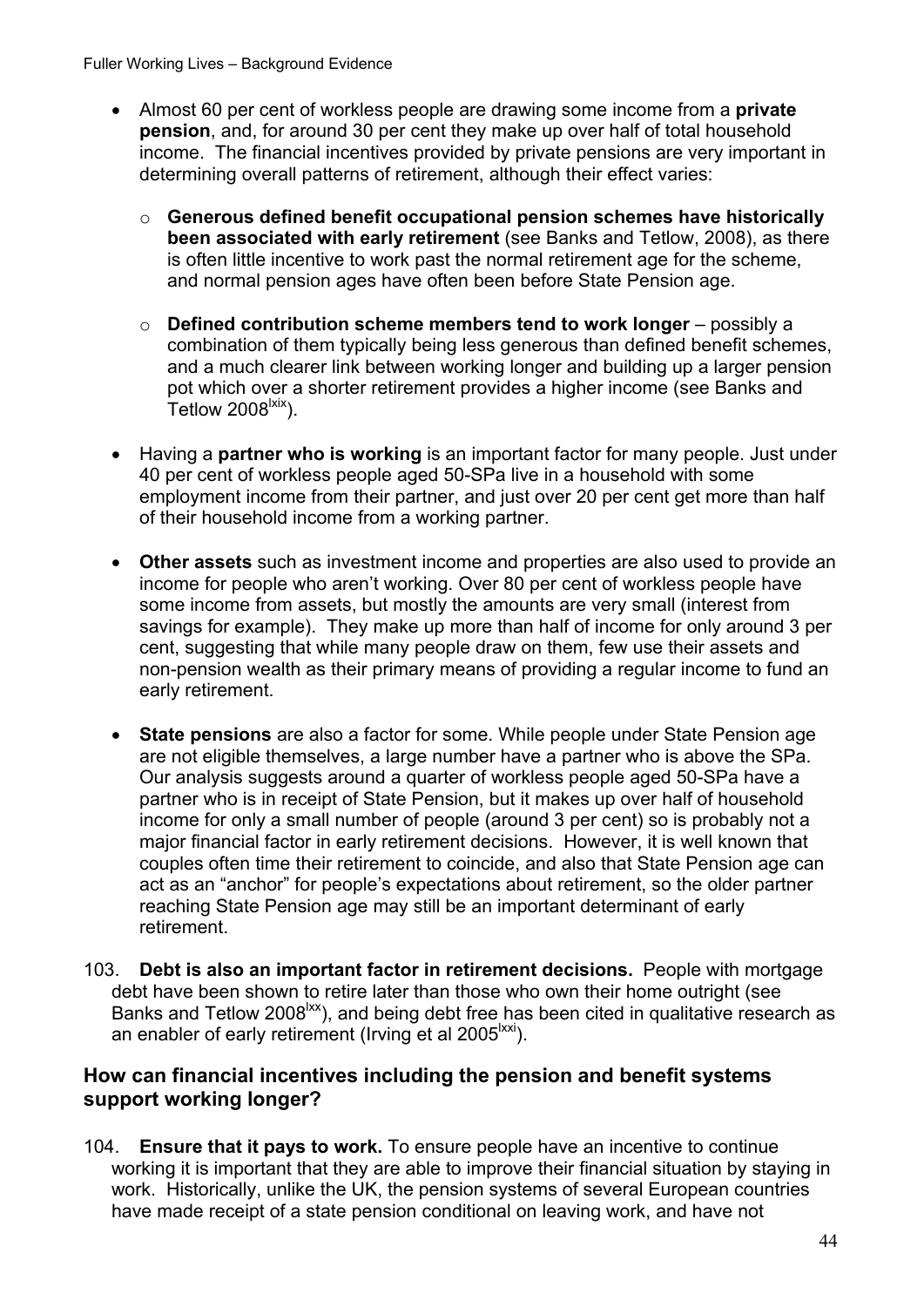- Almost 60 per cent of workless people are drawing some income from a **private pension**, and, for around 30 per cent they make up over half of total household income. The financial incentives provided by private pensions are very important in determining overall patterns of retirement, although their effect varies:
    - **Generous defined benefit occupational pension schemes have historically been associated with early retirement** (see Banks and Tetlow, 2008), as there is often little incentive to work past the normal retirement age for the scheme, and normal pension ages have often been before State Pension age.
    - **Defined contribution scheme members tend to work longer** – possibly a combination of them typically being less generous than defined benefit schemes, and a much clearer link between working longer and building up a larger pension pot which over a shorter retirement provides a higher income (see Banks and Tetlow 2008[lxix]).
- Having a **partner who is working** is an important factor for many people. Just under 40 per cent of workless people aged 50-SPa live in a household with some employment income from their partner, and just over 20 per cent get more than half of their household income from a working partner.
- **Other assets** such as investment income and properties are also used to provide an income for people who aren't working. Over 80 per cent of workless people have some income from assets, but mostly the amounts are very small (interest from savings for example). They make up more than half of income for only around 3 per cent, suggesting that while many people draw on them, few use their assets and non-pension wealth as their primary means of providing a regular income to fund an early retirement.
- **State pensions** are also a factor for some. While people under State Pension age are not eligible themselves, a large number have a partner who is above the SPa. Our analysis suggests around a quarter of workless people aged 50-SPa have a partner who is in receipt of State Pension, but it makes up over half of household income for only a small number of people (around 3 per cent) so is probably not a major financial factor in early retirement decisions. However, it is well known that couples often time their retirement to coincide, and also that State Pension age can act as an "anchor" for people's expectations about retirement, so the older partner reaching State Pension age may still be an important determinant of early retirement.

103. **Debt is also an important factor in retirement decisions.** People with mortgage debt have been shown to retire later than those who own their home outright (see Banks and Tetlow 2008[lxx]), and being debt free has been cited in qualitative research as an enabler of early retirement (Irving et al 2005[lxxi]).

## How can financial incentives including the pension and benefit systems support working longer?

104. **Ensure that it pays to work.** To ensure people have an incentive to continue working it is important that they are able to improve their financial situation by staying in work. Historically, unlike the UK, the pension systems of several European countries have made receipt of a state pension conditional on leaving work, and have not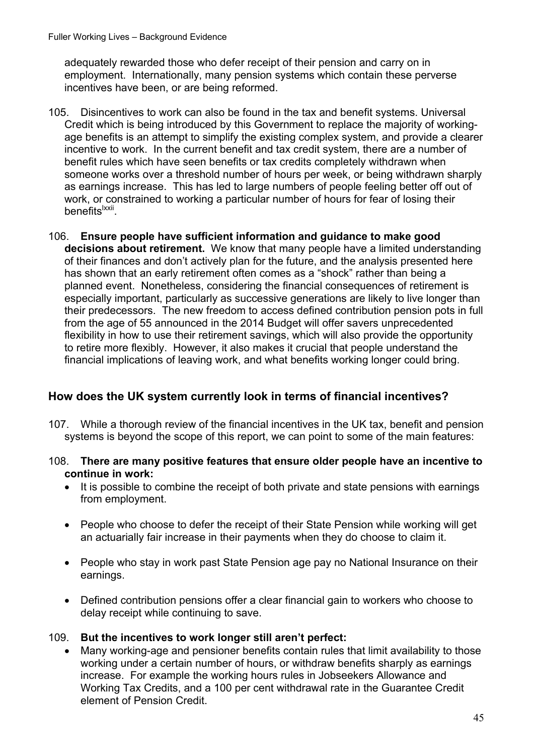adequately rewarded those who defer receipt of their pension and carry on in employment. Internationally, many pension systems which contain these perverse incentives have been, or are being reformed.

105. Disincentives to work can also be found in the tax and benefit systems. Universal Credit which is being introduced by this Government to replace the majority of working-age benefits is an attempt to simplify the existing complex system, and provide a clearer incentive to work. In the current benefit and tax credit system, there are a number of benefit rules which have seen benefits or tax credits completely withdrawn when someone works over a threshold number of hours per week, or being withdrawn sharply as earnings increase. This has led to large numbers of people feeling better off out of work, or constrained to working a particular number of hours for fear of losing their benefits[lxxii].

106. **Ensure people have sufficient information and guidance to make good decisions about retirement.** We know that many people have a limited understanding of their finances and don't actively plan for the future, and the analysis presented here has shown that an early retirement often comes as a "shock" rather than being a planned event. Nonetheless, considering the financial consequences of retirement is especially important, particularly as successive generations are likely to live longer than their predecessors. The new freedom to access defined contribution pension pots in full from the age of 55 announced in the 2014 Budget will offer savers unprecedented flexibility in how to use their retirement savings, which will also provide the opportunity to retire more flexibly. However, it also makes it crucial that people understand the financial implications of leaving work, and what benefits working longer could bring.

## How does the UK system currently look in terms of financial incentives?

107. While a thorough review of the financial incentives in the UK tax, benefit and pension systems is beyond the scope of this report, we can point to some of the main features:

108. **There are many positive features that ensure older people have an incentive to continue in work:**

- It is possible to combine the receipt of both private and state pensions with earnings from employment.
- People who choose to defer the receipt of their State Pension while working will get an actuarially fair increase in their payments when they do choose to claim it.
- People who stay in work past State Pension age pay no National Insurance on their earnings.
- Defined contribution pensions offer a clear financial gain to workers who choose to delay receipt while continuing to save.

109. **But the incentives to work longer still aren't perfect:**

- Many working-age and pensioner benefits contain rules that limit availability to those working under a certain number of hours, or withdraw benefits sharply as earnings increase. For example the working hours rules in Jobseekers Allowance and Working Tax Credits, and a 100 per cent withdrawal rate in the Guarantee Credit element of Pension Credit.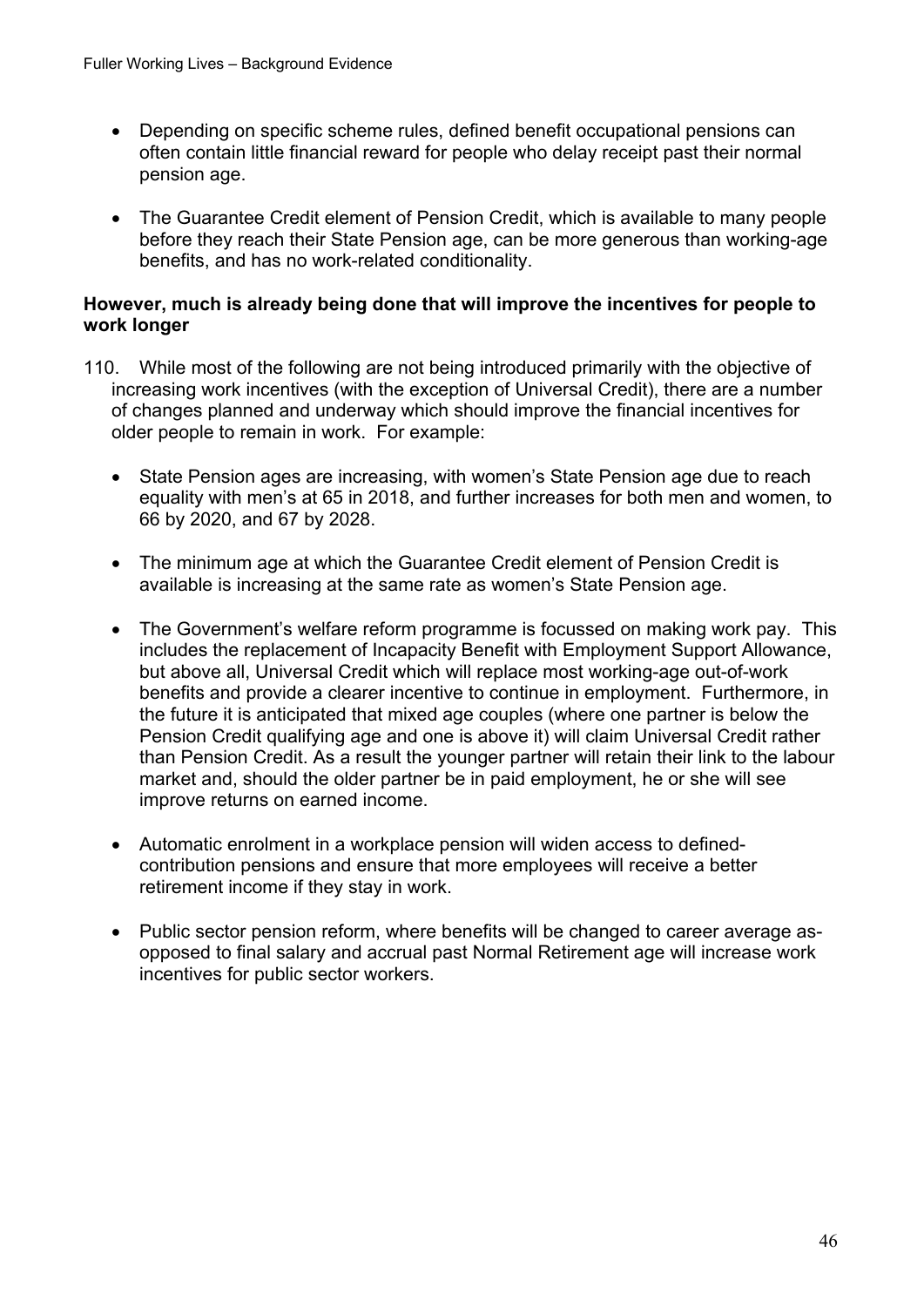- Depending on specific scheme rules, defined benefit occupational pensions can often contain little financial reward for people who delay receipt past their normal pension age.

- The Guarantee Credit element of Pension Credit, which is available to many people before they reach their State Pension age, can be more generous than working-age benefits, and has no work-related conditionality.

**However, much is already being done that will improve the incentives for people to work longer**

110. While most of the following are not being introduced primarily with the objective of increasing work incentives (with the exception of Universal Credit), there are a number of changes planned and underway which should improve the financial incentives for older people to remain in work. For example:

- State Pension ages are increasing, with women's State Pension age due to reach equality with men's at 65 in 2018, and further increases for both men and women, to 66 by 2020, and 67 by 2028.

- The minimum age at which the Guarantee Credit element of Pension Credit is available is increasing at the same rate as women's State Pension age.

- The Government's welfare reform programme is focussed on making work pay. This includes the replacement of Incapacity Benefit with Employment Support Allowance, but above all, Universal Credit which will replace most working-age out-of-work benefits and provide a clearer incentive to continue in employment. Furthermore, in the future it is anticipated that mixed age couples (where one partner is below the Pension Credit qualifying age and one is above it) will claim Universal Credit rather than Pension Credit. As a result the younger partner will retain their link to the labour market and, should the older partner be in paid employment, he or she will see improve returns on earned income.

- Automatic enrolment in a workplace pension will widen access to defined-contribution pensions and ensure that more employees will receive a better retirement income if they stay in work.

- Public sector pension reform, where benefits will be changed to career average as-opposed to final salary and accrual past Normal Retirement age will increase work incentives for public sector workers.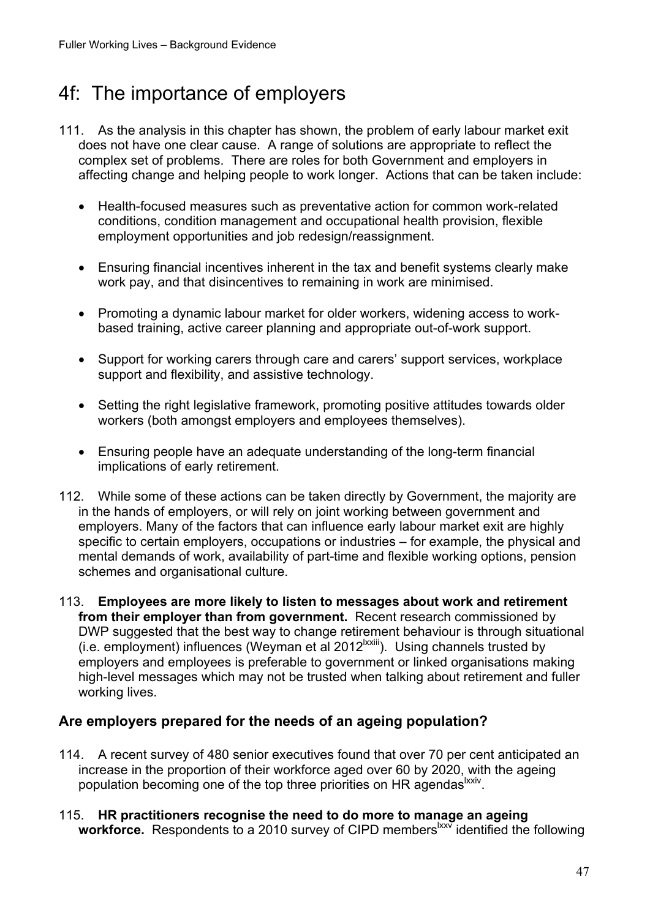# 4f: The importance of employers

111. As the analysis in this chapter has shown, the problem of early labour market exit does not have one clear cause. A range of solutions are appropriate to reflect the complex set of problems. There are roles for both Government and employers in affecting change and helping people to work longer. Actions that can be taken include:

- Health-focused measures such as preventative action for common work-related conditions, condition management and occupational health provision, flexible employment opportunities and job redesign/reassignment.
- Ensuring financial incentives inherent in the tax and benefit systems clearly make work pay, and that disincentives to remaining in work are minimised.
- Promoting a dynamic labour market for older workers, widening access to work-based training, active career planning and appropriate out-of-work support.
- Support for working carers through care and carers' support services, workplace support and flexibility, and assistive technology.
- Setting the right legislative framework, promoting positive attitudes towards older workers (both amongst employers and employees themselves).
- Ensuring people have an adequate understanding of the long-term financial implications of early retirement.

112. While some of these actions can be taken directly by Government, the majority are in the hands of employers, or will rely on joint working between government and employers. Many of the factors that can influence early labour market exit are highly specific to certain employers, occupations or industries – for example, the physical and mental demands of work, availability of part-time and flexible working options, pension schemes and organisational culture.

113. **Employees are more likely to listen to messages about work and retirement from their employer than from government.** Recent research commissioned by DWP suggested that the best way to change retirement behaviour is through situational (i.e. employment) influences (Weyman et al 2012[lxxiii]). Using channels trusted by employers and employees is preferable to government or linked organisations making high-level messages which may not be trusted when talking about retirement and fuller working lives.

## Are employers prepared for the needs of an ageing population?

114. A recent survey of 480 senior executives found that over 70 per cent anticipated an increase in the proportion of their workforce aged over 60 by 2020, with the ageing population becoming one of the top three priorities on HR agendas[lxxiv].

115. **HR practitioners recognise the need to do more to manage an ageing workforce.** Respondents to a 2010 survey of CIPD members[lxxv] identified the following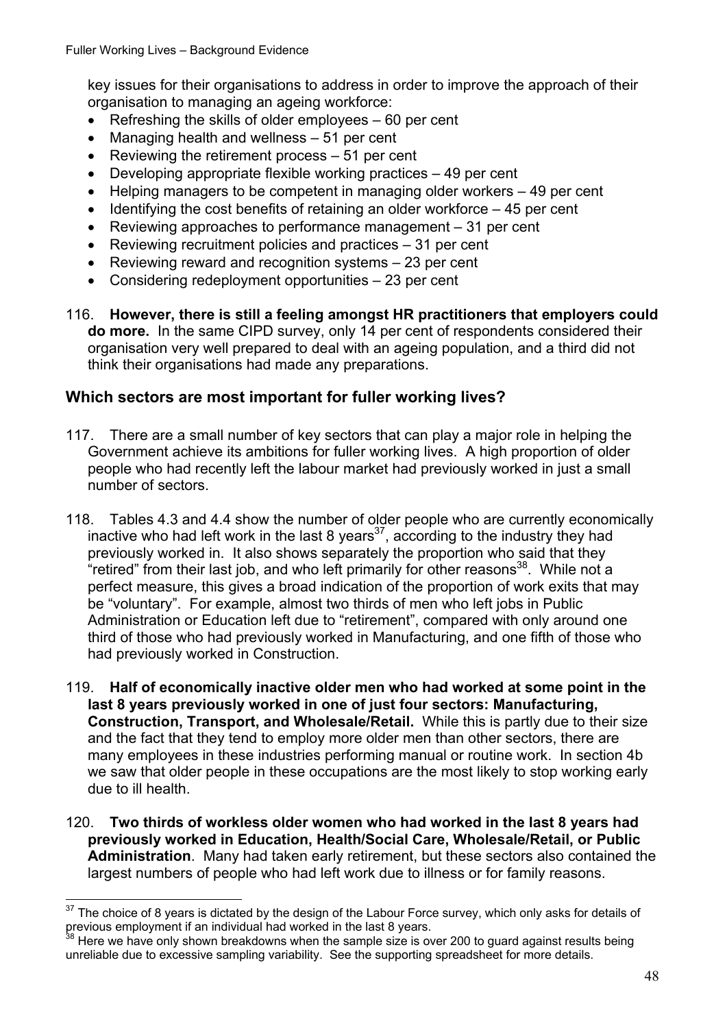key issues for their organisations to address in order to improve the approach of their organisation to managing an ageing workforce:

- Refreshing the skills of older employees – 60 per cent
- Managing health and wellness – 51 per cent
- Reviewing the retirement process – 51 per cent
- Developing appropriate flexible working practices – 49 per cent
- Helping managers to be competent in managing older workers – 49 per cent
- Identifying the cost benefits of retaining an older workforce – 45 per cent
- Reviewing approaches to performance management – 31 per cent
- Reviewing recruitment policies and practices – 31 per cent
- Reviewing reward and recognition systems – 23 per cent
- Considering redeployment opportunities – 23 per cent

116. **However, there is still a feeling amongst HR practitioners that employers could do more.** In the same CIPD survey, only 14 per cent of respondents considered their organisation very well prepared to deal with an ageing population, and a third did not think their organisations had made any preparations.

## Which sectors are most important for fuller working lives?

117. There are a small number of key sectors that can play a major role in helping the Government achieve its ambitions for fuller working lives. A high proportion of older people who had recently left the labour market had previously worked in just a small number of sectors.

118. Tables 4.3 and 4.4 show the number of older people who are currently economically inactive who had left work in the last 8 years[37], according to the industry they had previously worked in. It also shows separately the proportion who said that they "retired" from their last job, and who left primarily for other reasons[38]. While not a perfect measure, this gives a broad indication of the proportion of work exits that may be "voluntary". For example, almost two thirds of men who left jobs in Public Administration or Education left due to "retirement", compared with only around one third of those who had previously worked in Manufacturing, and one fifth of those who had previously worked in Construction.

119. **Half of economically inactive older men who had worked at some point in the last 8 years previously worked in one of just four sectors: Manufacturing, Construction, Transport, and Wholesale/Retail.** While this is partly due to their size and the fact that they tend to employ more older men than other sectors, there are many employees in these industries performing manual or routine work. In section 4b we saw that older people in these occupations are the most likely to stop working early due to ill health.

120. **Two thirds of workless older women who had worked in the last 8 years had previously worked in Education, Health/Social Care, Wholesale/Retail, or Public Administration**. Many had taken early retirement, but these sectors also contained the largest numbers of people who had left work due to illness or for family reasons.

---

[37] The choice of 8 years is dictated by the design of the Labour Force survey, which only asks for details of previous employment if an individual had worked in the last 8 years.

[38] Here we have only shown breakdowns when the sample size is over 200 to guard against results being unreliable due to excessive sampling variability. See the supporting spreadsheet for more details.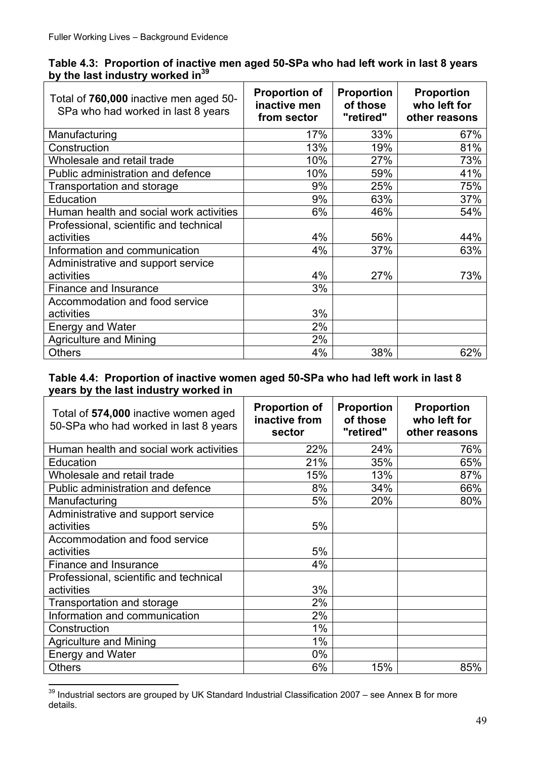**Table 4.3: Proportion of inactive men aged 50-SPa who had left work in last 8 years by the last industry worked in[39]**

| Total of **760,000** inactive men aged 50-SPa who had worked in last 8 years | Proportion of inactive men from sector | Proportion of those "retired" | Proportion who left for other reasons |
|---|---|---|---|
| Manufacturing | 17% | 33% | 67% |
| Construction | 13% | 19% | 81% |
| Wholesale and retail trade | 10% | 27% | 73% |
| Public administration and defence | 10% | 59% | 41% |
| Transportation and storage | 9% | 25% | 75% |
| Education | 9% | 63% | 37% |
| Human health and social work activities | 6% | 46% | 54% |
| Professional, scientific and technical activities | 4% | 56% | 44% |
| Information and communication | 4% | 37% | 63% |
| Administrative and support service activities | 4% | 27% | 73% |
| Finance and Insurance | 3% | | |
| Accommodation and food service activities | 3% | | |
| Energy and Water | 2% | | |
| Agriculture and Mining | 2% | | |
| Others | 4% | 38% | 62% |

**Table 4.4: Proportion of inactive women aged 50-SPa who had left work in last 8 years by the last industry worked in**

| Total of **574,000** inactive women aged 50-SPa who had worked in last 8 years | Proportion of inactive from sector | Proportion of those "retired" | Proportion who left for other reasons |
|---|---|---|---|
| Human health and social work activities | 22% | 24% | 76% |
| Education | 21% | 35% | 65% |
| Wholesale and retail trade | 15% | 13% | 87% |
| Public administration and defence | 8% | 34% | 66% |
| Manufacturing | 5% | 20% | 80% |
| Administrative and support service activities | 5% | | |
| Accommodation and food service activities | 5% | | |
| Finance and Insurance | 4% | | |
| Professional, scientific and technical activities | 3% | | |
| Transportation and storage | 2% | | |
| Information and communication | 2% | | |
| Construction | 1% | | |
| Agriculture and Mining | 1% | | |
| Energy and Water | 0% | | |
| Others | 6% | 15% | 85% |

[39] Industrial sectors are grouped by UK Standard Industrial Classification 2007 – see Annex B for more details.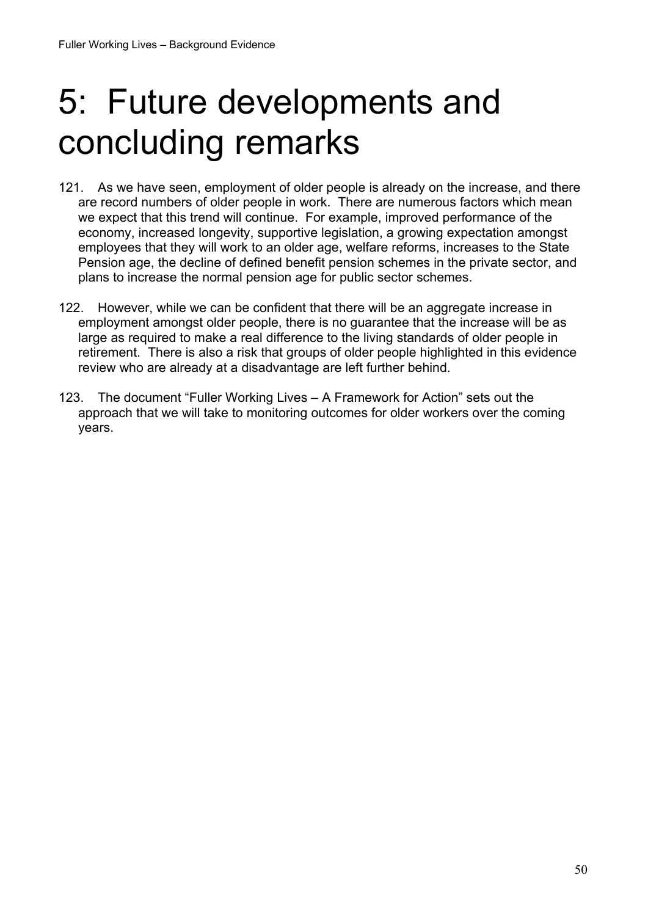# 5: Future developments and concluding remarks

121. As we have seen, employment of older people is already on the increase, and there are record numbers of older people in work. There are numerous factors which mean we expect that this trend will continue. For example, improved performance of the economy, increased longevity, supportive legislation, a growing expectation amongst employees that they will work to an older age, welfare reforms, increases to the State Pension age, the decline of defined benefit pension schemes in the private sector, and plans to increase the normal pension age for public sector schemes.

122. However, while we can be confident that there will be an aggregate increase in employment amongst older people, there is no guarantee that the increase will be as large as required to make a real difference to the living standards of older people in retirement. There is also a risk that groups of older people highlighted in this evidence review who are already at a disadvantage are left further behind.

123. The document "Fuller Working Lives – A Framework for Action" sets out the approach that we will take to monitoring outcomes for older workers over the coming years.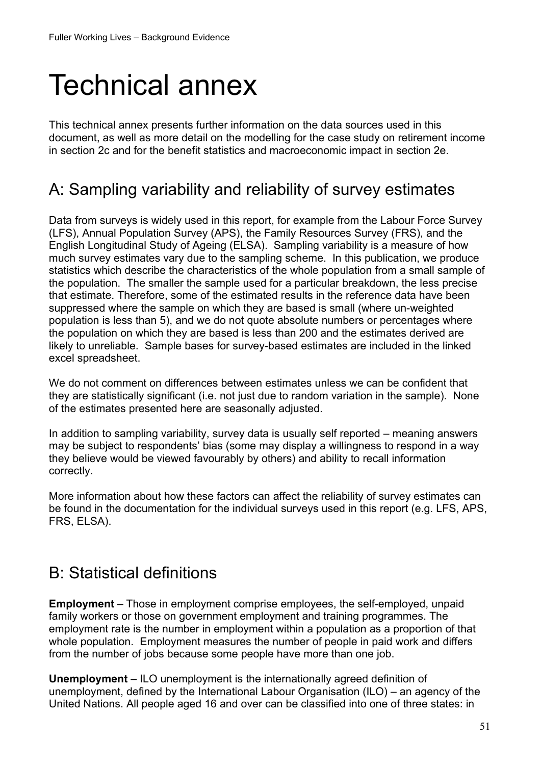# Technical annex

This technical annex presents further information on the data sources used in this document, as well as more detail on the modelling for the case study on retirement income in section 2c and for the benefit statistics and macroeconomic impact in section 2e.

## A: Sampling variability and reliability of survey estimates

Data from surveys is widely used in this report, for example from the Labour Force Survey (LFS), Annual Population Survey (APS), the Family Resources Survey (FRS), and the English Longitudinal Study of Ageing (ELSA). Sampling variability is a measure of how much survey estimates vary due to the sampling scheme. In this publication, we produce statistics which describe the characteristics of the whole population from a small sample of the population. The smaller the sample used for a particular breakdown, the less precise that estimate. Therefore, some of the estimated results in the reference data have been suppressed where the sample on which they are based is small (where un-weighted population is less than 5), and we do not quote absolute numbers or percentages where the population on which they are based is less than 200 and the estimates derived are likely to unreliable. Sample bases for survey-based estimates are included in the linked excel spreadsheet.

We do not comment on differences between estimates unless we can be confident that they are statistically significant (i.e. not just due to random variation in the sample). None of the estimates presented here are seasonally adjusted.

In addition to sampling variability, survey data is usually self reported – meaning answers may be subject to respondents' bias (some may display a willingness to respond in a way they believe would be viewed favourably by others) and ability to recall information correctly.

More information about how these factors can affect the reliability of survey estimates can be found in the documentation for the individual surveys used in this report (e.g. LFS, APS, FRS, ELSA).

## B: Statistical definitions

**Employment** – Those in employment comprise employees, the self-employed, unpaid family workers or those on government employment and training programmes. The employment rate is the number in employment within a population as a proportion of that whole population. Employment measures the number of people in paid work and differs from the number of jobs because some people have more than one job.

**Unemployment** – ILO unemployment is the internationally agreed definition of unemployment, defined by the International Labour Organisation (ILO) – an agency of the United Nations. All people aged 16 and over can be classified into one of three states: in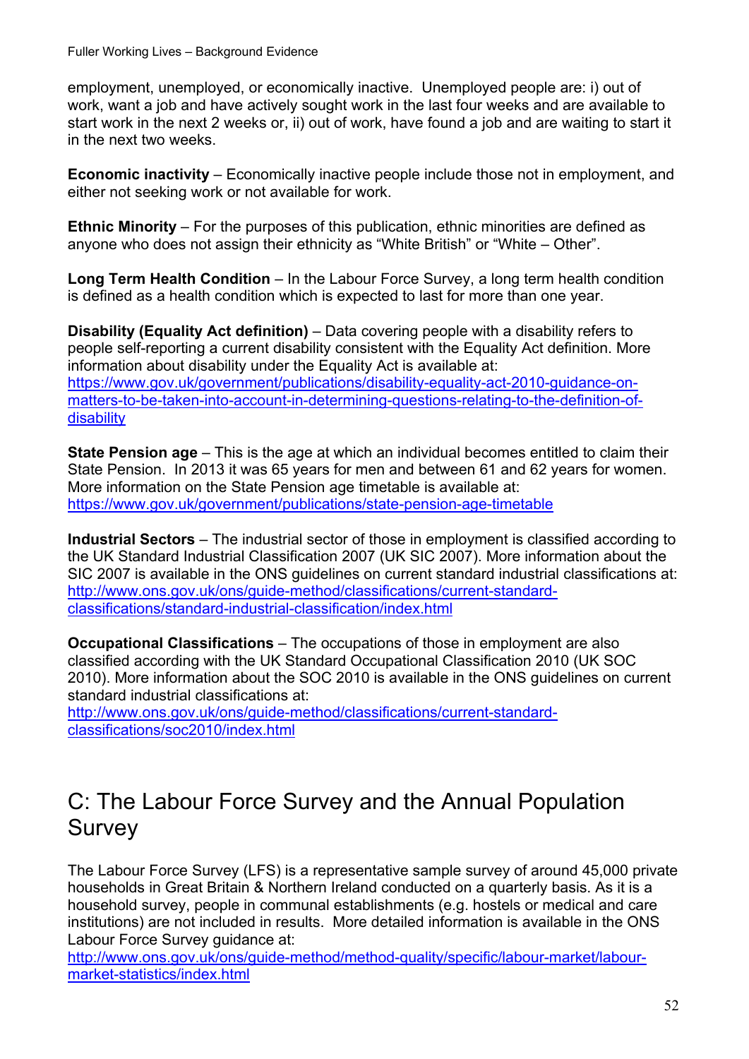employment, unemployed, or economically inactive. Unemployed people are: i) out of work, want a job and have actively sought work in the last four weeks and are available to start work in the next 2 weeks or, ii) out of work, have found a job and are waiting to start it in the next two weeks.

**Economic inactivity** – Economically inactive people include those not in employment, and either not seeking work or not available for work.

**Ethnic Minority** – For the purposes of this publication, ethnic minorities are defined as anyone who does not assign their ethnicity as "White British" or "White – Other".

**Long Term Health Condition** – In the Labour Force Survey, a long term health condition is defined as a health condition which is expected to last for more than one year.

**Disability (Equality Act definition)** – Data covering people with a disability refers to people self-reporting a current disability consistent with the Equality Act definition. More information about disability under the Equality Act is available at: [https://www.gov.uk/government/publications/disability-equality-act-2010-guidance-on-matters-to-be-taken-into-account-in-determining-questions-relating-to-the-definition-of-disability](https://www.gov.uk/government/publications/disability-equality-act-2010-guidance-on-matters-to-be-taken-into-account-in-determining-questions-relating-to-the-definition-of-disability)

**State Pension age** – This is the age at which an individual becomes entitled to claim their State Pension. In 2013 it was 65 years for men and between 61 and 62 years for women. More information on the State Pension age timetable is available at: [https://www.gov.uk/government/publications/state-pension-age-timetable](https://www.gov.uk/government/publications/state-pension-age-timetable)

**Industrial Sectors** – The industrial sector of those in employment is classified according to the UK Standard Industrial Classification 2007 (UK SIC 2007). More information about the SIC 2007 is available in the ONS guidelines on current standard industrial classifications at: [http://www.ons.gov.uk/ons/guide-method/classifications/current-standard-classifications/standard-industrial-classification/index.html](http://www.ons.gov.uk/ons/guide-method/classifications/current-standard-classifications/standard-industrial-classification/index.html)

**Occupational Classifications** – The occupations of those in employment are also classified according with the UK Standard Occupational Classification 2010 (UK SOC 2010). More information about the SOC 2010 is available in the ONS guidelines on current standard industrial classifications at: [http://www.ons.gov.uk/ons/guide-method/classifications/current-standard-classifications/soc2010/index.html](http://www.ons.gov.uk/ons/guide-method/classifications/current-standard-classifications/soc2010/index.html)

# C: The Labour Force Survey and the Annual Population Survey

The Labour Force Survey (LFS) is a representative sample survey of around 45,000 private households in Great Britain & Northern Ireland conducted on a quarterly basis. As it is a household survey, people in communal establishments (e.g. hostels or medical and care institutions) are not included in results. More detailed information is available in the ONS Labour Force Survey guidance at: [http://www.ons.gov.uk/ons/guide-method/method-quality/specific/labour-market/labour-market-statistics/index.html](http://www.ons.gov.uk/ons/guide-method/method-quality/specific/labour-market/labour-market-statistics/index.html)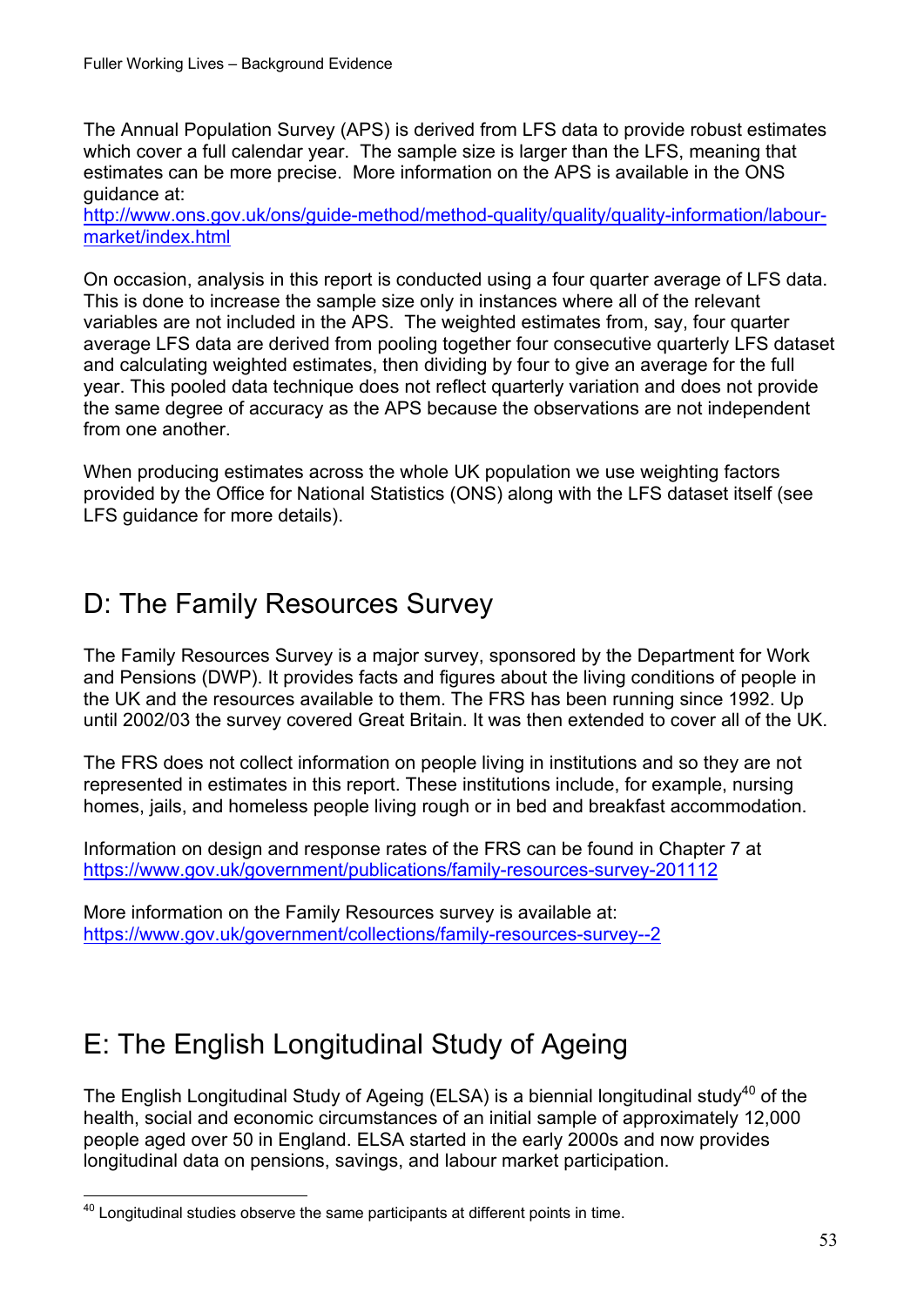The Annual Population Survey (APS) is derived from LFS data to provide robust estimates which cover a full calendar year. The sample size is larger than the LFS, meaning that estimates can be more precise. More information on the APS is available in the ONS guidance at:
http://www.ons.gov.uk/ons/guide-method/method-quality/quality/quality-information/labour-market/index.html

On occasion, analysis in this report is conducted using a four quarter average of LFS data. This is done to increase the sample size only in instances where all of the relevant variables are not included in the APS. The weighted estimates from, say, four quarter average LFS data are derived from pooling together four consecutive quarterly LFS dataset and calculating weighted estimates, then dividing by four to give an average for the full year. This pooled data technique does not reflect quarterly variation and does not provide the same degree of accuracy as the APS because the observations are not independent from one another.

When producing estimates across the whole UK population we use weighting factors provided by the Office for National Statistics (ONS) along with the LFS dataset itself (see LFS guidance for more details).

## D: The Family Resources Survey

The Family Resources Survey is a major survey, sponsored by the Department for Work and Pensions (DWP). It provides facts and figures about the living conditions of people in the UK and the resources available to them. The FRS has been running since 1992. Up until 2002/03 the survey covered Great Britain. It was then extended to cover all of the UK.

The FRS does not collect information on people living in institutions and so they are not represented in estimates in this report. These institutions include, for example, nursing homes, jails, and homeless people living rough or in bed and breakfast accommodation.

Information on design and response rates of the FRS can be found in Chapter 7 at
https://www.gov.uk/government/publications/family-resources-survey-201112

More information on the Family Resources survey is available at:
https://www.gov.uk/government/collections/family-resources-survey--2

## E: The English Longitudinal Study of Ageing

The English Longitudinal Study of Ageing (ELSA) is a biennial longitudinal study[40] of the health, social and economic circumstances of an initial sample of approximately 12,000 people aged over 50 in England. ELSA started in the early 2000s and now provides longitudinal data on pensions, savings, and labour market participation.

[40] Longitudinal studies observe the same participants at different points in time.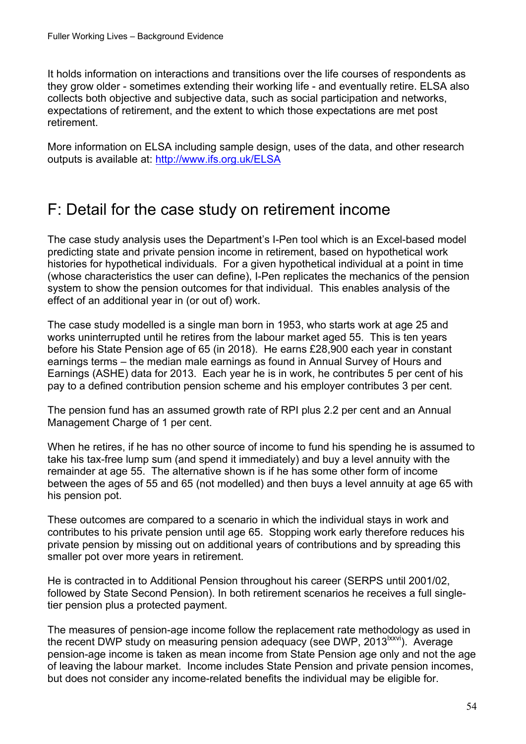It holds information on interactions and transitions over the life courses of respondents as they grow older - sometimes extending their working life - and eventually retire. ELSA also collects both objective and subjective data, such as social participation and networks, expectations of retirement, and the extent to which those expectations are met post retirement.

More information on ELSA including sample design, uses of the data, and other research outputs is available at: http://www.ifs.org.uk/ELSA

## F: Detail for the case study on retirement income

The case study analysis uses the Department's I-Pen tool which is an Excel-based model predicting state and private pension income in retirement, based on hypothetical work histories for hypothetical individuals. For a given hypothetical individual at a point in time (whose characteristics the user can define), I-Pen replicates the mechanics of the pension system to show the pension outcomes for that individual. This enables analysis of the effect of an additional year in (or out of) work.

The case study modelled is a single man born in 1953, who starts work at age 25 and works uninterrupted until he retires from the labour market aged 55. This is ten years before his State Pension age of 65 (in 2018). He earns £28,900 each year in constant earnings terms – the median male earnings as found in Annual Survey of Hours and Earnings (ASHE) data for 2013. Each year he is in work, he contributes 5 per cent of his pay to a defined contribution pension scheme and his employer contributes 3 per cent.

The pension fund has an assumed growth rate of RPI plus 2.2 per cent and an Annual Management Charge of 1 per cent.

When he retires, if he has no other source of income to fund his spending he is assumed to take his tax-free lump sum (and spend it immediately) and buy a level annuity with the remainder at age 55. The alternative shown is if he has some other form of income between the ages of 55 and 65 (not modelled) and then buys a level annuity at age 65 with his pension pot.

These outcomes are compared to a scenario in which the individual stays in work and contributes to his private pension until age 65. Stopping work early therefore reduces his private pension by missing out on additional years of contributions and by spreading this smaller pot over more years in retirement.

He is contracted in to Additional Pension throughout his career (SERPS until 2001/02, followed by State Second Pension). In both retirement scenarios he receives a full single-tier pension plus a protected payment.

The measures of pension-age income follow the replacement rate methodology as used in the recent DWP study on measuring pension adequacy (see DWP, 2013[lxxvi]). Average pension-age income is taken as mean income from State Pension age only and not the age of leaving the labour market. Income includes State Pension and private pension incomes, but does not consider any income-related benefits the individual may be eligible for.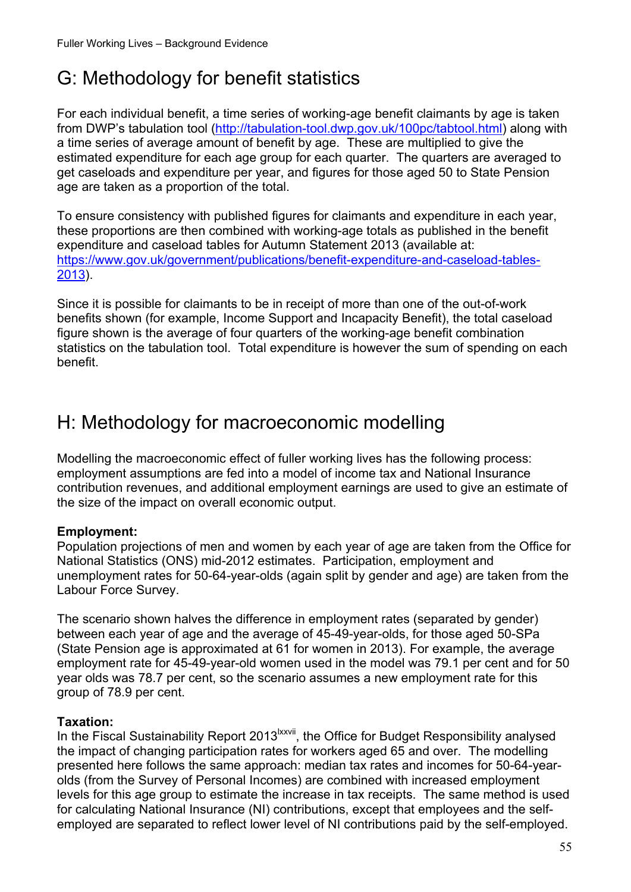# G: Methodology for benefit statistics

For each individual benefit, a time series of working-age benefit claimants by age is taken from DWP's tabulation tool (http://tabulation-tool.dwp.gov.uk/100pc/tabtool.html) along with a time series of average amount of benefit by age. These are multiplied to give the estimated expenditure for each age group for each quarter. The quarters are averaged to get caseloads and expenditure per year, and figures for those aged 50 to State Pension age are taken as a proportion of the total.

To ensure consistency with published figures for claimants and expenditure in each year, these proportions are then combined with working-age totals as published in the benefit expenditure and caseload tables for Autumn Statement 2013 (available at: https://www.gov.uk/government/publications/benefit-expenditure-and-caseload-tables-2013).

Since it is possible for claimants to be in receipt of more than one of the out-of-work benefits shown (for example, Income Support and Incapacity Benefit), the total caseload figure shown is the average of four quarters of the working-age benefit combination statistics on the tabulation tool. Total expenditure is however the sum of spending on each benefit.

# H: Methodology for macroeconomic modelling

Modelling the macroeconomic effect of fuller working lives has the following process: employment assumptions are fed into a model of income tax and National Insurance contribution revenues, and additional employment earnings are used to give an estimate of the size of the impact on overall economic output.

**Employment:**
Population projections of men and women by each year of age are taken from the Office for National Statistics (ONS) mid-2012 estimates. Participation, employment and unemployment rates for 50-64-year-olds (again split by gender and age) are taken from the Labour Force Survey.

The scenario shown halves the difference in employment rates (separated by gender) between each year of age and the average of 45-49-year-olds, for those aged 50-SPa (State Pension age is approximated at 61 for women in 2013). For example, the average employment rate for 45-49-year-old women used in the model was 79.1 per cent and for 50 year olds was 78.7 per cent, so the scenario assumes a new employment rate for this group of 78.9 per cent.

**Taxation:**
In the Fiscal Sustainability Report 2013[lxxvii], the Office for Budget Responsibility analysed the impact of changing participation rates for workers aged 65 and over. The modelling presented here follows the same approach: median tax rates and incomes for 50-64-year-olds (from the Survey of Personal Incomes) are combined with increased employment levels for this age group to estimate the increase in tax receipts. The same method is used for calculating National Insurance (NI) contributions, except that employees and the self-employed are separated to reflect lower level of NI contributions paid by the self-employed.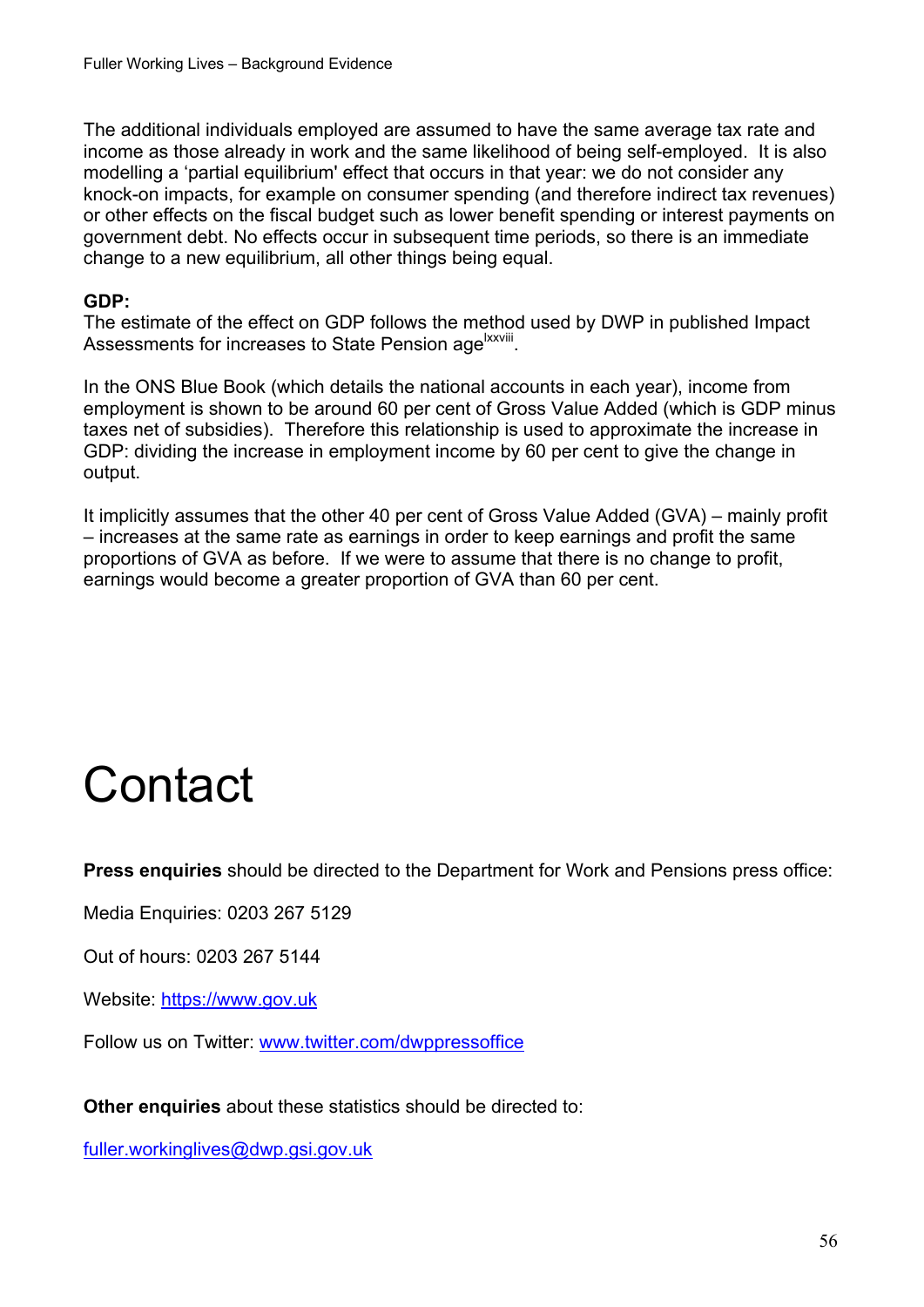The additional individuals employed are assumed to have the same average tax rate and income as those already in work and the same likelihood of being self-employed. It is also modelling a 'partial equilibrium' effect that occurs in that year: we do not consider any knock-on impacts, for example on consumer spending (and therefore indirect tax revenues) or other effects on the fiscal budget such as lower benefit spending or interest payments on government debt. No effects occur in subsequent time periods, so there is an immediate change to a new equilibrium, all other things being equal.

**GDP:**

The estimate of the effect on GDP follows the method used by DWP in published Impact Assessments for increases to State Pension age[lxxviii].

In the ONS Blue Book (which details the national accounts in each year), income from employment is shown to be around 60 per cent of Gross Value Added (which is GDP minus taxes net of subsidies). Therefore this relationship is used to approximate the increase in GDP: dividing the increase in employment income by 60 per cent to give the change in output.

It implicitly assumes that the other 40 per cent of Gross Value Added (GVA) – mainly profit – increases at the same rate as earnings in order to keep earnings and profit the same proportions of GVA as before. If we were to assume that there is no change to profit, earnings would become a greater proportion of GVA than 60 per cent.

# Contact

**Press enquiries** should be directed to the Department for Work and Pensions press office:

Media Enquiries: 0203 267 5129

Out of hours: 0203 267 5144

Website: [https://www.gov.uk](https://www.gov.uk)

Follow us on Twitter: [www.twitter.com/dwppressoffice](http://www.twitter.com/dwppressoffice)

**Other enquiries** about these statistics should be directed to:

[fuller.workinglives@dwp.gsi.gov.uk](mailto:fuller.workinglives@dwp.gsi.gov.uk)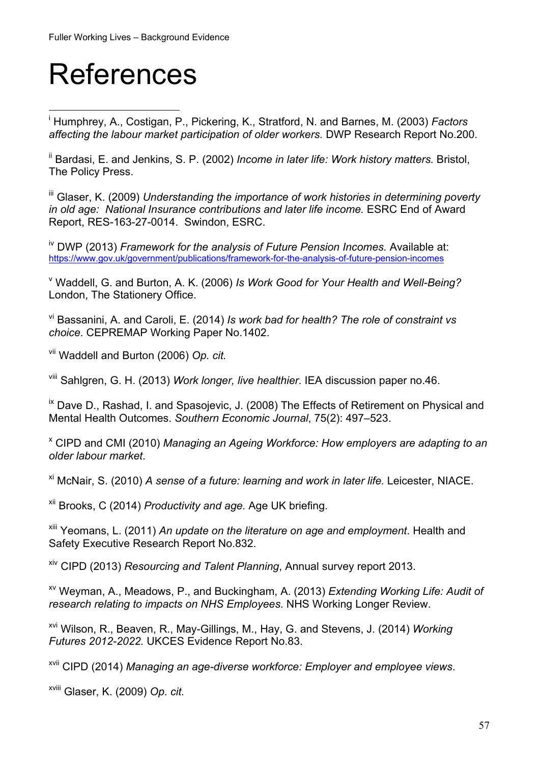# References

[i] Humphrey, A., Costigan, P., Pickering, K., Stratford, N. and Barnes, M. (2003) *Factors affecting the labour market participation of older workers.* DWP Research Report No.200.

[ii] Bardasi, E. and Jenkins, S. P. (2002) *Income in later life: Work history matters.* Bristol, The Policy Press.

[iii] Glaser, K. (2009) *Understanding the importance of work histories in determining poverty in old age: National Insurance contributions and later life income.* ESRC End of Award Report, RES-163-27-0014. Swindon, ESRC.

[iv] DWP (2013) *Framework for the analysis of Future Pension Incomes.* Available at: https://www.gov.uk/government/publications/framework-for-the-analysis-of-future-pension-incomes

[v] Waddell, G. and Burton, A. K. (2006) *Is Work Good for Your Health and Well-Being?* London, The Stationery Office.

[vi] Bassanini, A. and Caroli, E. (2014) *Is work bad for health? The role of constraint vs choice*. CEPREMAP Working Paper No.1402.

[vii] Waddell and Burton (2006) *Op. cit.*

[viii] Sahlgren, G. H. (2013) *Work longer, live healthier.* IEA discussion paper no.46.

[ix] Dave D., Rashad, I. and Spasojevic, J. (2008) The Effects of Retirement on Physical and Mental Health Outcomes. *Southern Economic Journal*, 75(2): 497–523.

[x] CIPD and CMI (2010) *Managing an Ageing Workforce: How employers are adapting to an older labour market*.

[xi] McNair, S. (2010) *A sense of a future: learning and work in later life.* Leicester, NIACE.

[xii] Brooks, C (2014) *Productivity and age.* Age UK briefing.

[xiii] Yeomans, L. (2011) *An update on the literature on age and employment*. Health and Safety Executive Research Report No.832.

[xiv] CIPD (2013) *Resourcing and Talent Planning*, Annual survey report 2013.

[xv] Weyman, A., Meadows, P., and Buckingham, A. (2013) *Extending Working Life: Audit of research relating to impacts on NHS Employees*. NHS Working Longer Review.

[xvi] Wilson, R., Beaven, R., May-Gillings, M., Hay, G. and Stevens, J. (2014) *Working Futures 2012-2022.* UKCES Evidence Report No.83.

[xvii] CIPD (2014) *Managing an age-diverse workforce: Employer and employee views*.

[xviii] Glaser, K. (2009) *Op. cit.*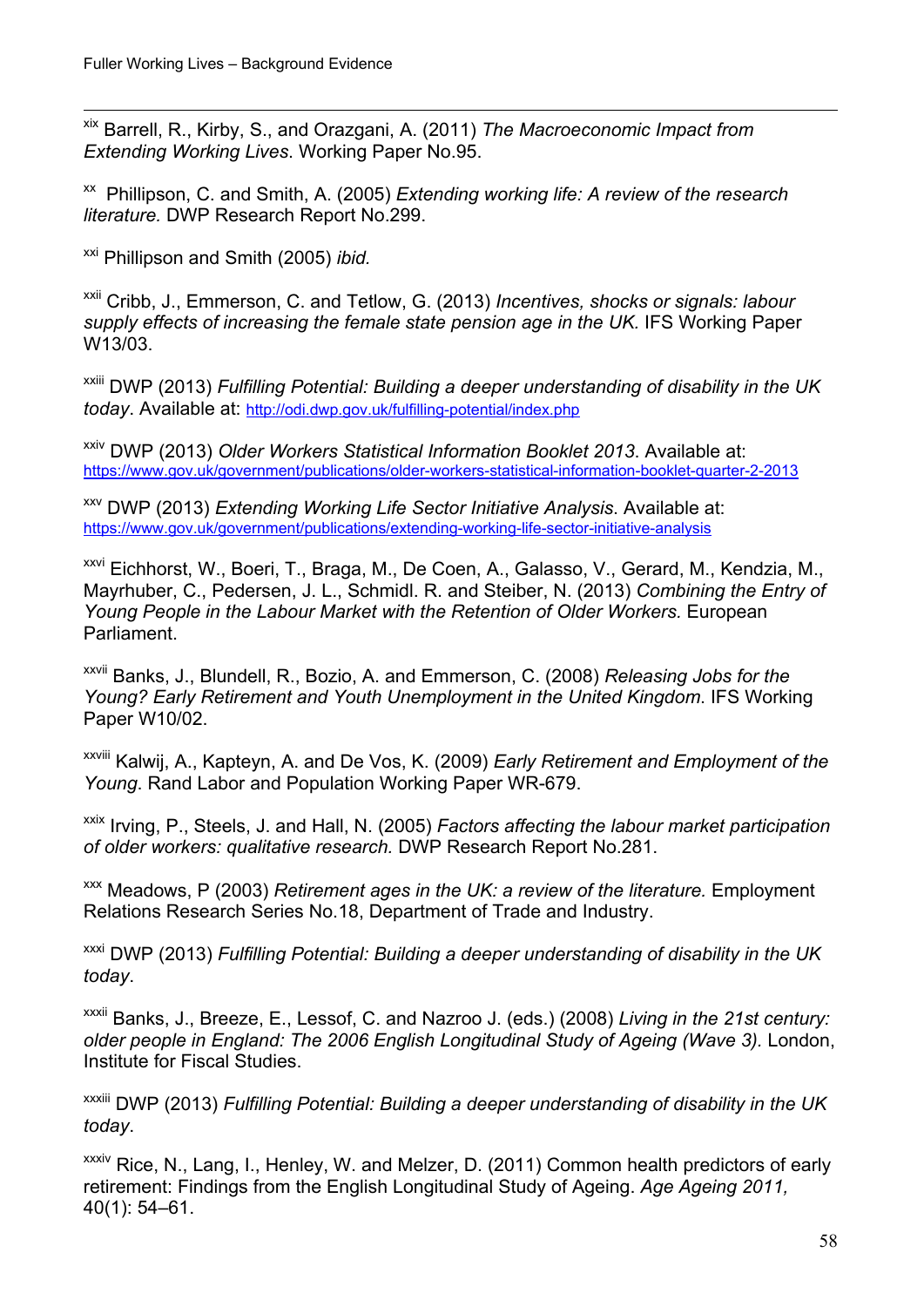[xix] Barrell, R., Kirby, S., and Orazgani, A. (2011) *The Macroeconomic Impact from Extending Working Lives*. Working Paper No.95.

[xx] Phillipson, C. and Smith, A. (2005) *Extending working life: A review of the research literature.* DWP Research Report No.299.

[xxi] Phillipson and Smith (2005) *ibid.*

[xxii] Cribb, J., Emmerson, C. and Tetlow, G. (2013) *Incentives, shocks or signals: labour supply effects of increasing the female state pension age in the UK.* IFS Working Paper W13/03.

[xxiii] DWP (2013) *Fulfilling Potential: Building a deeper understanding of disability in the UK today*. Available at: http://odi.dwp.gov.uk/fulfilling-potential/index.php

[xxiv] DWP (2013) *Older Workers Statistical Information Booklet 2013*. Available at: https://www.gov.uk/government/publications/older-workers-statistical-information-booklet-quarter-2-2013

[xxv] DWP (2013) *Extending Working Life Sector Initiative Analysis*. Available at: https://www.gov.uk/government/publications/extending-working-life-sector-initiative-analysis

[xxvi] Eichhorst, W., Boeri, T., Braga, M., De Coen, A., Galasso, V., Gerard, M., Kendzia, M., Mayrhuber, C., Pedersen, J. L., Schmidl. R. and Steiber, N. (2013) *Combining the Entry of Young People in the Labour Market with the Retention of Older Workers.* European Parliament.

[xxvii] Banks, J., Blundell, R., Bozio, A. and Emmerson, C. (2008) *Releasing Jobs for the Young? Early Retirement and Youth Unemployment in the United Kingdom*. IFS Working Paper W10/02.

[xxviii] Kalwij, A., Kapteyn, A. and De Vos, K. (2009) *Early Retirement and Employment of the Young*. Rand Labor and Population Working Paper WR-679.

[xxix] Irving, P., Steels, J. and Hall, N. (2005) *Factors affecting the labour market participation of older workers: qualitative research.* DWP Research Report No.281.

[xxx] Meadows, P (2003) *Retirement ages in the UK: a review of the literature.* Employment Relations Research Series No.18, Department of Trade and Industry.

[xxxi] DWP (2013) *Fulfilling Potential: Building a deeper understanding of disability in the UK today*.

[xxxii] Banks, J., Breeze, E., Lessof, C. and Nazroo J. (eds.) (2008) *Living in the 21st century: older people in England: The 2006 English Longitudinal Study of Ageing (Wave 3).* London, Institute for Fiscal Studies.

[xxxiii] DWP (2013) *Fulfilling Potential: Building a deeper understanding of disability in the UK today*.

[xxxiv] Rice, N., Lang, I., Henley, W. and Melzer, D. (2011) Common health predictors of early retirement: Findings from the English Longitudinal Study of Ageing. *Age Ageing 2011,* 40(1): 54–61.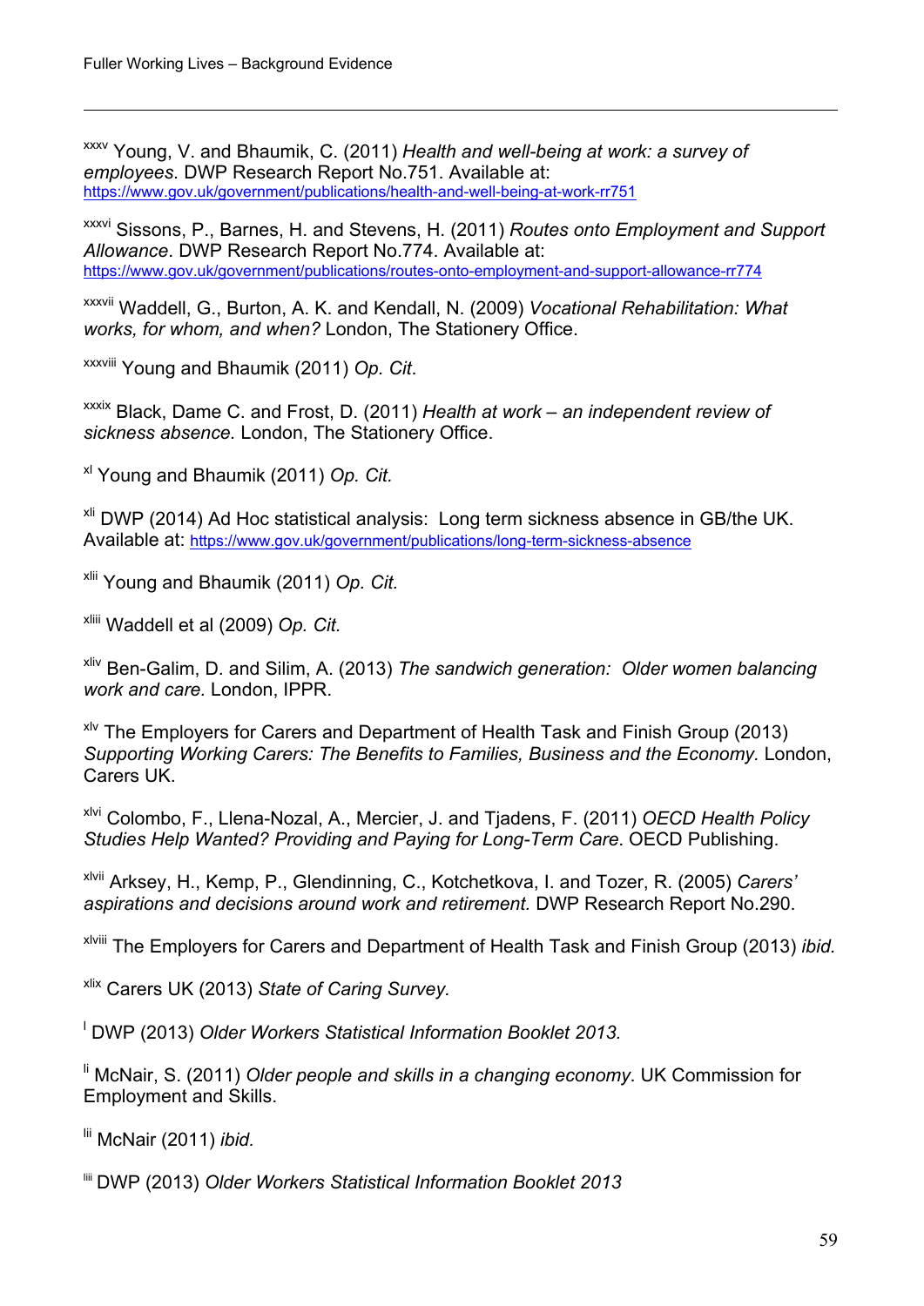[xxxv] Young, V. and Bhaumik, C. (2011) *Health and well-being at work: a survey of employees*. DWP Research Report No.751. Available at: https://www.gov.uk/government/publications/health-and-well-being-at-work-rr751

[xxxvi] Sissons, P., Barnes, H. and Stevens, H. (2011) *Routes onto Employment and Support Allowance*. DWP Research Report No.774. Available at: https://www.gov.uk/government/publications/routes-onto-employment-and-support-allowance-rr774

[xxxvii] Waddell, G., Burton, A. K. and Kendall, N. (2009) *Vocational Rehabilitation: What works, for whom, and when?* London, The Stationery Office.

[xxxviii] Young and Bhaumik (2011) *Op. Cit*.

[xxxix] Black, Dame C. and Frost, D. (2011) *Health at work – an independent review of sickness absence.* London, The Stationery Office.

[xl] Young and Bhaumik (2011) *Op. Cit.*

[xli] DWP (2014) Ad Hoc statistical analysis: Long term sickness absence in GB/the UK. Available at: https://www.gov.uk/government/publications/long-term-sickness-absence

[xlii] Young and Bhaumik (2011) *Op. Cit.*

[xliii] Waddell et al (2009) *Op. Cit.*

[xliv] Ben-Galim, D. and Silim, A. (2013) *The sandwich generation: Older women balancing work and care.* London, IPPR.

[xlv] The Employers for Carers and Department of Health Task and Finish Group (2013) *Supporting Working Carers: The Benefits to Families, Business and the Economy.* London, Carers UK.

[xlvi] Colombo, F., Llena-Nozal, A., Mercier, J. and Tjadens, F. (2011) *OECD Health Policy Studies Help Wanted? Providing and Paying for Long-Term Care*. OECD Publishing.

[xlvii] Arksey, H., Kemp, P., Glendinning, C., Kotchetkova, I. and Tozer, R. (2005) *Carers' aspirations and decisions around work and retirement.* DWP Research Report No.290.

[xlviii] The Employers for Carers and Department of Health Task and Finish Group (2013) *ibid.*

[xlix] Carers UK (2013) *State of Caring Survey.*

[l] DWP (2013) *Older Workers Statistical Information Booklet 2013.*

[li] McNair, S. (2011) *Older people and skills in a changing economy*. UK Commission for Employment and Skills.

[lii] McNair (2011) *ibid.*

[liii] DWP (2013) *Older Workers Statistical Information Booklet 2013*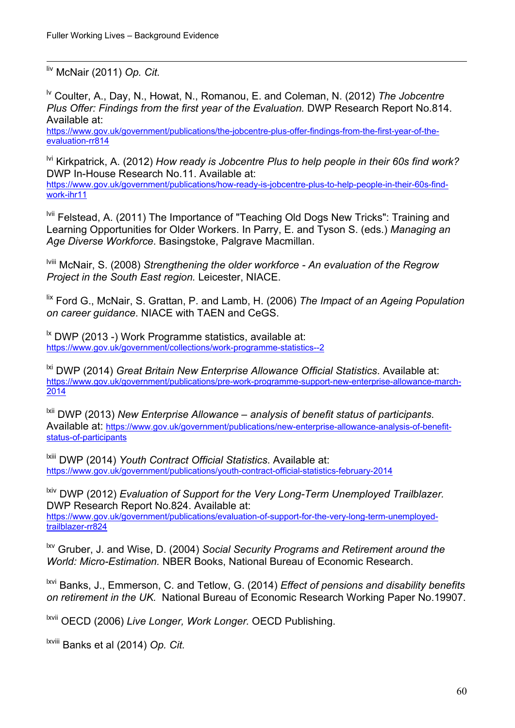[liv] McNair (2011) *Op. Cit.*

[lv] Coulter, A., Day, N., Howat, N., Romanou, E. and Coleman, N. (2012) *The Jobcentre Plus Offer: Findings from the first year of the Evaluation.* DWP Research Report No.814. Available at: https://www.gov.uk/government/publications/the-jobcentre-plus-offer-findings-from-the-first-year-of-the-evaluation-rr814

[lvi] Kirkpatrick, A. (2012) *How ready is Jobcentre Plus to help people in their 60s find work?* DWP In-House Research No.11. Available at: https://www.gov.uk/government/publications/how-ready-is-jobcentre-plus-to-help-people-in-their-60s-find-work-ihr11

[lvii] Felstead, A. (2011) The Importance of "Teaching Old Dogs New Tricks": Training and Learning Opportunities for Older Workers. In Parry, E. and Tyson S. (eds.) *Managing an Age Diverse Workforce*. Basingstoke, Palgrave Macmillan.

[lviii] McNair, S. (2008) *Strengthening the older workforce - An evaluation of the Regrow Project in the South East region.* Leicester, NIACE.

[lix] Ford G., McNair, S. Grattan, P. and Lamb, H. (2006) *The Impact of an Ageing Population on career guidance*. NIACE with TAEN and CeGS.

[lx] DWP (2013 -) Work Programme statistics, available at: https://www.gov.uk/government/collections/work-programme-statistics--2

[lxi] DWP (2014) *Great Britain New Enterprise Allowance Official Statistics*. Available at: https://www.gov.uk/government/publications/pre-work-programme-support-new-enterprise-allowance-march-2014

[lxii] DWP (2013) *New Enterprise Allowance – analysis of benefit status of participants*. Available at: https://www.gov.uk/government/publications/new-enterprise-allowance-analysis-of-benefit-status-of-participants

[lxiii] DWP (2014) *Youth Contract Official Statistics*. Available at: https://www.gov.uk/government/publications/youth-contract-official-statistics-february-2014

[lxiv] DWP (2012) *Evaluation of Support for the Very Long-Term Unemployed Trailblazer.* DWP Research Report No.824. Available at: https://www.gov.uk/government/publications/evaluation-of-support-for-the-very-long-term-unemployed-trailblazer-rr824

[lxv] Gruber, J. and Wise, D. (2004) *Social Security Programs and Retirement around the World: Micro-Estimation.* NBER Books, National Bureau of Economic Research.

[lxvi] Banks, J., Emmerson, C. and Tetlow, G. (2014) *Effect of pensions and disability benefits on retirement in the UK.* National Bureau of Economic Research Working Paper No.19907.

[lxvii] OECD (2006) *Live Longer, Work Longer.* OECD Publishing.

[lxviii] Banks et al (2014) *Op. Cit.*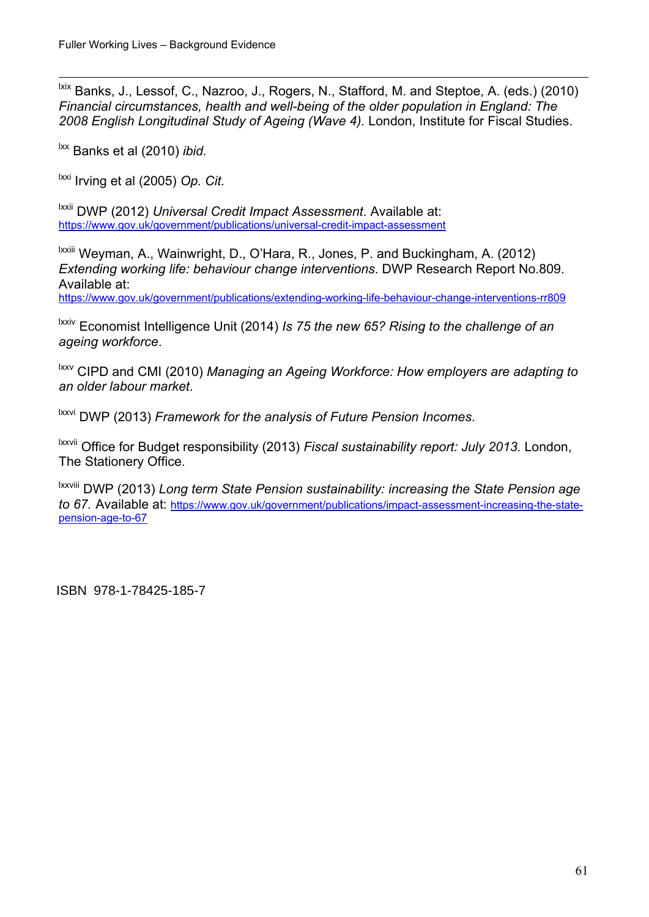[lxix] Banks, J., Lessof, C., Nazroo, J., Rogers, N., Stafford, M. and Steptoe, A. (eds.) (2010) *Financial circumstances, health and well-being of the older population in England: The 2008 English Longitudinal Study of Ageing (Wave 4).* London, Institute for Fiscal Studies.

[lxx] Banks et al (2010) *ibid.*

[lxxi] Irving et al (2005) *Op. Cit.*

[lxxii] DWP (2012) *Universal Credit Impact Assessment*. Available at: https://www.gov.uk/government/publications/universal-credit-impact-assessment

[lxxiii] Weyman, A., Wainwright, D., O'Hara, R., Jones, P. and Buckingham, A. (2012) *Extending working life: behaviour change interventions*. DWP Research Report No.809. Available at: https://www.gov.uk/government/publications/extending-working-life-behaviour-change-interventions-rr809

[lxxiv] Economist Intelligence Unit (2014) *Is 75 the new 65? Rising to the challenge of an ageing workforce*.

[lxxv] CIPD and CMI (2010) *Managing an Ageing Workforce: How employers are adapting to an older labour market*.

[lxxvi] DWP (2013) *Framework for the analysis of Future Pension Incomes*.

[lxxvii] Office for Budget responsibility (2013) *Fiscal sustainability report: July 2013.* London, The Stationery Office.

[lxxviii] DWP (2013) *Long term State Pension sustainability: increasing the State Pension age to 67.* Available at: https://www.gov.uk/government/publications/impact-assessment-increasing-the-state-pension-age-to-67

ISBN 978-1-78425-185-7